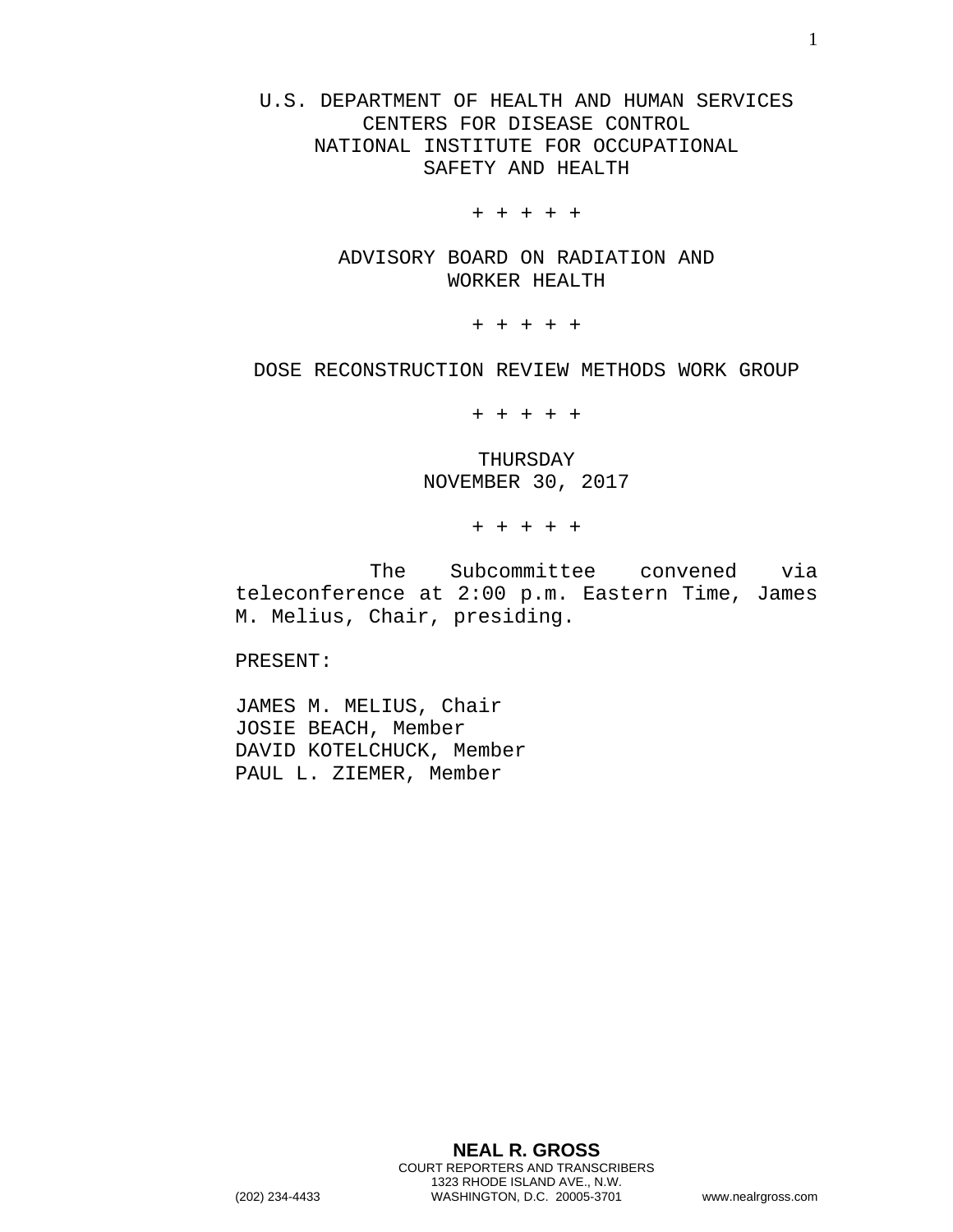U.S. DEPARTMENT OF HEALTH AND HUMAN SERVICES
CENTERS FOR DISEASE CONTROL
NATIONAL INSTITUTE FOR OCCUPATIONAL
SAFETY AND HEALTH

+ + + + +

ADVISORY BOARD ON RADIATION AND
WORKER HEALTH

+ + + + +

DOSE RECONSTRUCTION REVIEW METHODS WORK GROUP

+ + + + +

THURSDAY
NOVEMBER 30, 2017

+ + + + +

The Subcommittee convened via teleconference at 2:00 p.m. Eastern Time, James M. Melius, Chair, presiding.

PRESENT:

JAMES M. MELIUS, Chair
JOSIE BEACH, Member
DAVID KOTELCHUCK, Member
PAUL L. ZIEMER, Member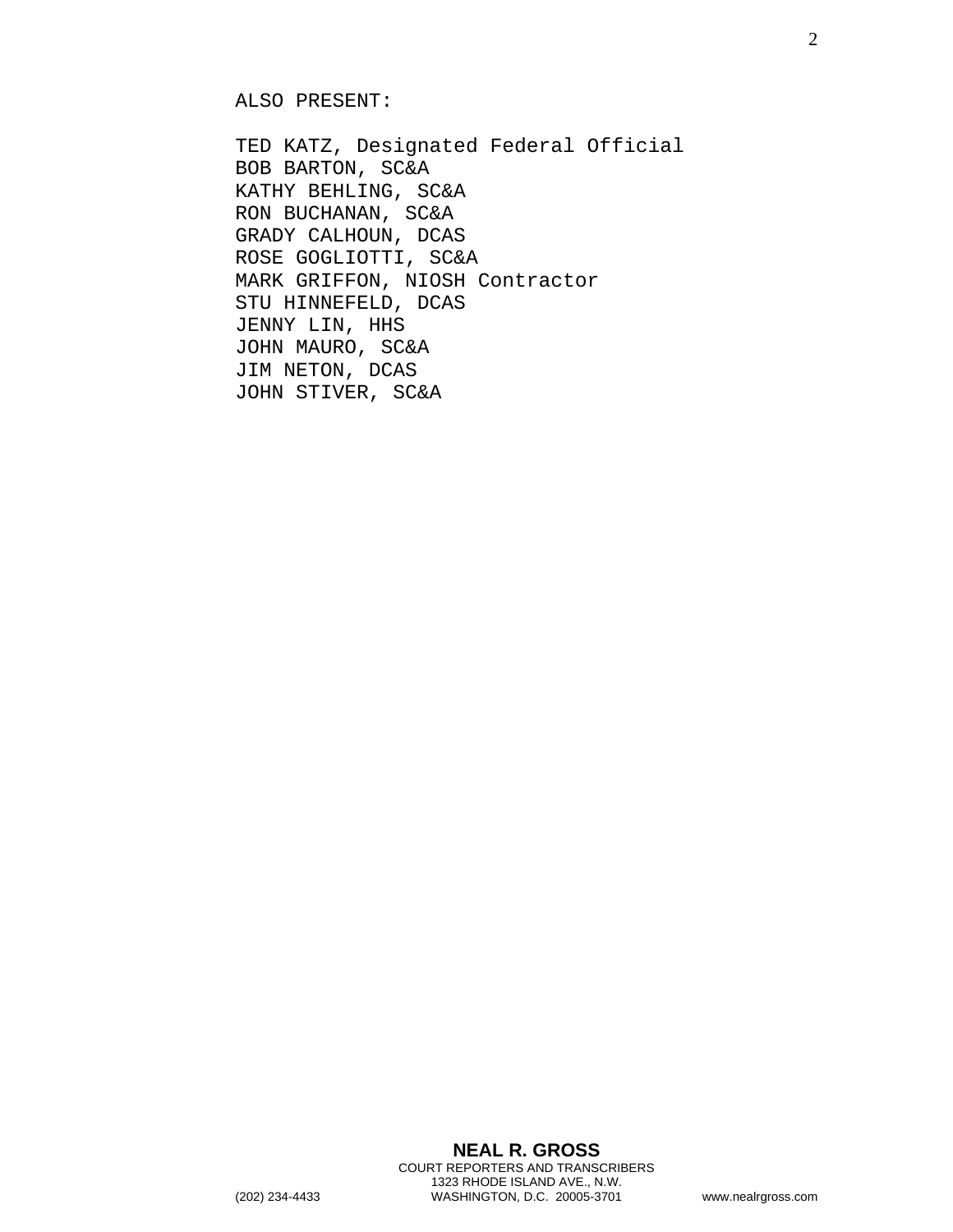ALSO PRESENT:

TED KATZ, Designated Federal Official
BOB BARTON, SC&A
KATHY BEHLING, SC&A
RON BUCHANAN, SC&A
GRADY CALHOUN, DCAS
ROSE GOGLIOTTI, SC&A
MARK GRIFFON, NIOSH Contractor
STU HINNEFELD, DCAS
JENNY LIN, HHS
JOHN MAURO, SC&A
JIM NETON, DCAS
JOHN STIVER, SC&A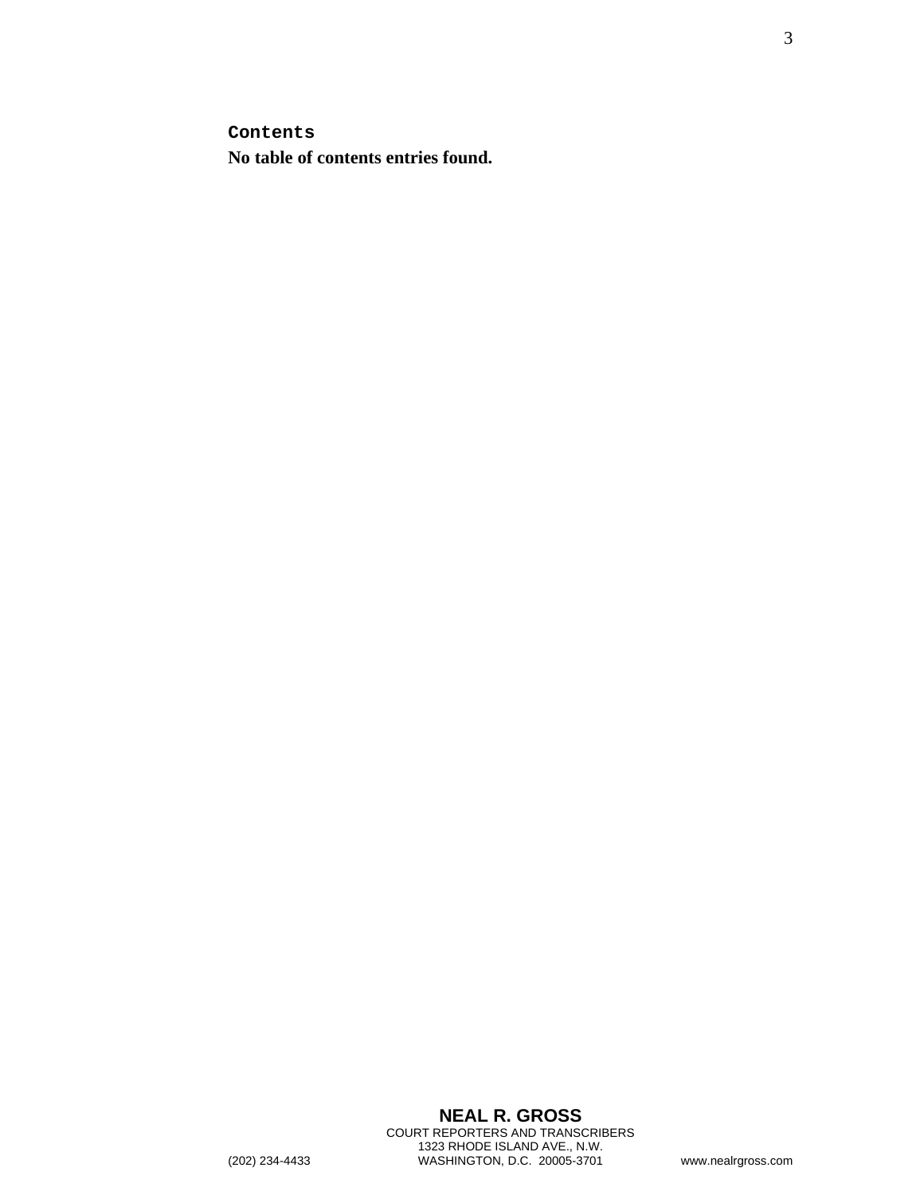**Contents**

**No table of contents entries found.**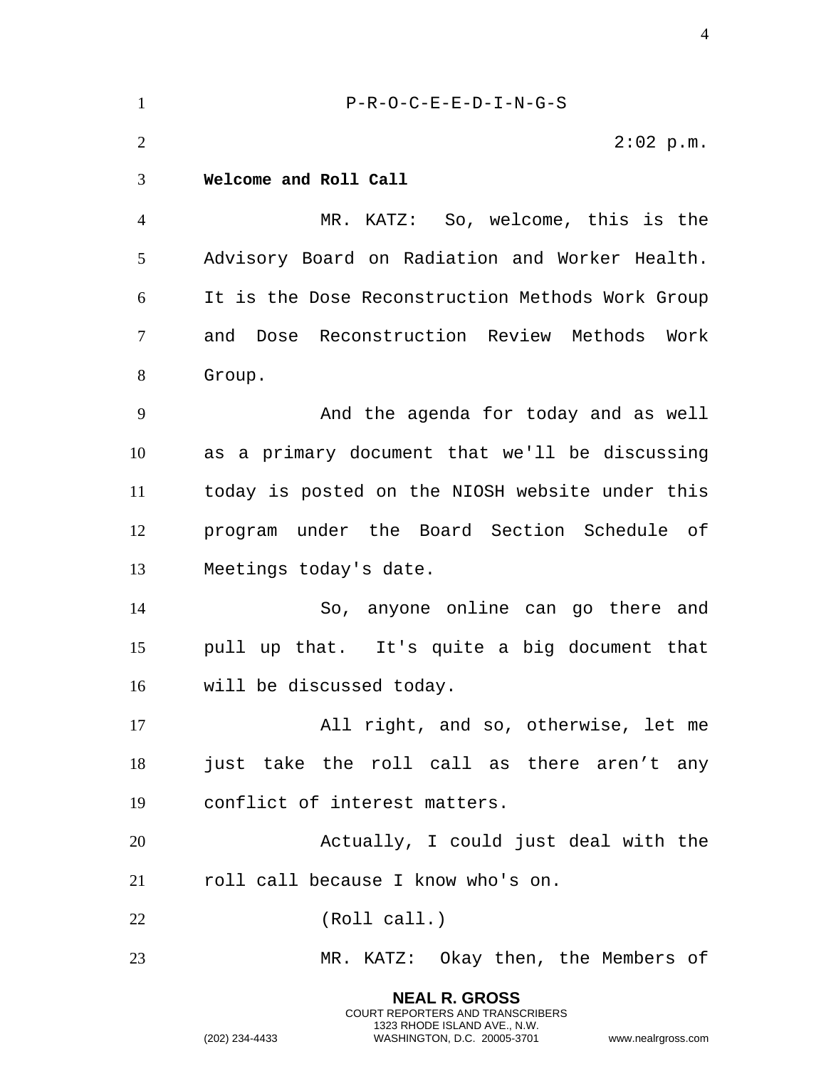P-R-O-C-E-E-D-I-N-G-S

2:02 p.m.

**Welcome and Roll Call**

MR. KATZ: So, welcome, this is the Advisory Board on Radiation and Worker Health. It is the Dose Reconstruction Methods Work Group and Dose Reconstruction Review Methods Work Group.

And the agenda for today and as well as a primary document that we'll be discussing today is posted on the NIOSH website under this program under the Board Section Schedule of Meetings today's date.

So, anyone online can go there and pull up that. It's quite a big document that will be discussed today.

All right, and so, otherwise, let me just take the roll call as there aren't any conflict of interest matters.

Actually, I could just deal with the roll call because I know who's on.

(Roll call.)

MR. KATZ: Okay then, the Members of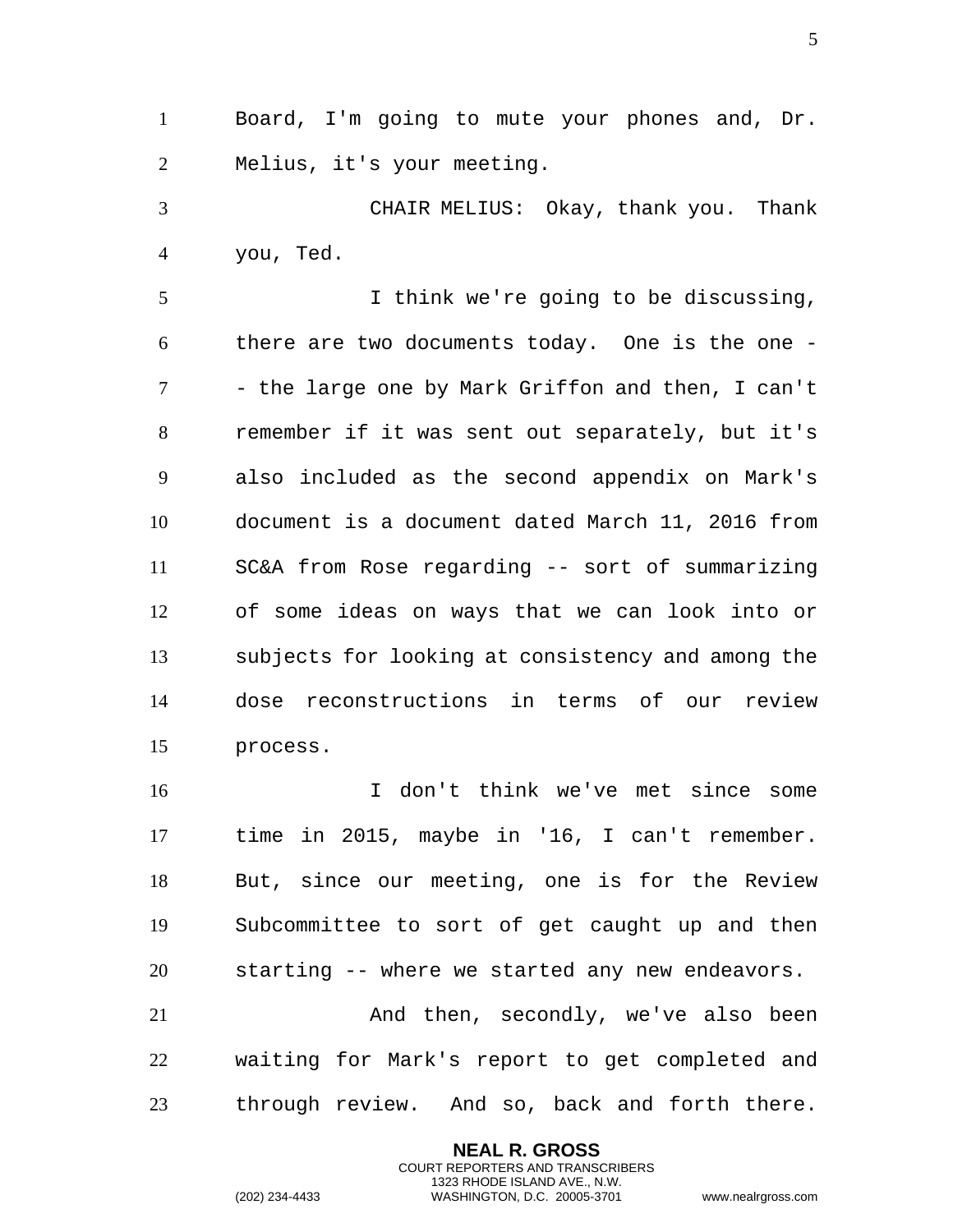Board, I'm going to mute your phones and, Dr. Melius, it's your meeting.

CHAIR MELIUS: Okay, thank you. Thank you, Ted.

I think we're going to be discussing, there are two documents today. One is the one -- the large one by Mark Griffon and then, I can't remember if it was sent out separately, but it's also included as the second appendix on Mark's document is a document dated March 11, 2016 from SC&A from Rose regarding -- sort of summarizing of some ideas on ways that we can look into or subjects for looking at consistency and among the dose reconstructions in terms of our review process.

I don't think we've met since some time in 2015, maybe in '16, I can't remember. But, since our meeting, one is for the Review Subcommittee to sort of get caught up and then starting -- where we started any new endeavors.

And then, secondly, we've also been waiting for Mark's report to get completed and through review. And so, back and forth there.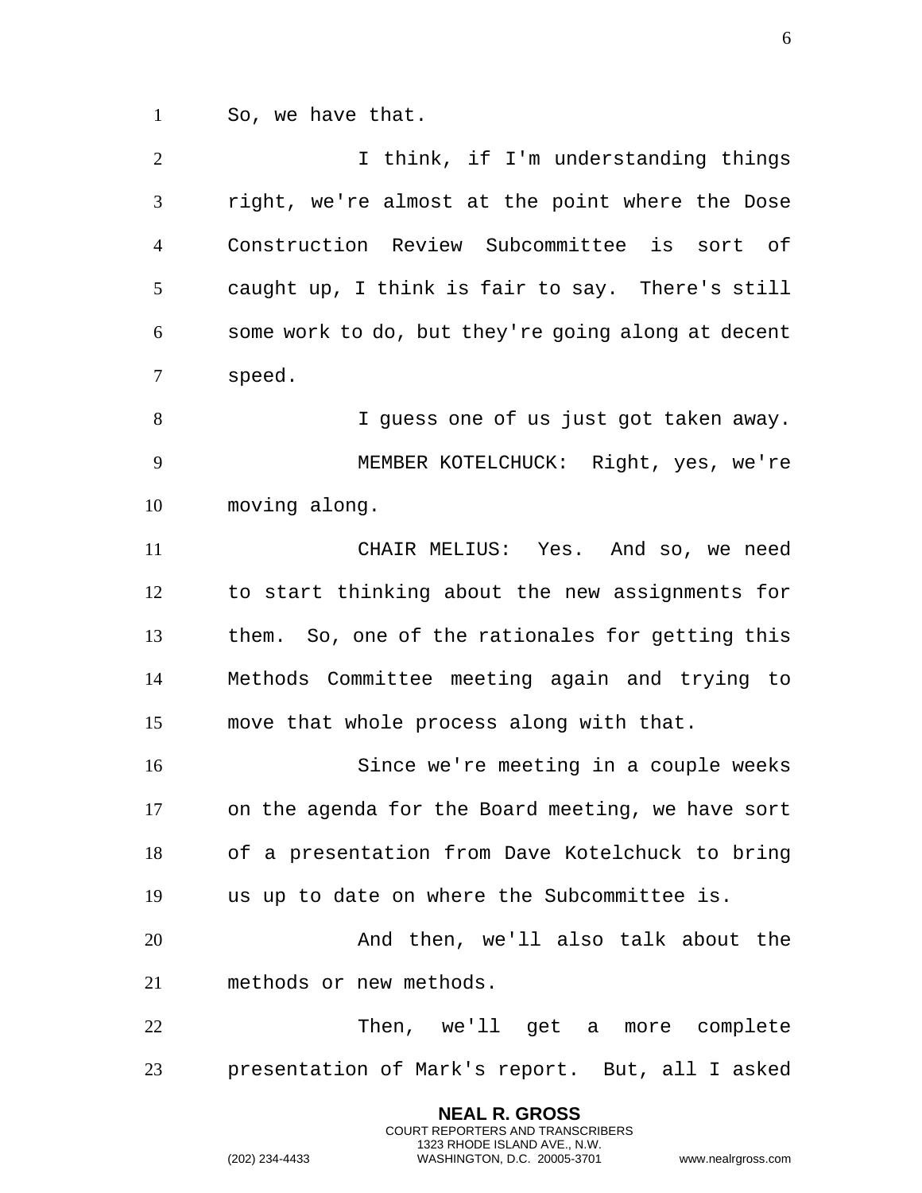So, we have that.

I think, if I'm understanding things right, we're almost at the point where the Dose Construction Review Subcommittee is sort of caught up, I think is fair to say. There's still some work to do, but they're going along at decent speed.

I guess one of us just got taken away.

MEMBER KOTELCHUCK: Right, yes, we're moving along.

CHAIR MELIUS: Yes. And so, we need to start thinking about the new assignments for them. So, one of the rationales for getting this Methods Committee meeting again and trying to move that whole process along with that.

Since we're meeting in a couple weeks on the agenda for the Board meeting, we have sort of a presentation from Dave Kotelchuck to bring us up to date on where the Subcommittee is.

And then, we'll also talk about the methods or new methods.

Then, we'll get a more complete presentation of Mark's report. But, all I asked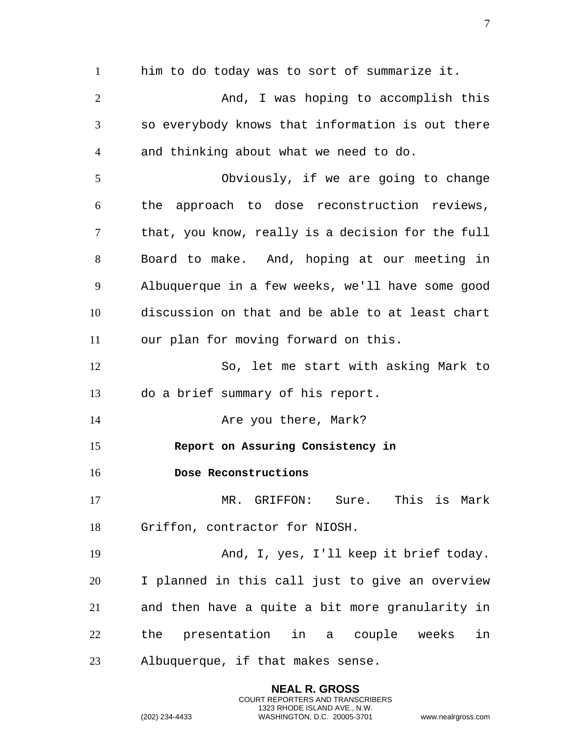him to do today was to sort of summarize it.

And, I was hoping to accomplish this so everybody knows that information is out there and thinking about what we need to do.

Obviously, if we are going to change the approach to dose reconstruction reviews, that, you know, really is a decision for the full Board to make. And, hoping at our meeting in Albuquerque in a few weeks, we'll have some good discussion on that and be able to at least chart our plan for moving forward on this.

So, let me start with asking Mark to do a brief summary of his report.

Are you there, Mark?

**Report on Assuring Consistency in Dose Reconstructions**

MR. GRIFFON: Sure. This is Mark Griffon, contractor for NIOSH.

And, I, yes, I'll keep it brief today. I planned in this call just to give an overview and then have a quite a bit more granularity in the presentation in a couple weeks in Albuquerque, if that makes sense.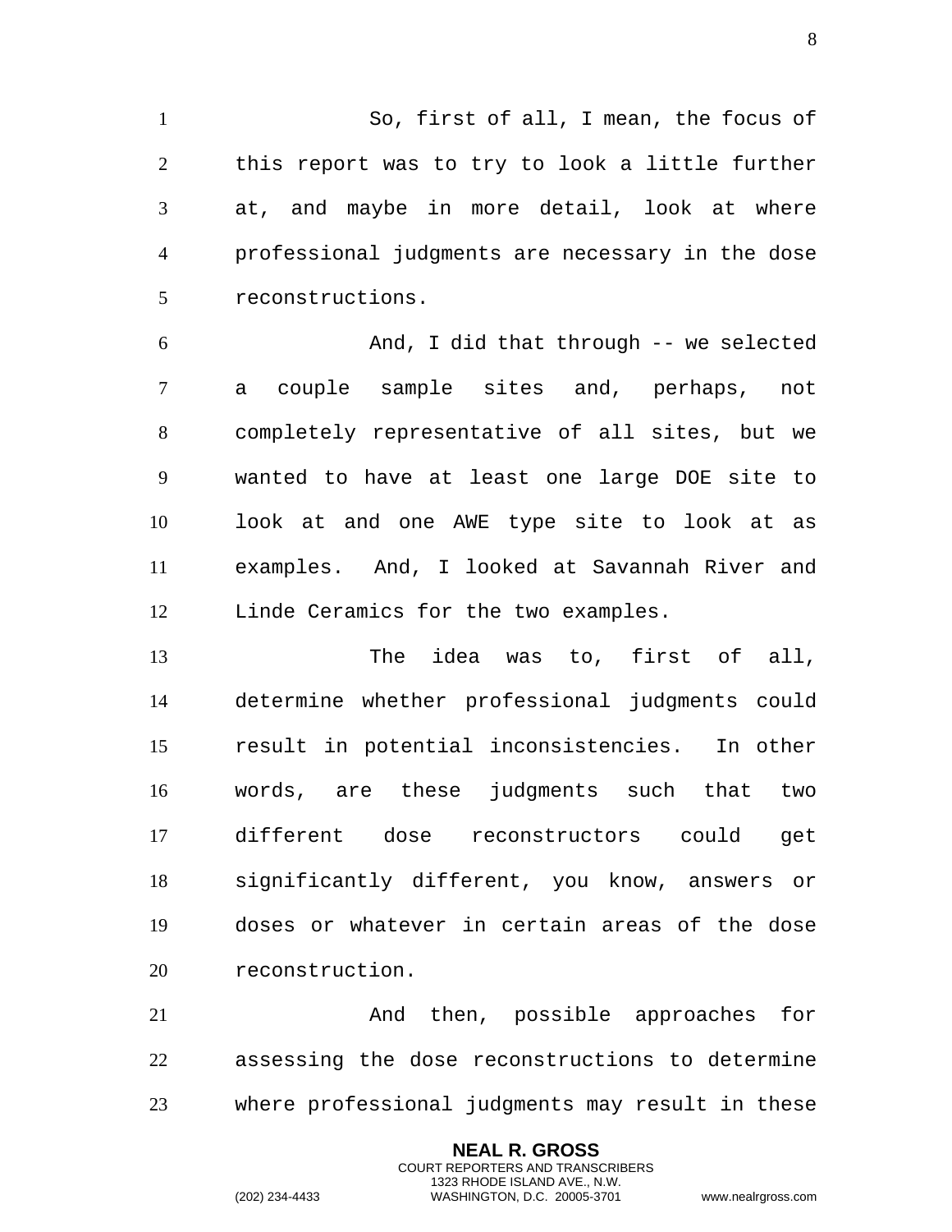So, first of all, I mean, the focus of this report was to try to look a little further at, and maybe in more detail, look at where professional judgments are necessary in the dose reconstructions.

And, I did that through -- we selected a couple sample sites and, perhaps, not completely representative of all sites, but we wanted to have at least one large DOE site to look at and one AWE type site to look at as examples. And, I looked at Savannah River and Linde Ceramics for the two examples.

The idea was to, first of all, determine whether professional judgments could result in potential inconsistencies. In other words, are these judgments such that two different dose reconstructors could get significantly different, you know, answers or doses or whatever in certain areas of the dose reconstruction.

And then, possible approaches for assessing the dose reconstructions to determine where professional judgments may result in these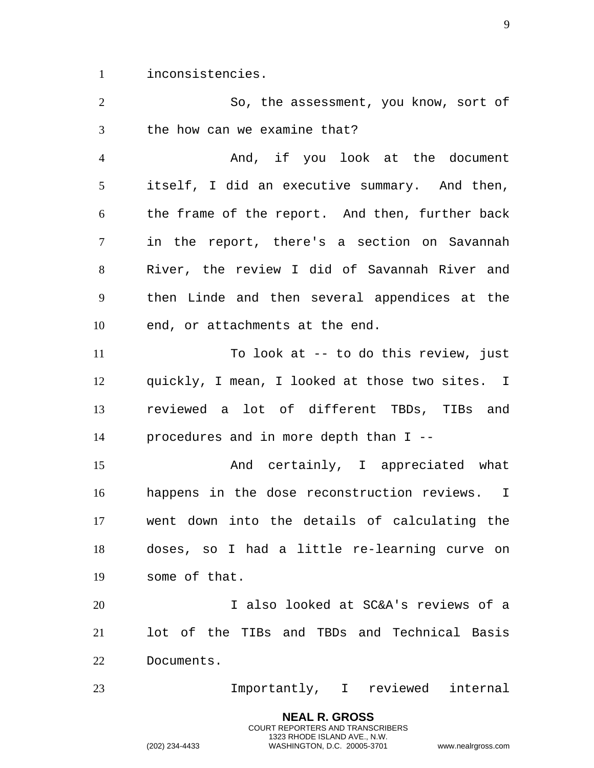inconsistencies.

So, the assessment, you know, sort of the how can we examine that?

And, if you look at the document itself, I did an executive summary. And then, the frame of the report. And then, further back in the report, there's a section on Savannah River, the review I did of Savannah River and then Linde and then several appendices at the end, or attachments at the end.

To look at -- to do this review, just quickly, I mean, I looked at those two sites. I reviewed a lot of different TBDs, TIBs and procedures and in more depth than I --

And certainly, I appreciated what happens in the dose reconstruction reviews. I went down into the details of calculating the doses, so I had a little re-learning curve on some of that.

I also looked at SC&A's reviews of a lot of the TIBs and TBDs and Technical Basis Documents.

Importantly, I reviewed internal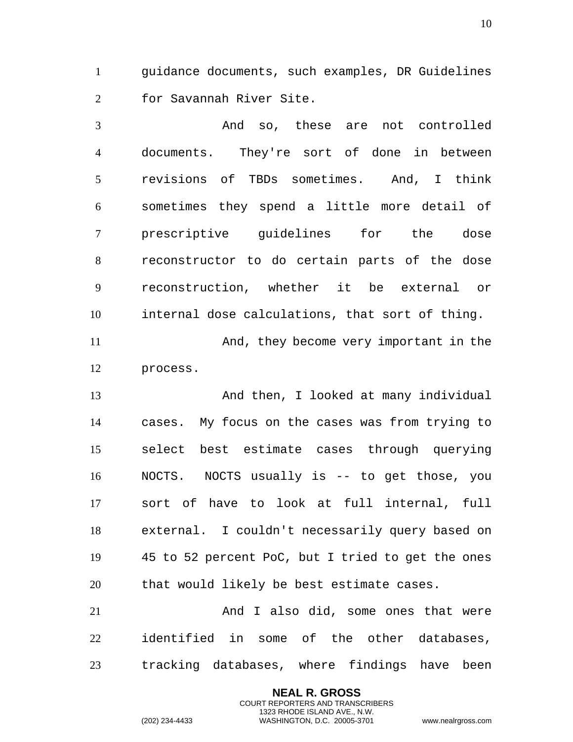guidance documents, such examples, DR Guidelines for Savannah River Site.

And so, these are not controlled documents. They're sort of done in between revisions of TBDs sometimes. And, I think sometimes they spend a little more detail of prescriptive guidelines for the dose reconstructor to do certain parts of the dose reconstruction, whether it be external or internal dose calculations, that sort of thing.

And, they become very important in the process.

And then, I looked at many individual cases. My focus on the cases was from trying to select best estimate cases through querying NOCTS. NOCTS usually is -- to get those, you sort of have to look at full internal, full external. I couldn't necessarily query based on 45 to 52 percent PoC, but I tried to get the ones that would likely be best estimate cases.

And I also did, some ones that were identified in some of the other databases, tracking databases, where findings have been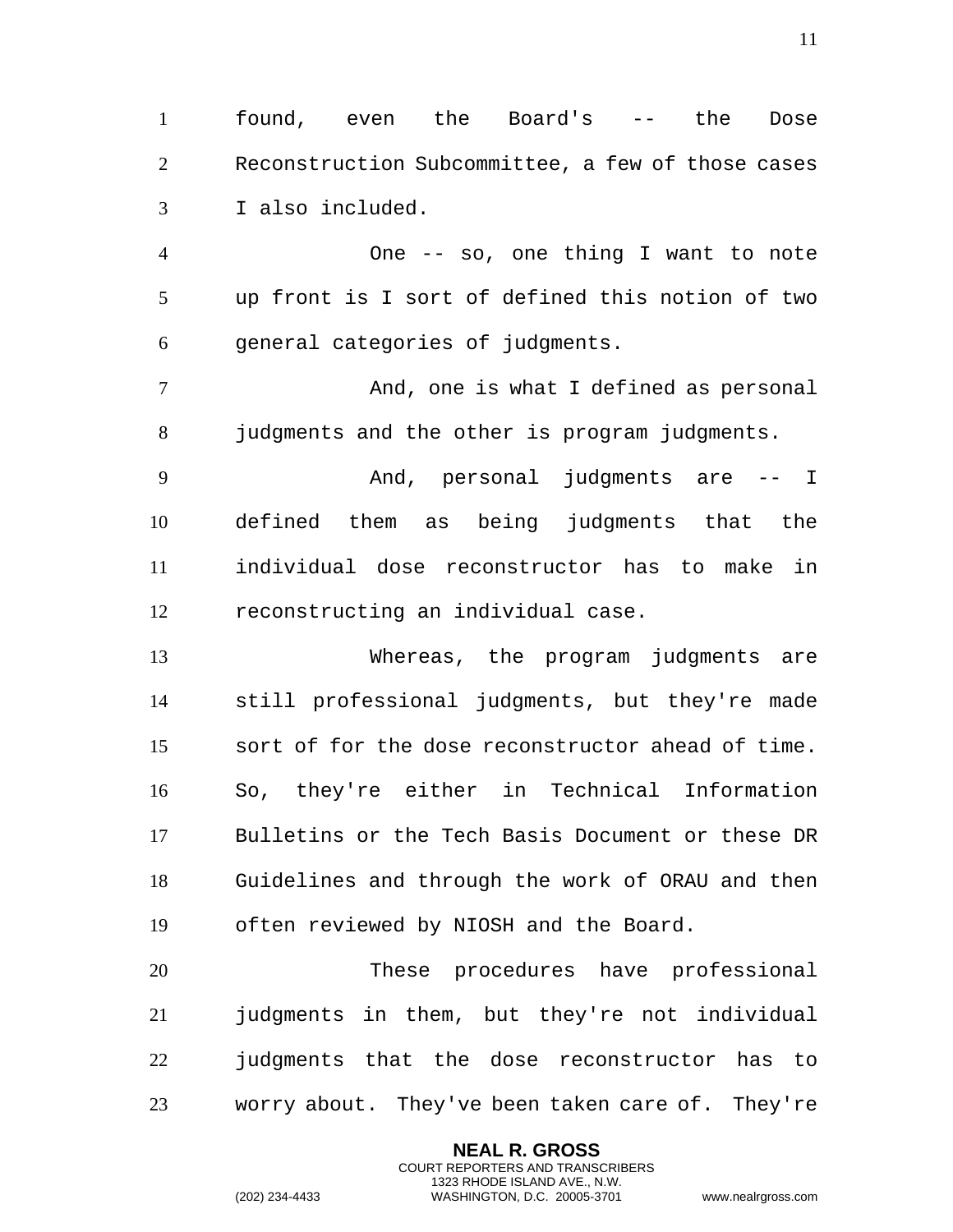found, even the Board's -- the Dose Reconstruction Subcommittee, a few of those cases I also included.

One -- so, one thing I want to note up front is I sort of defined this notion of two general categories of judgments.

And, one is what I defined as personal judgments and the other is program judgments.

And, personal judgments are -- I defined them as being judgments that the individual dose reconstructor has to make in reconstructing an individual case.

Whereas, the program judgments are still professional judgments, but they're made sort of for the dose reconstructor ahead of time. So, they're either in Technical Information Bulletins or the Tech Basis Document or these DR Guidelines and through the work of ORAU and then often reviewed by NIOSH and the Board.

These procedures have professional judgments in them, but they're not individual judgments that the dose reconstructor has to worry about. They've been taken care of. They're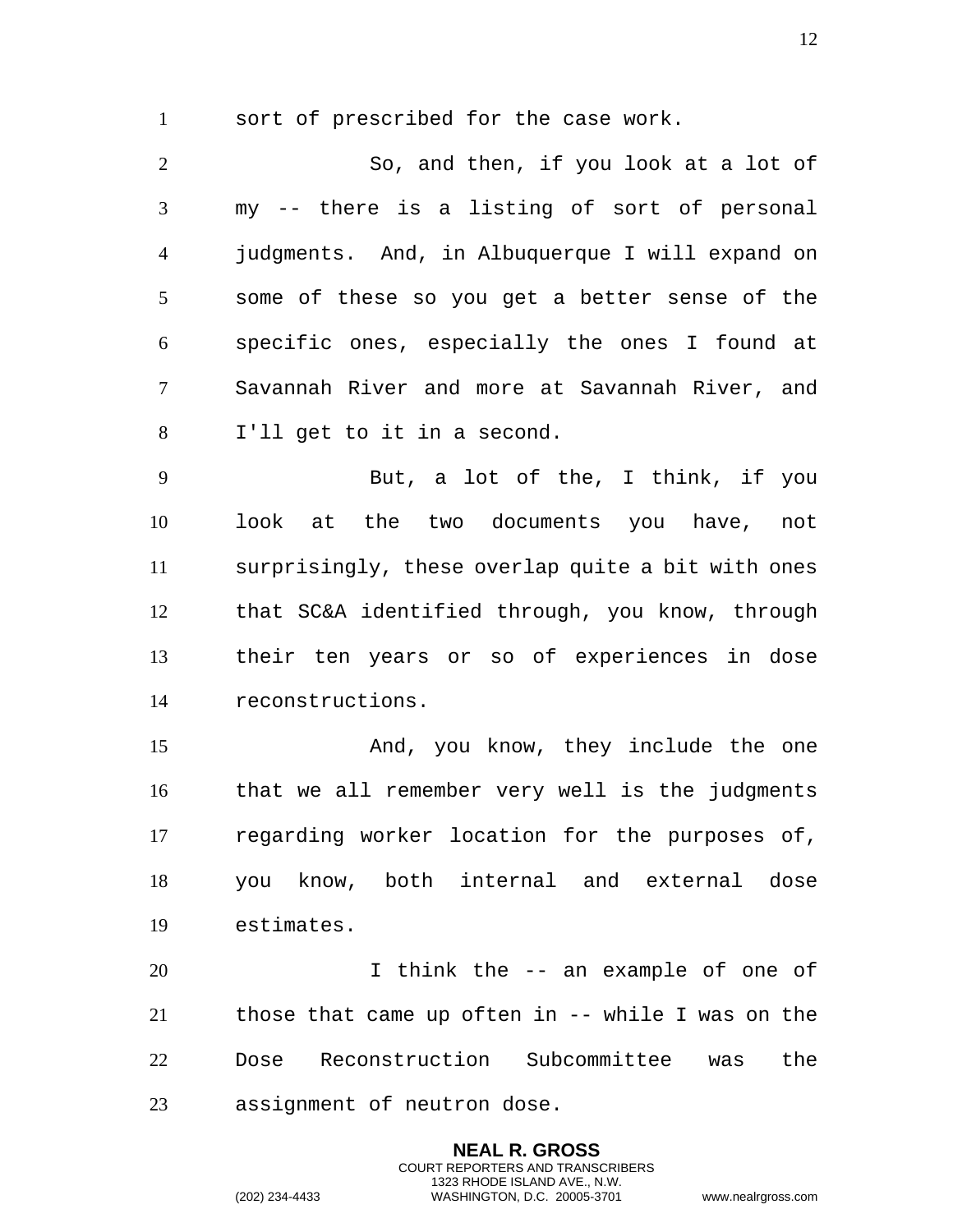sort of prescribed for the case work.

So, and then, if you look at a lot of my -- there is a listing of sort of personal judgments. And, in Albuquerque I will expand on some of these so you get a better sense of the specific ones, especially the ones I found at Savannah River and more at Savannah River, and I'll get to it in a second.

But, a lot of the, I think, if you look at the two documents you have, not surprisingly, these overlap quite a bit with ones that SC&A identified through, you know, through their ten years or so of experiences in dose reconstructions.

And, you know, they include the one that we all remember very well is the judgments regarding worker location for the purposes of, you know, both internal and external dose estimates.

I think the -- an example of one of those that came up often in -- while I was on the Dose Reconstruction Subcommittee was the assignment of neutron dose.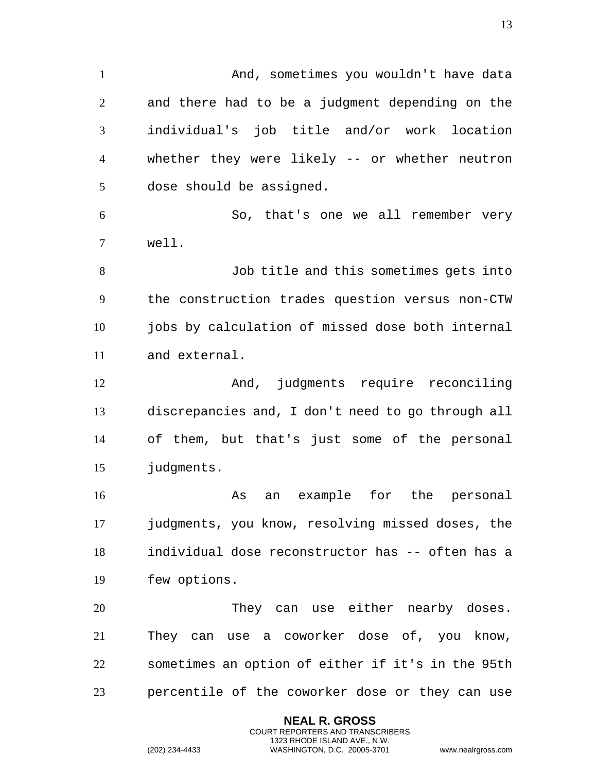And, sometimes you wouldn't have data and there had to be a judgment depending on the individual's job title and/or work location whether they were likely -- or whether neutron dose should be assigned.

So, that's one we all remember very well.

Job title and this sometimes gets into the construction trades question versus non-CTW jobs by calculation of missed dose both internal and external.

And, judgments require reconciling discrepancies and, I don't need to go through all of them, but that's just some of the personal judgments.

As an example for the personal judgments, you know, resolving missed doses, the individual dose reconstructor has -- often has a few options.

They can use either nearby doses. They can use a coworker dose of, you know, sometimes an option of either if it's in the 95th percentile of the coworker dose or they can use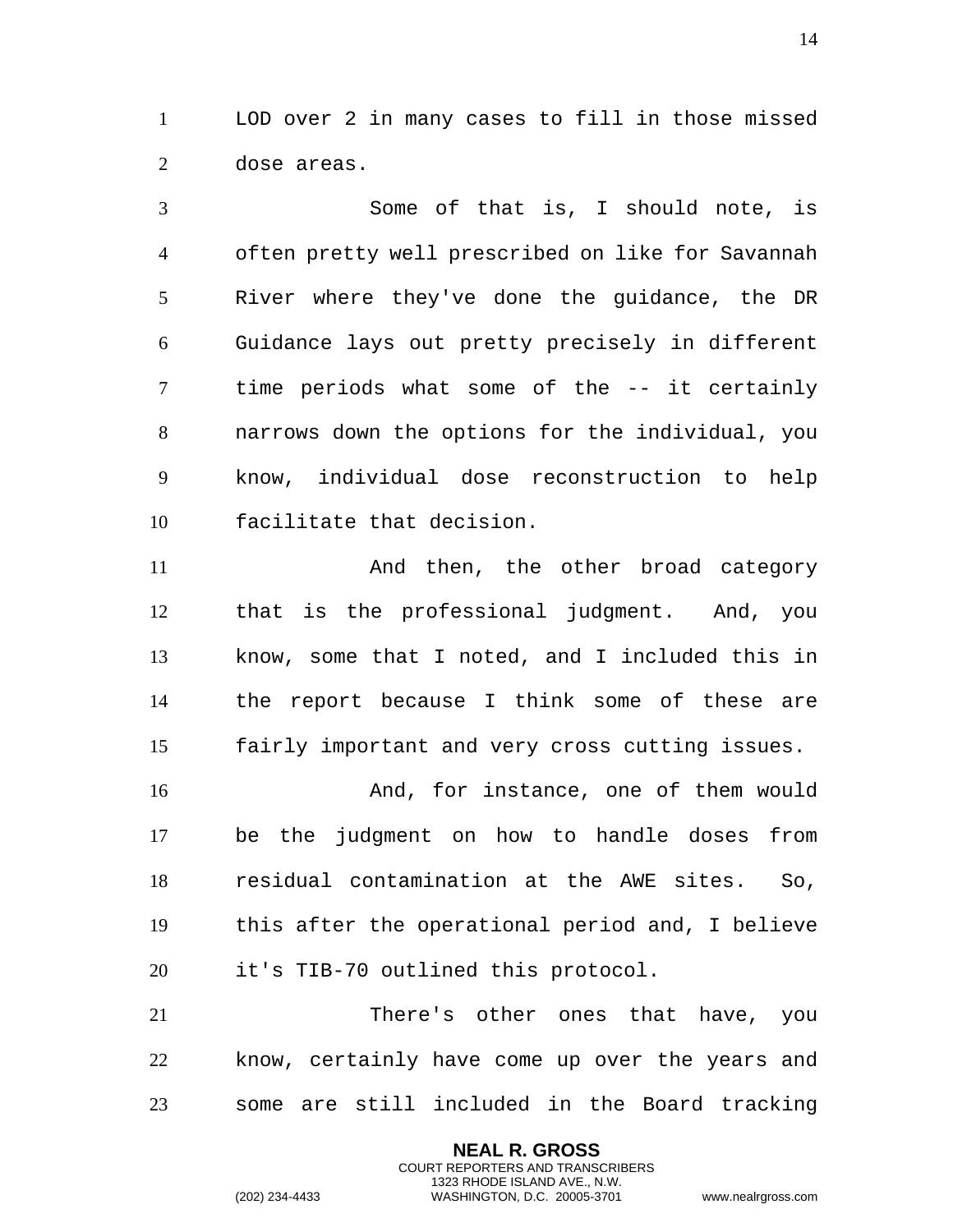LOD over 2 in many cases to fill in those missed dose areas.

Some of that is, I should note, is often pretty well prescribed on like for Savannah River where they've done the guidance, the DR Guidance lays out pretty precisely in different time periods what some of the -- it certainly narrows down the options for the individual, you know, individual dose reconstruction to help facilitate that decision.

And then, the other broad category that is the professional judgment. And, you know, some that I noted, and I included this in the report because I think some of these are fairly important and very cross cutting issues.

And, for instance, one of them would be the judgment on how to handle doses from residual contamination at the AWE sites. So, this after the operational period and, I believe it's TIB-70 outlined this protocol.

There's other ones that have, you know, certainly have come up over the years and some are still included in the Board tracking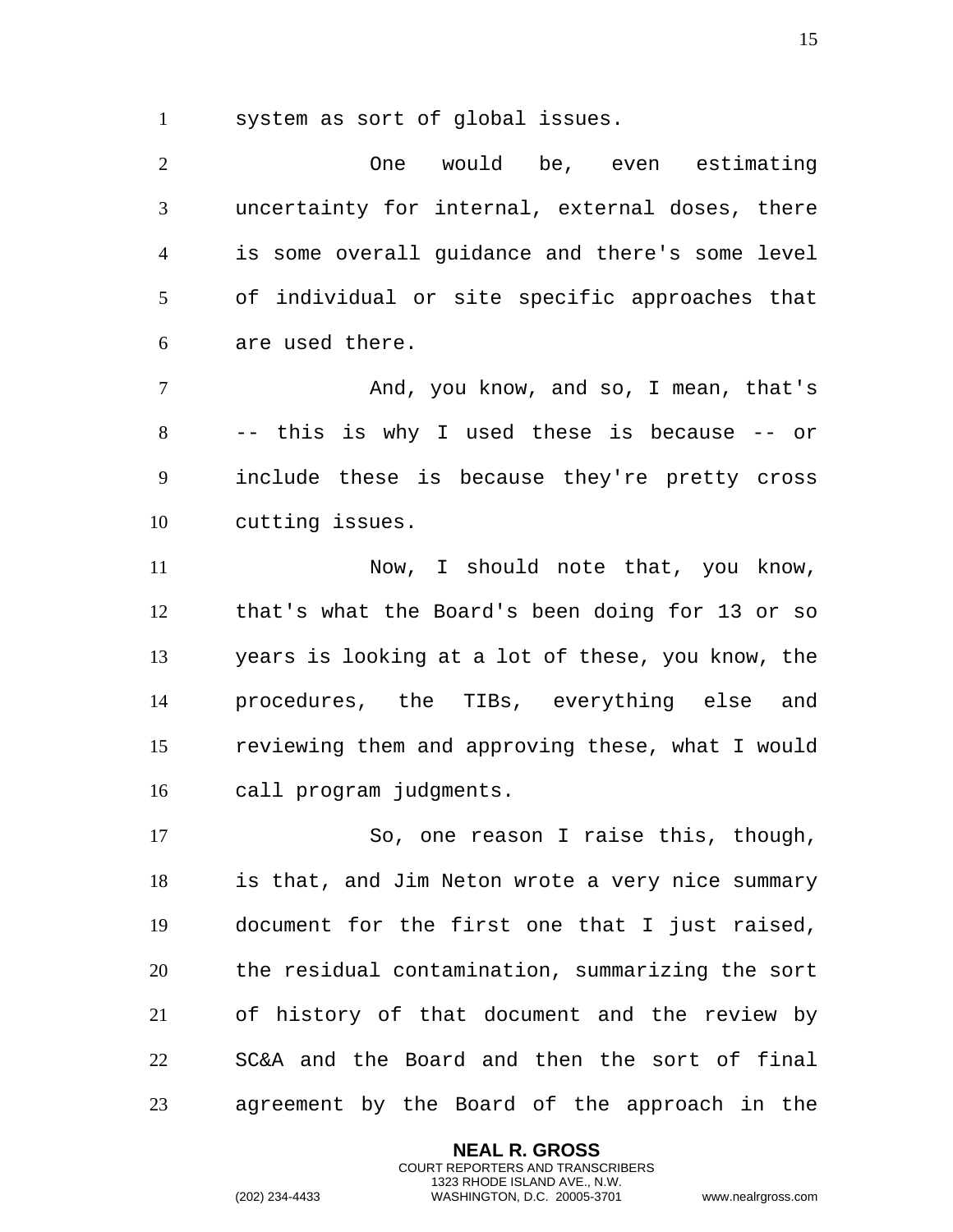system as sort of global issues.

One would be, even estimating uncertainty for internal, external doses, there is some overall guidance and there's some level of individual or site specific approaches that are used there.

And, you know, and so, I mean, that's -- this is why I used these is because -- or include these is because they're pretty cross cutting issues.

Now, I should note that, you know, that's what the Board's been doing for 13 or so years is looking at a lot of these, you know, the procedures, the TIBs, everything else and reviewing them and approving these, what I would call program judgments.

So, one reason I raise this, though, is that, and Jim Neton wrote a very nice summary document for the first one that I just raised, the residual contamination, summarizing the sort of history of that document and the review by SC&A and the Board and then the sort of final agreement by the Board of the approach in the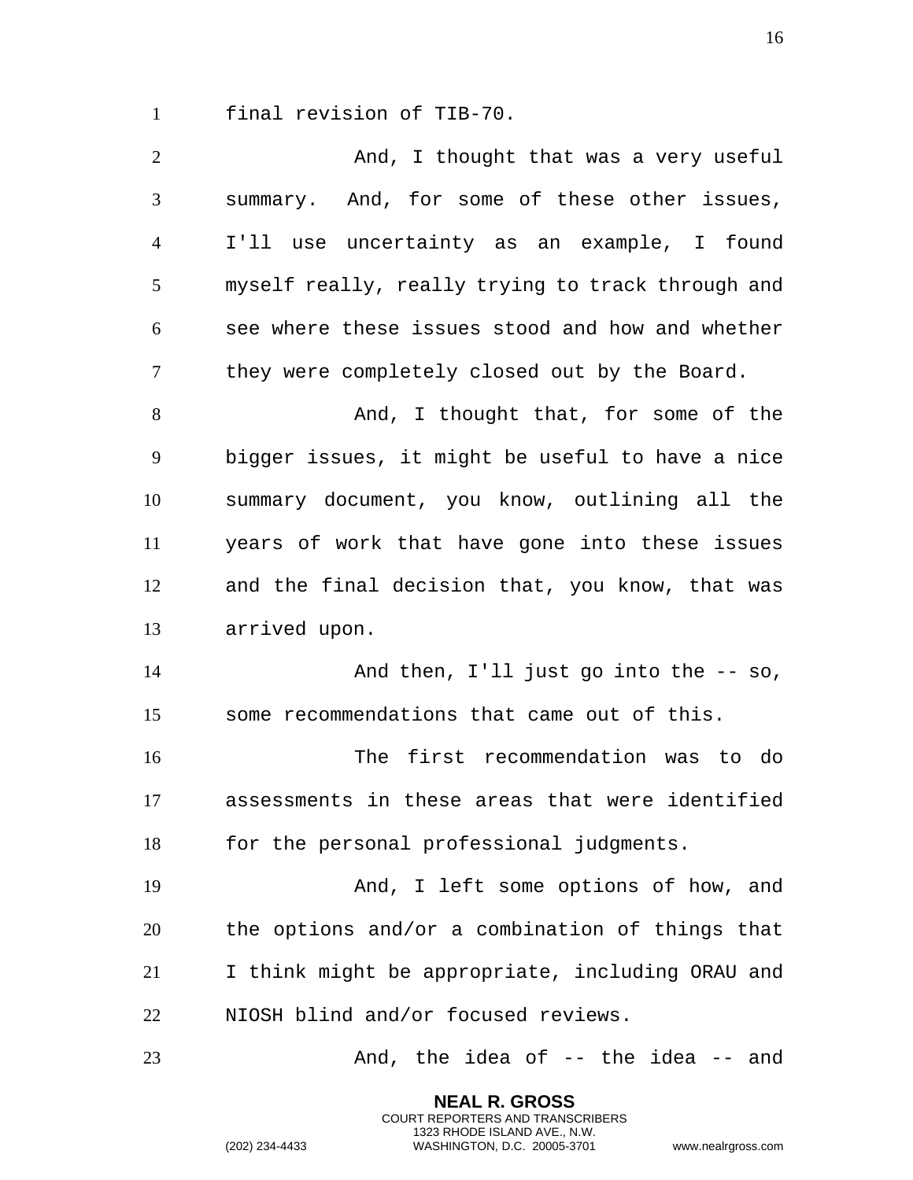final revision of TIB-70.

And, I thought that was a very useful summary. And, for some of these other issues, I'll use uncertainty as an example, I found myself really, really trying to track through and see where these issues stood and how and whether they were completely closed out by the Board.

And, I thought that, for some of the bigger issues, it might be useful to have a nice summary document, you know, outlining all the years of work that have gone into these issues and the final decision that, you know, that was arrived upon.

And then, I'll just go into the -- so, some recommendations that came out of this.

The first recommendation was to do assessments in these areas that were identified for the personal professional judgments.

And, I left some options of how, and the options and/or a combination of things that I think might be appropriate, including ORAU and NIOSH blind and/or focused reviews.

And, the idea of -- the idea -- and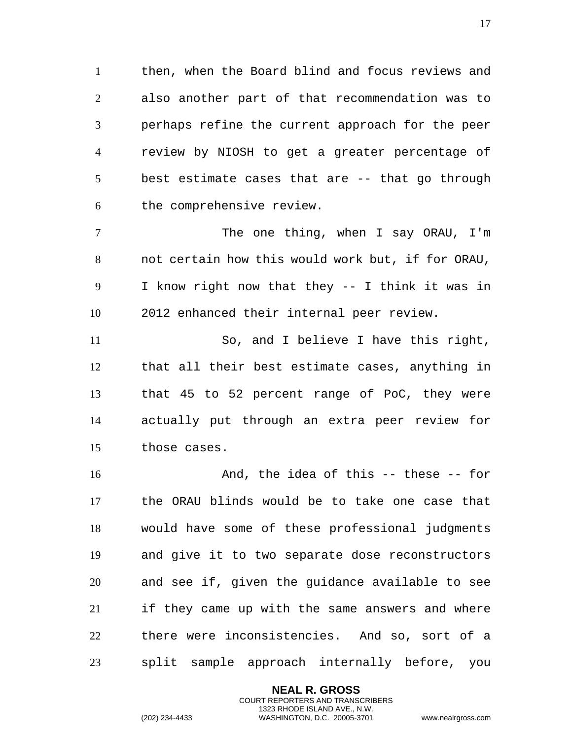then, when the Board blind and focus reviews and also another part of that recommendation was to perhaps refine the current approach for the peer review by NIOSH to get a greater percentage of best estimate cases that are -- that go through the comprehensive review.

The one thing, when I say ORAU, I'm not certain how this would work but, if for ORAU, I know right now that they -- I think it was in 2012 enhanced their internal peer review.

So, and I believe I have this right, that all their best estimate cases, anything in that 45 to 52 percent range of PoC, they were actually put through an extra peer review for those cases.

And, the idea of this -- these -- for the ORAU blinds would be to take one case that would have some of these professional judgments and give it to two separate dose reconstructors and see if, given the guidance available to see if they came up with the same answers and where there were inconsistencies. And so, sort of a split sample approach internally before, you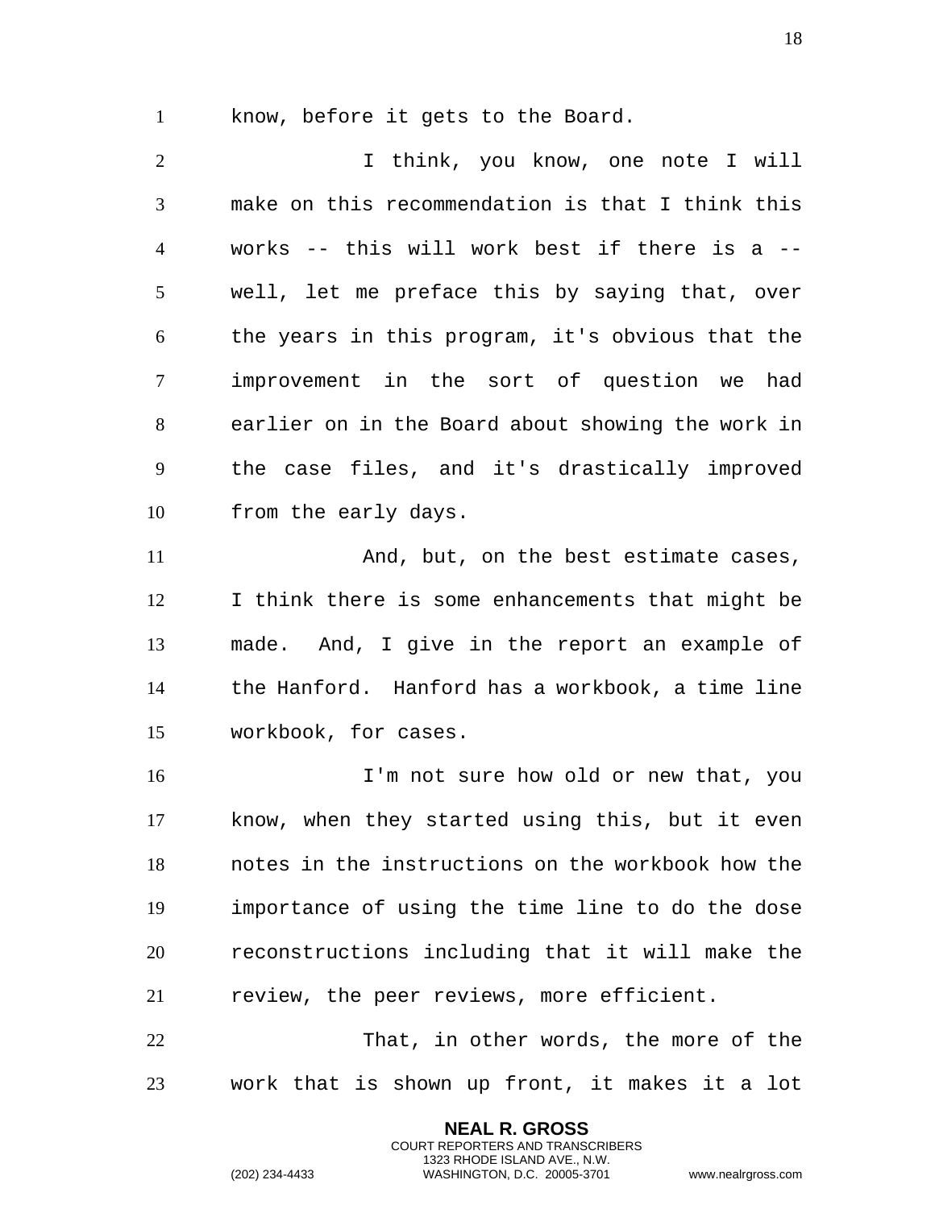know, before it gets to the Board.

I think, you know, one note I will make on this recommendation is that I think this works -- this will work best if there is a -- well, let me preface this by saying that, over the years in this program, it's obvious that the improvement in the sort of question we had earlier on in the Board about showing the work in the case files, and it's drastically improved from the early days.

And, but, on the best estimate cases, I think there is some enhancements that might be made. And, I give in the report an example of the Hanford. Hanford has a workbook, a time line workbook, for cases.

I'm not sure how old or new that, you know, when they started using this, but it even notes in the instructions on the workbook how the importance of using the time line to do the dose reconstructions including that it will make the review, the peer reviews, more efficient.

That, in other words, the more of the work that is shown up front, it makes it a lot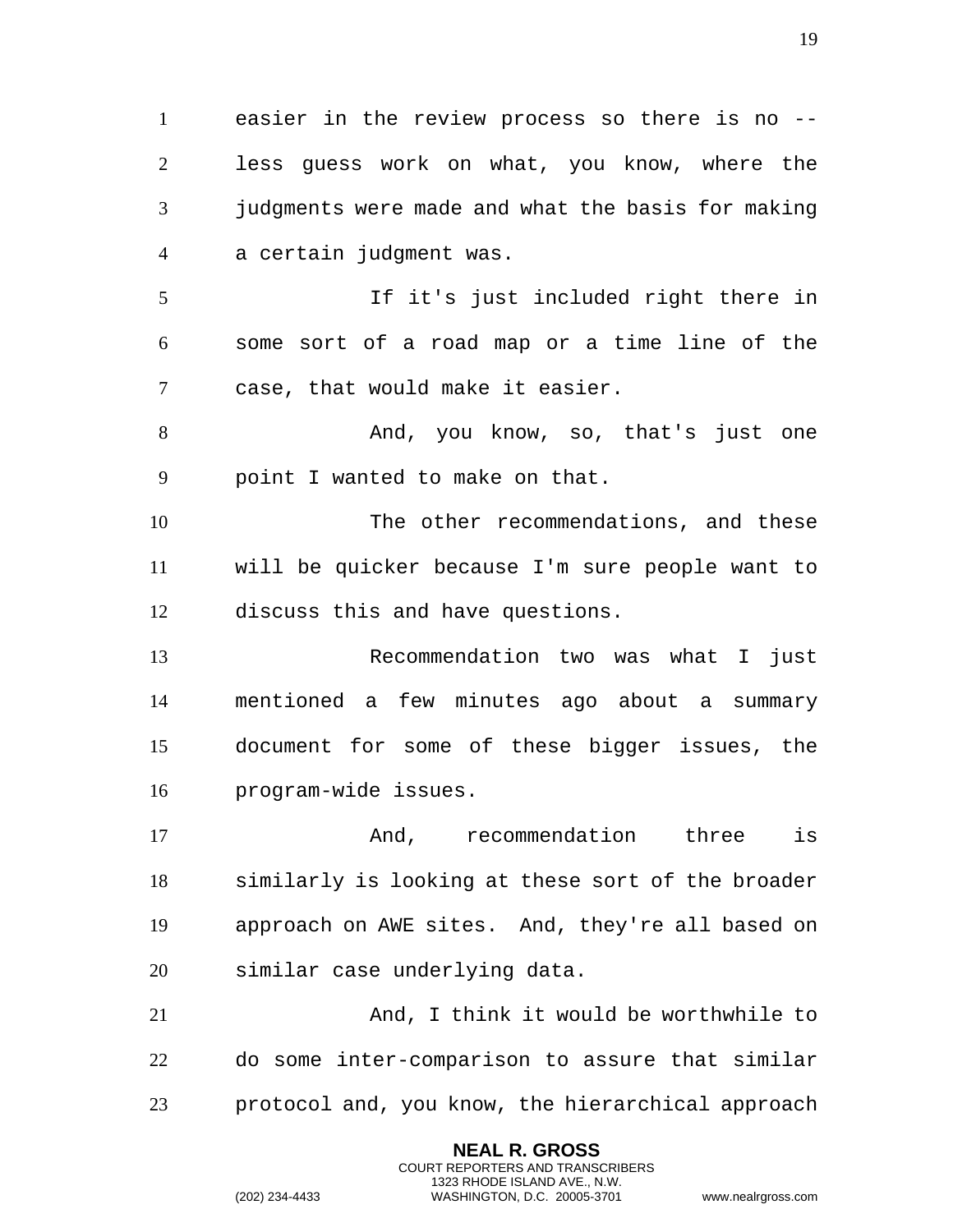easier in the review process so there is no -- less guess work on what, you know, where the judgments were made and what the basis for making a certain judgment was.

If it's just included right there in some sort of a road map or a time line of the case, that would make it easier.

And, you know, so, that's just one point I wanted to make on that.

The other recommendations, and these will be quicker because I'm sure people want to discuss this and have questions.

Recommendation two was what I just mentioned a few minutes ago about a summary document for some of these bigger issues, the program-wide issues.

And, recommendation three is similarly is looking at these sort of the broader approach on AWE sites. And, they're all based on similar case underlying data.

And, I think it would be worthwhile to do some inter-comparison to assure that similar protocol and, you know, the hierarchical approach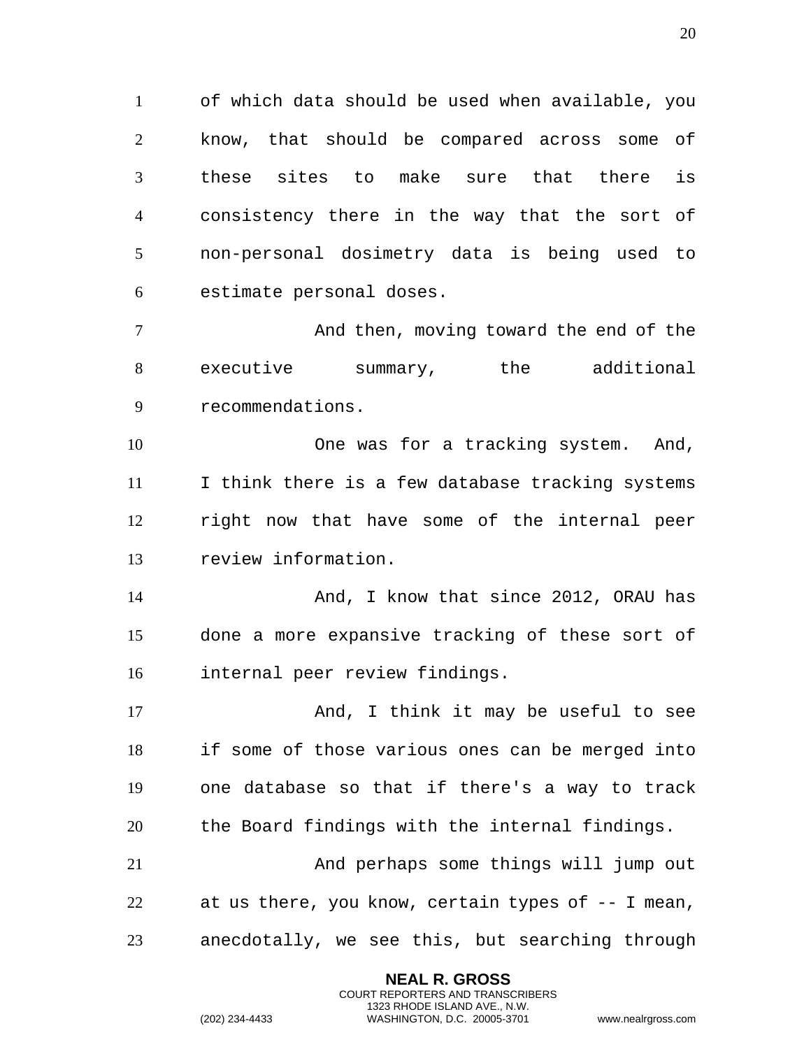of which data should be used when available, you know, that should be compared across some of these sites to make sure that there is consistency there in the way that the sort of non-personal dosimetry data is being used to estimate personal doses.

And then, moving toward the end of the executive summary, the additional recommendations.

One was for a tracking system. And, I think there is a few database tracking systems right now that have some of the internal peer review information.

And, I know that since 2012, ORAU has done a more expansive tracking of these sort of internal peer review findings.

And, I think it may be useful to see if some of those various ones can be merged into one database so that if there's a way to track the Board findings with the internal findings.

And perhaps some things will jump out at us there, you know, certain types of -- I mean, anecdotally, we see this, but searching through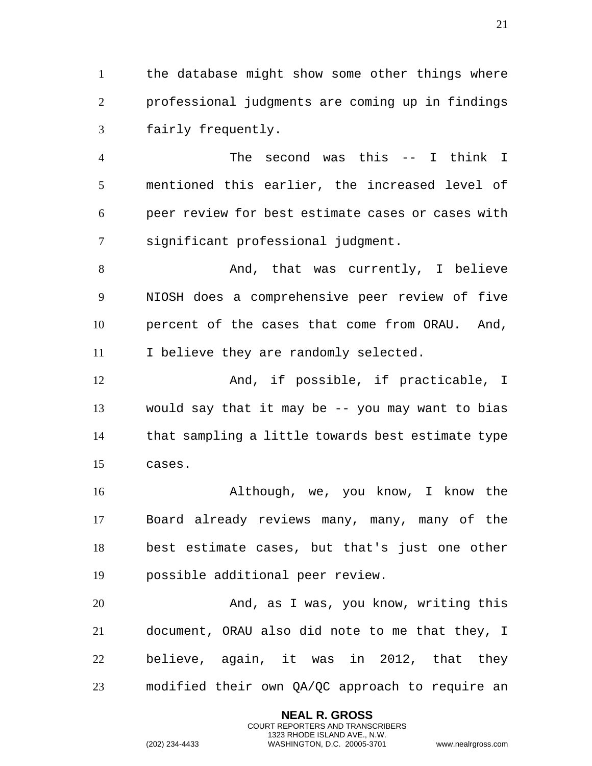the database might show some other things where professional judgments are coming up in findings fairly frequently.

The second was this -- I think I mentioned this earlier, the increased level of peer review for best estimate cases or cases with significant professional judgment.

And, that was currently, I believe NIOSH does a comprehensive peer review of five percent of the cases that come from ORAU. And, I believe they are randomly selected.

And, if possible, if practicable, I would say that it may be -- you may want to bias that sampling a little towards best estimate type cases.

Although, we, you know, I know the Board already reviews many, many, many of the best estimate cases, but that's just one other possible additional peer review.

And, as I was, you know, writing this document, ORAU also did note to me that they, I believe, again, it was in 2012, that they modified their own QA/QC approach to require an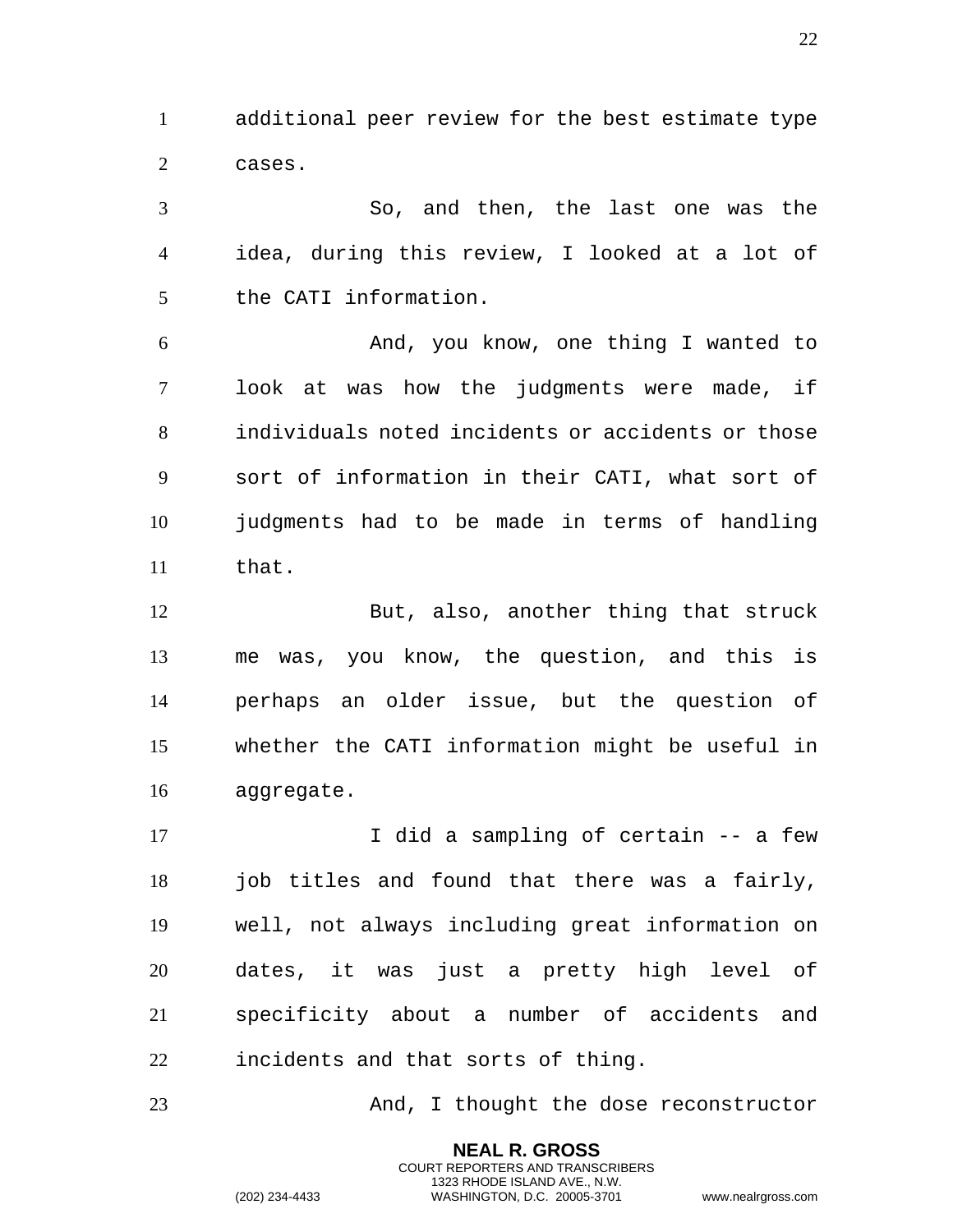additional peer review for the best estimate type cases.

So, and then, the last one was the idea, during this review, I looked at a lot of the CATI information.

And, you know, one thing I wanted to look at was how the judgments were made, if individuals noted incidents or accidents or those sort of information in their CATI, what sort of judgments had to be made in terms of handling that.

But, also, another thing that struck me was, you know, the question, and this is perhaps an older issue, but the question of whether the CATI information might be useful in aggregate.

I did a sampling of certain -- a few job titles and found that there was a fairly, well, not always including great information on dates, it was just a pretty high level of specificity about a number of accidents and incidents and that sorts of thing.

And, I thought the dose reconstructor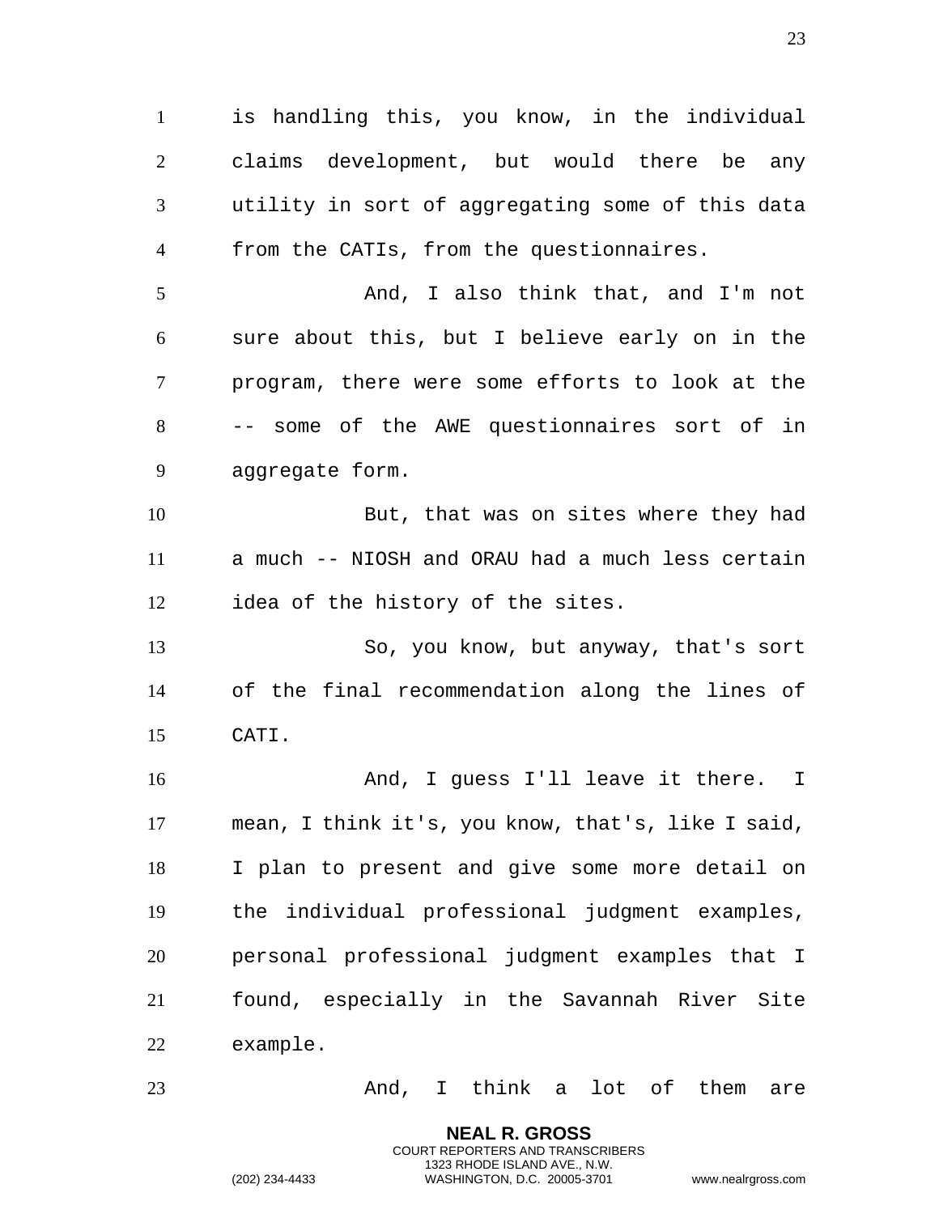is handling this, you know, in the individual claims development, but would there be any utility in sort of aggregating some of this data from the CATIs, from the questionnaires.

And, I also think that, and I'm not sure about this, but I believe early on in the program, there were some efforts to look at the -- some of the AWE questionnaires sort of in aggregate form.

But, that was on sites where they had a much -- NIOSH and ORAU had a much less certain idea of the history of the sites.

So, you know, but anyway, that's sort of the final recommendation along the lines of CATI.

And, I guess I'll leave it there. I mean, I think it's, you know, that's, like I said, I plan to present and give some more detail on the individual professional judgment examples, personal professional judgment examples that I found, especially in the Savannah River Site example.

And, I think a lot of them are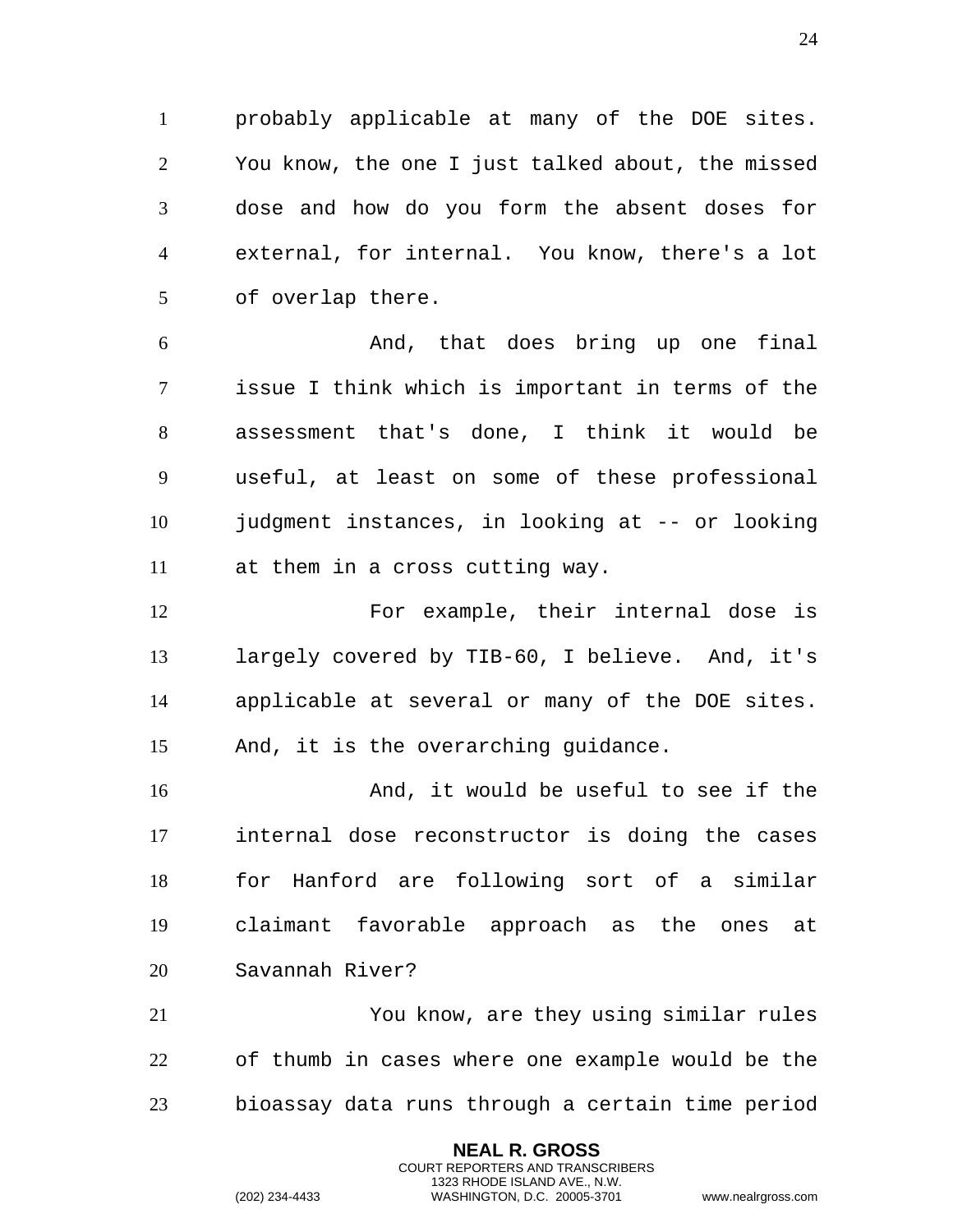probably applicable at many of the DOE sites. You know, the one I just talked about, the missed dose and how do you form the absent doses for external, for internal. You know, there's a lot of overlap there.

And, that does bring up one final issue I think which is important in terms of the assessment that's done, I think it would be useful, at least on some of these professional judgment instances, in looking at -- or looking at them in a cross cutting way.

For example, their internal dose is largely covered by TIB-60, I believe. And, it's applicable at several or many of the DOE sites. And, it is the overarching guidance.

And, it would be useful to see if the internal dose reconstructor is doing the cases for Hanford are following sort of a similar claimant favorable approach as the ones at Savannah River?

You know, are they using similar rules of thumb in cases where one example would be the bioassay data runs through a certain time period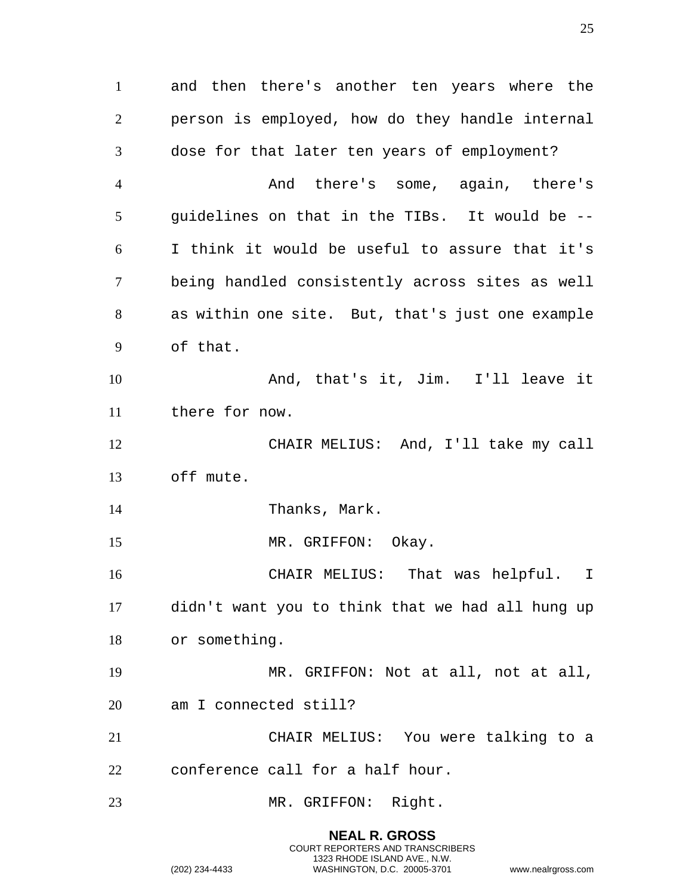and then there's another ten years where the person is employed, how do they handle internal dose for that later ten years of employment?

And there's some, again, there's guidelines on that in the TIBs. It would be -- I think it would be useful to assure that it's being handled consistently across sites as well as within one site. But, that's just one example of that.

And, that's it, Jim. I'll leave it there for now.

CHAIR MELIUS: And, I'll take my call off mute.

Thanks, Mark.

MR. GRIFFON: Okay.

CHAIR MELIUS: That was helpful. I didn't want you to think that we had all hung up or something.

MR. GRIFFON: Not at all, not at all, am I connected still?

CHAIR MELIUS: You were talking to a conference call for a half hour.

MR. GRIFFON: Right.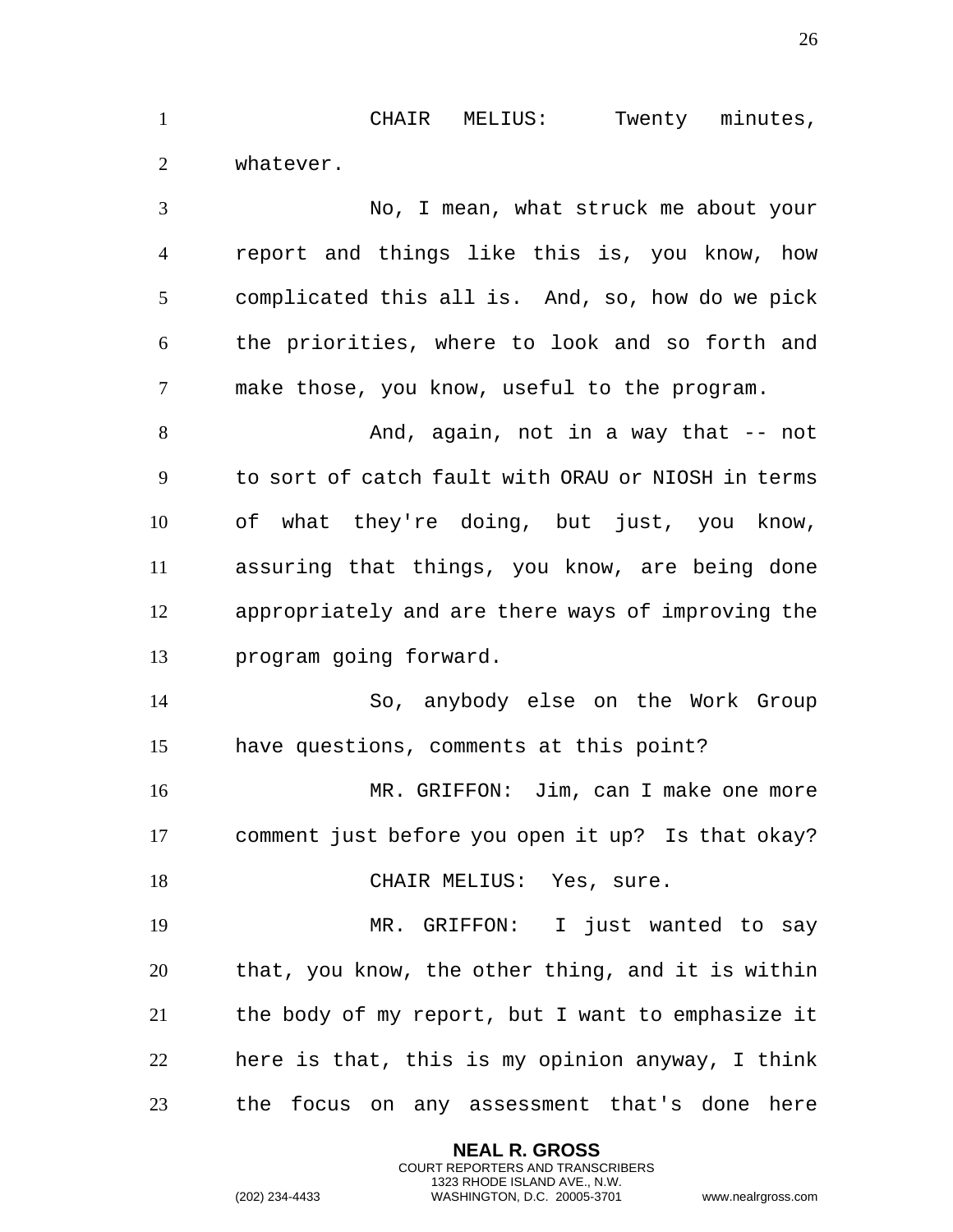CHAIR MELIUS: Twenty minutes, whatever.

No, I mean, what struck me about your report and things like this is, you know, how complicated this all is. And, so, how do we pick the priorities, where to look and so forth and make those, you know, useful to the program.

And, again, not in a way that -- not to sort of catch fault with ORAU or NIOSH in terms of what they're doing, but just, you know, assuring that things, you know, are being done appropriately and are there ways of improving the program going forward.

So, anybody else on the Work Group have questions, comments at this point?

MR. GRIFFON: Jim, can I make one more comment just before you open it up? Is that okay?

CHAIR MELIUS: Yes, sure.

MR. GRIFFON: I just wanted to say that, you know, the other thing, and it is within the body of my report, but I want to emphasize it here is that, this is my opinion anyway, I think the focus on any assessment that's done here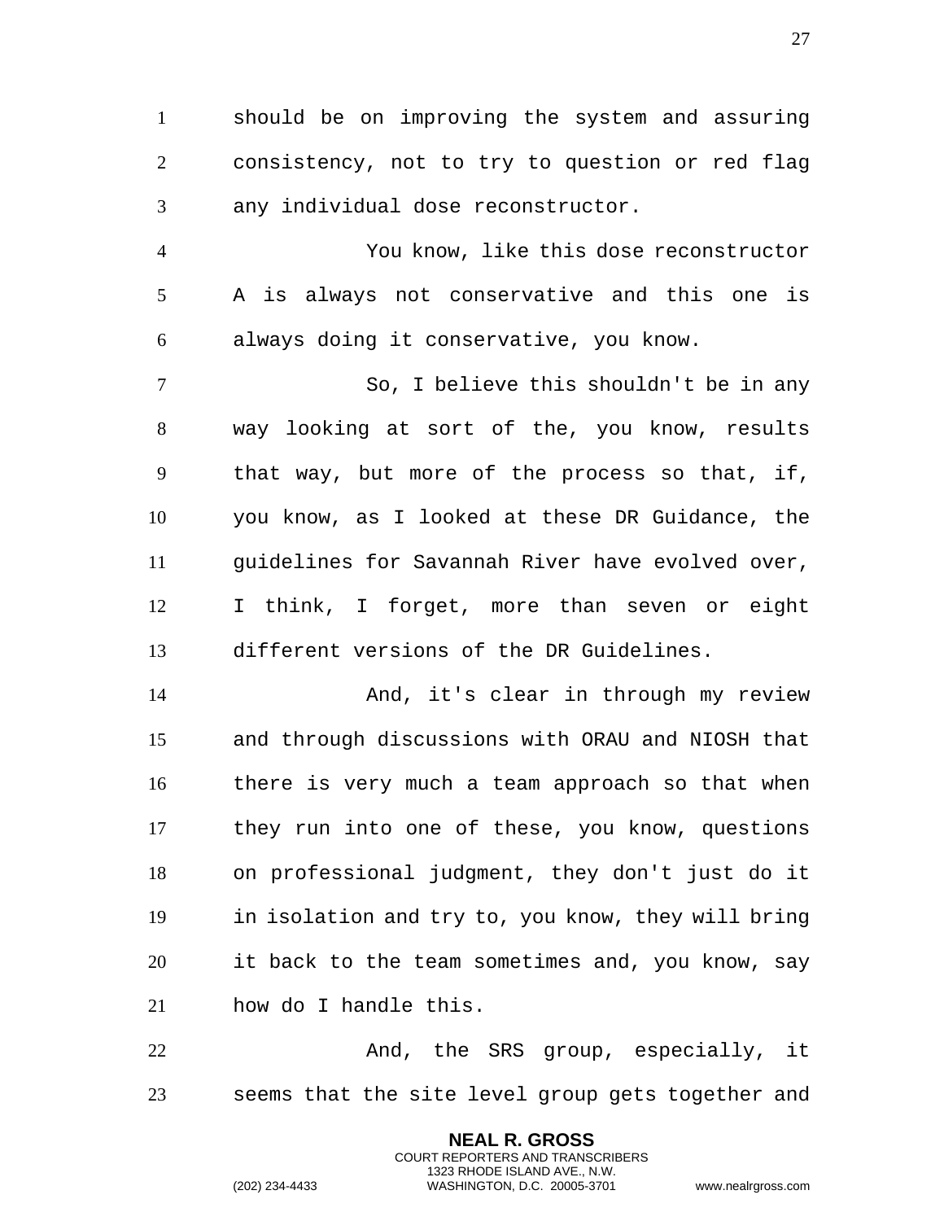should be on improving the system and assuring consistency, not to try to question or red flag any individual dose reconstructor.

You know, like this dose reconstructor A is always not conservative and this one is always doing it conservative, you know.

So, I believe this shouldn't be in any way looking at sort of the, you know, results that way, but more of the process so that, if, you know, as I looked at these DR Guidance, the guidelines for Savannah River have evolved over, I think, I forget, more than seven or eight different versions of the DR Guidelines.

And, it's clear in through my review and through discussions with ORAU and NIOSH that there is very much a team approach so that when they run into one of these, you know, questions on professional judgment, they don't just do it in isolation and try to, you know, they will bring it back to the team sometimes and, you know, say how do I handle this.

And, the SRS group, especially, it seems that the site level group gets together and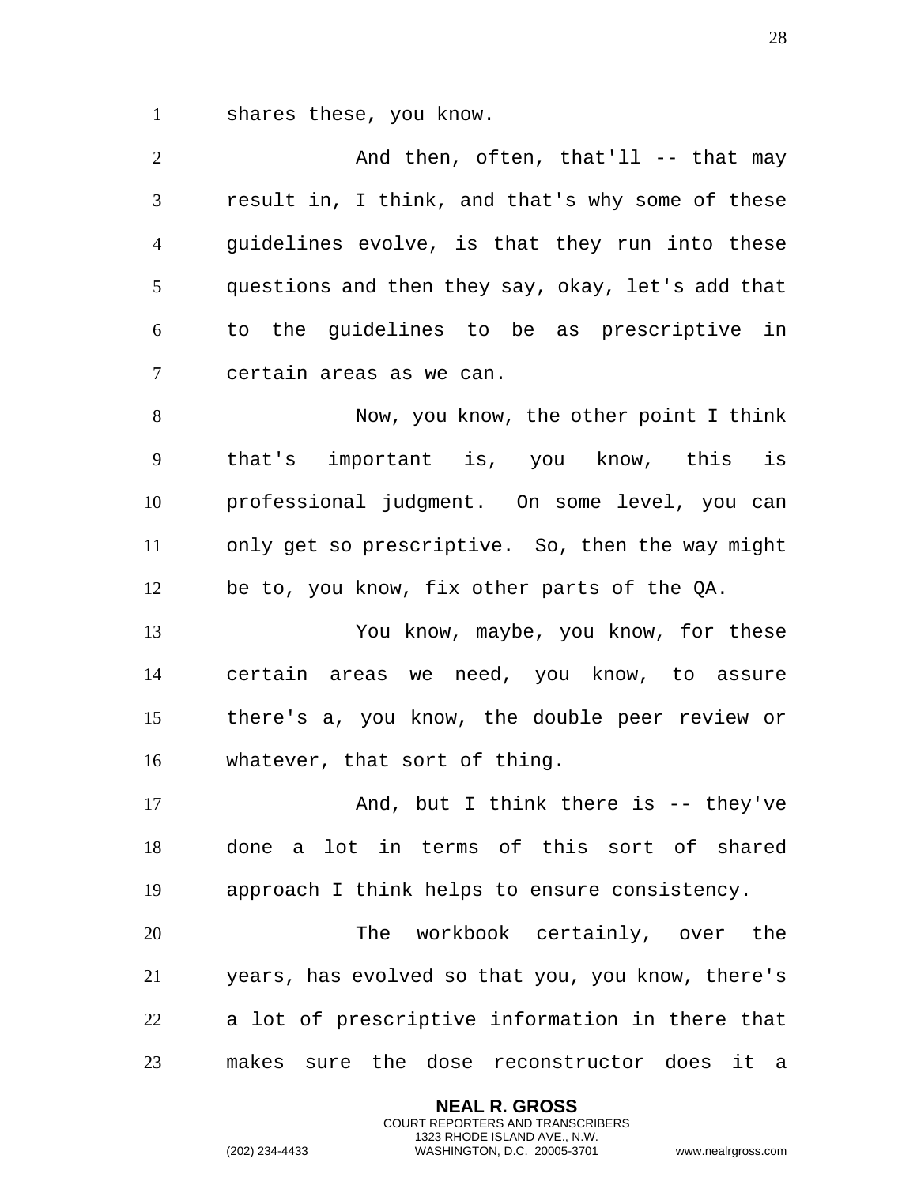shares these, you know.

And then, often, that'll -- that may result in, I think, and that's why some of these guidelines evolve, is that they run into these questions and then they say, okay, let's add that to the guidelines to be as prescriptive in certain areas as we can.

Now, you know, the other point I think that's important is, you know, this is professional judgment. On some level, you can only get so prescriptive. So, then the way might be to, you know, fix other parts of the QA.

You know, maybe, you know, for these certain areas we need, you know, to assure there's a, you know, the double peer review or whatever, that sort of thing.

And, but I think there is -- they've done a lot in terms of this sort of shared approach I think helps to ensure consistency.

The workbook certainly, over the years, has evolved so that you, you know, there's a lot of prescriptive information in there that makes sure the dose reconstructor does it a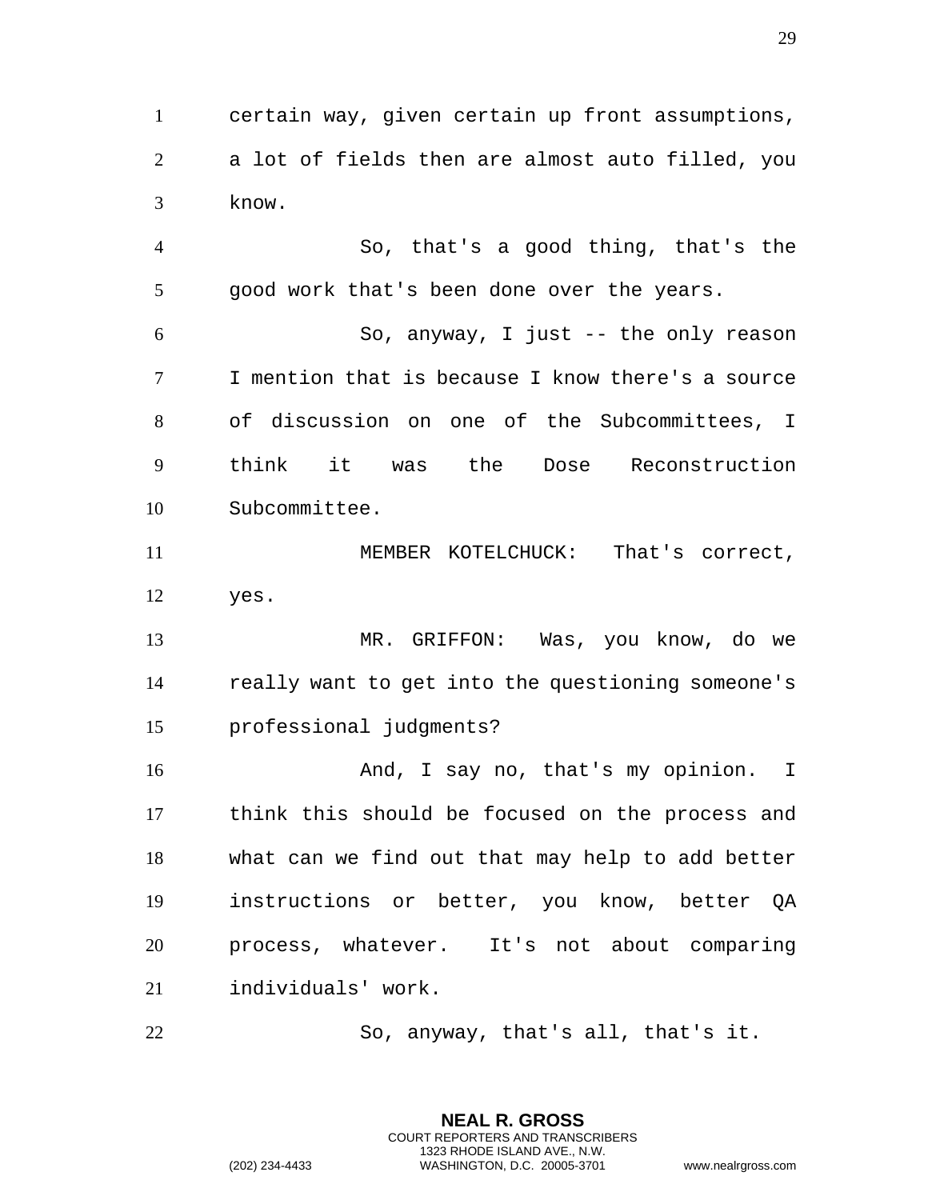certain way, given certain up front assumptions, a lot of fields then are almost auto filled, you know.

So, that's a good thing, that's the good work that's been done over the years.

So, anyway, I just -- the only reason I mention that is because I know there's a source of discussion on one of the Subcommittees, I think it was the Dose Reconstruction Subcommittee.

MEMBER KOTELCHUCK: That's correct, yes.

MR. GRIFFON: Was, you know, do we really want to get into the questioning someone's professional judgments?

And, I say no, that's my opinion. I think this should be focused on the process and what can we find out that may help to add better instructions or better, you know, better QA process, whatever. It's not about comparing individuals' work.

So, anyway, that's all, that's it.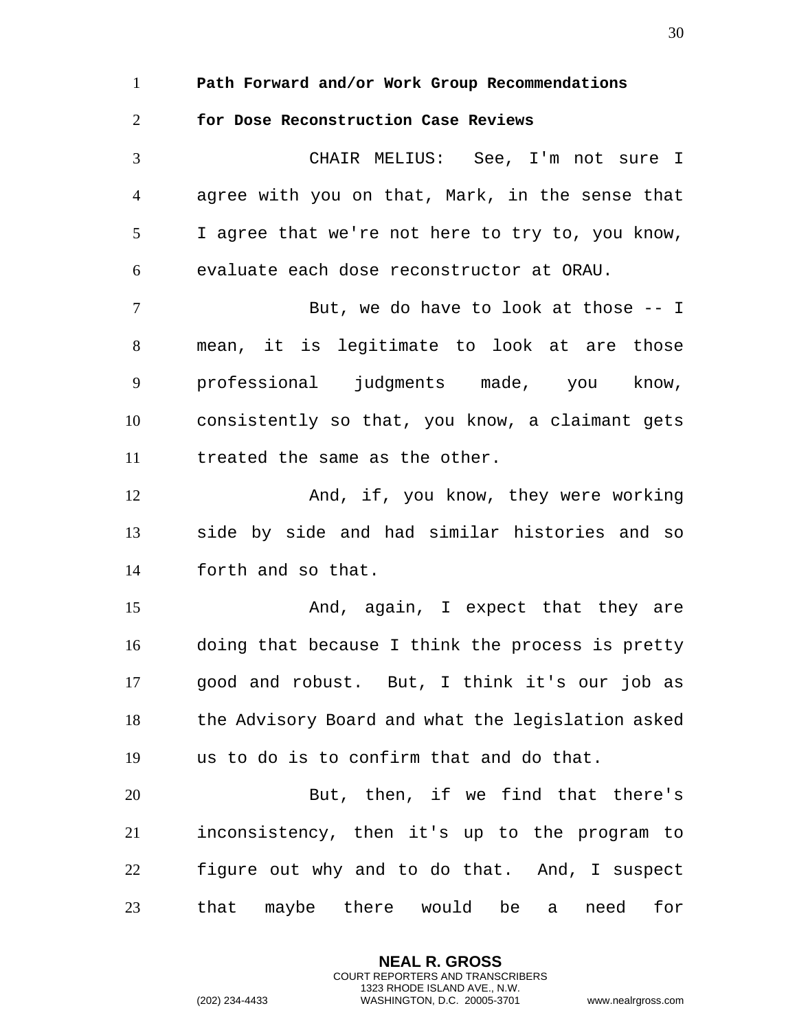**Path Forward and/or Work Group Recommendations for Dose Reconstruction Case Reviews**

CHAIR MELIUS: See, I'm not sure I agree with you on that, Mark, in the sense that I agree that we're not here to try to, you know, evaluate each dose reconstructor at ORAU.

But, we do have to look at those -- I mean, it is legitimate to look at are those professional judgments made, you know, consistently so that, you know, a claimant gets treated the same as the other.

And, if, you know, they were working side by side and had similar histories and so forth and so that.

And, again, I expect that they are doing that because I think the process is pretty good and robust. But, I think it's our job as the Advisory Board and what the legislation asked us to do is to confirm that and do that.

But, then, if we find that there's inconsistency, then it's up to the program to figure out why and to do that. And, I suspect that maybe there would be a need for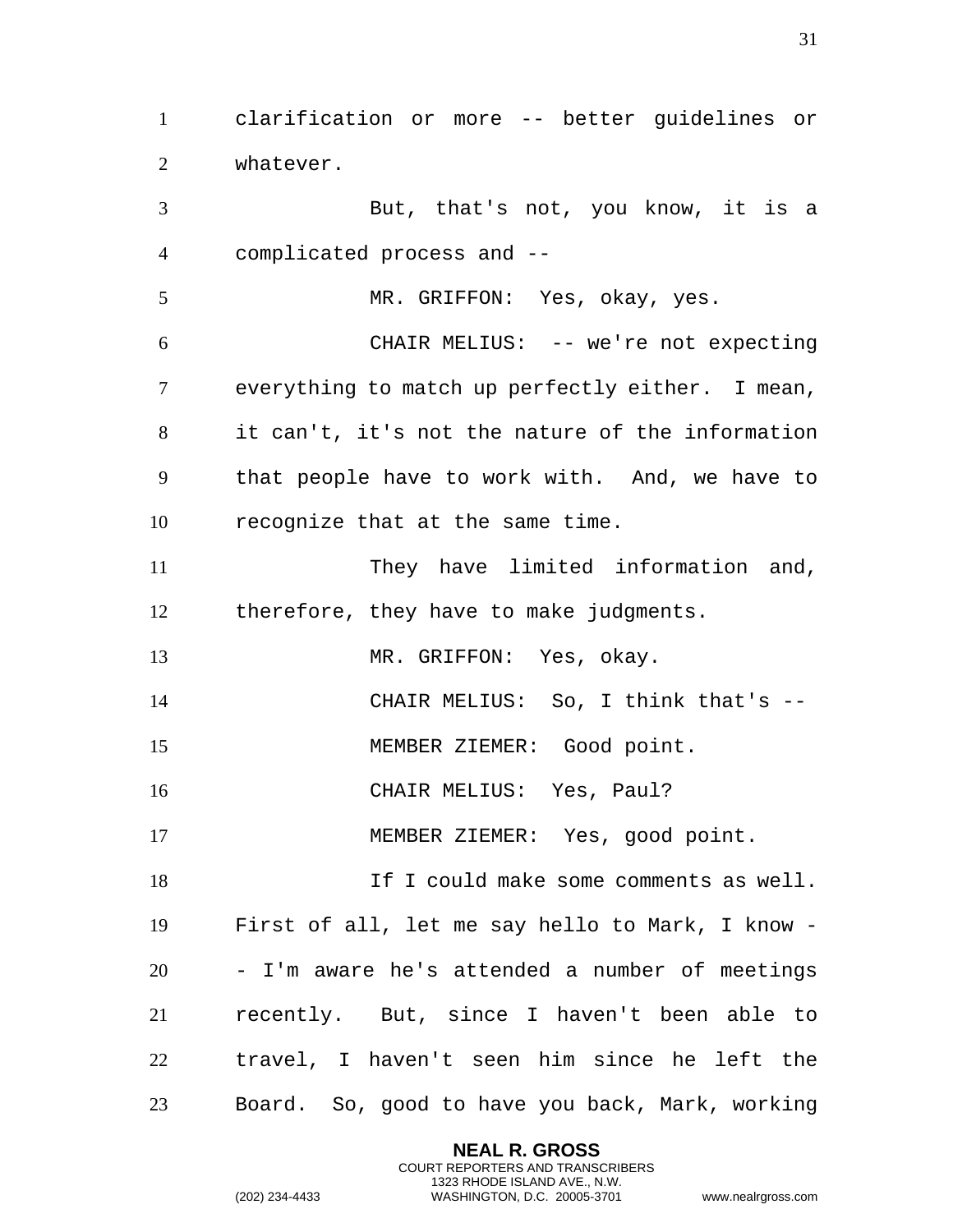clarification or more -- better guidelines or whatever.

But, that's not, you know, it is a complicated process and --

MR. GRIFFON: Yes, okay, yes.

CHAIR MELIUS: -- we're not expecting everything to match up perfectly either. I mean, it can't, it's not the nature of the information that people have to work with. And, we have to recognize that at the same time.

They have limited information and, therefore, they have to make judgments.

MR. GRIFFON: Yes, okay.

CHAIR MELIUS: So, I think that's --

MEMBER ZIEMER: Good point.

CHAIR MELIUS: Yes, Paul?

MEMBER ZIEMER: Yes, good point.

If I could make some comments as well. First of all, let me say hello to Mark, I know -- I'm aware he's attended a number of meetings recently. But, since I haven't been able to travel, I haven't seen him since he left the Board. So, good to have you back, Mark, working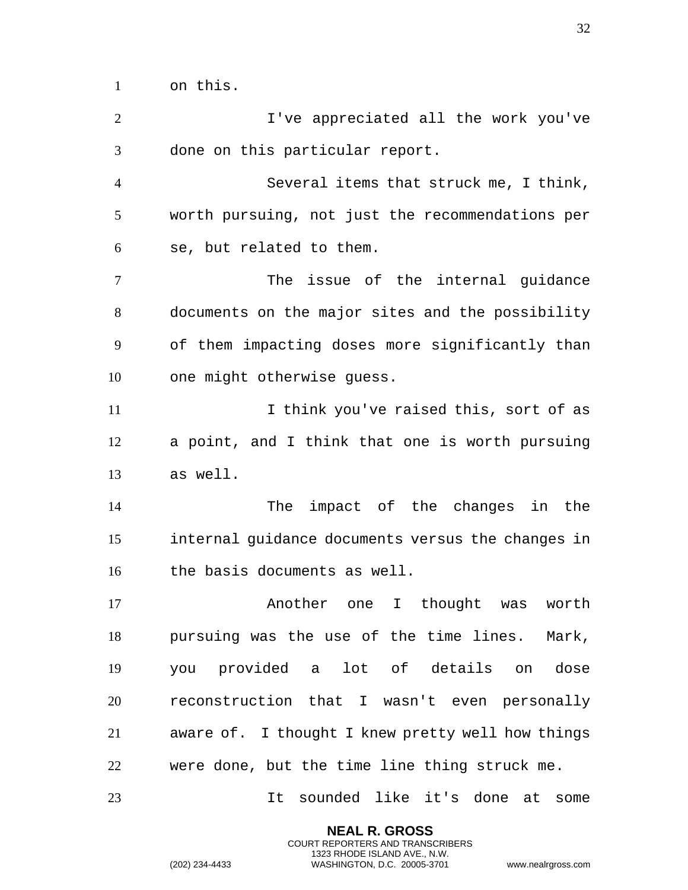on this.

I've appreciated all the work you've done on this particular report.

Several items that struck me, I think, worth pursuing, not just the recommendations per se, but related to them.

The issue of the internal guidance documents on the major sites and the possibility of them impacting doses more significantly than one might otherwise guess.

I think you've raised this, sort of as a point, and I think that one is worth pursuing as well.

The impact of the changes in the internal guidance documents versus the changes in the basis documents as well.

Another one I thought was worth pursuing was the use of the time lines. Mark, you provided a lot of details on dose reconstruction that I wasn't even personally aware of. I thought I knew pretty well how things were done, but the time line thing struck me.

It sounded like it's done at some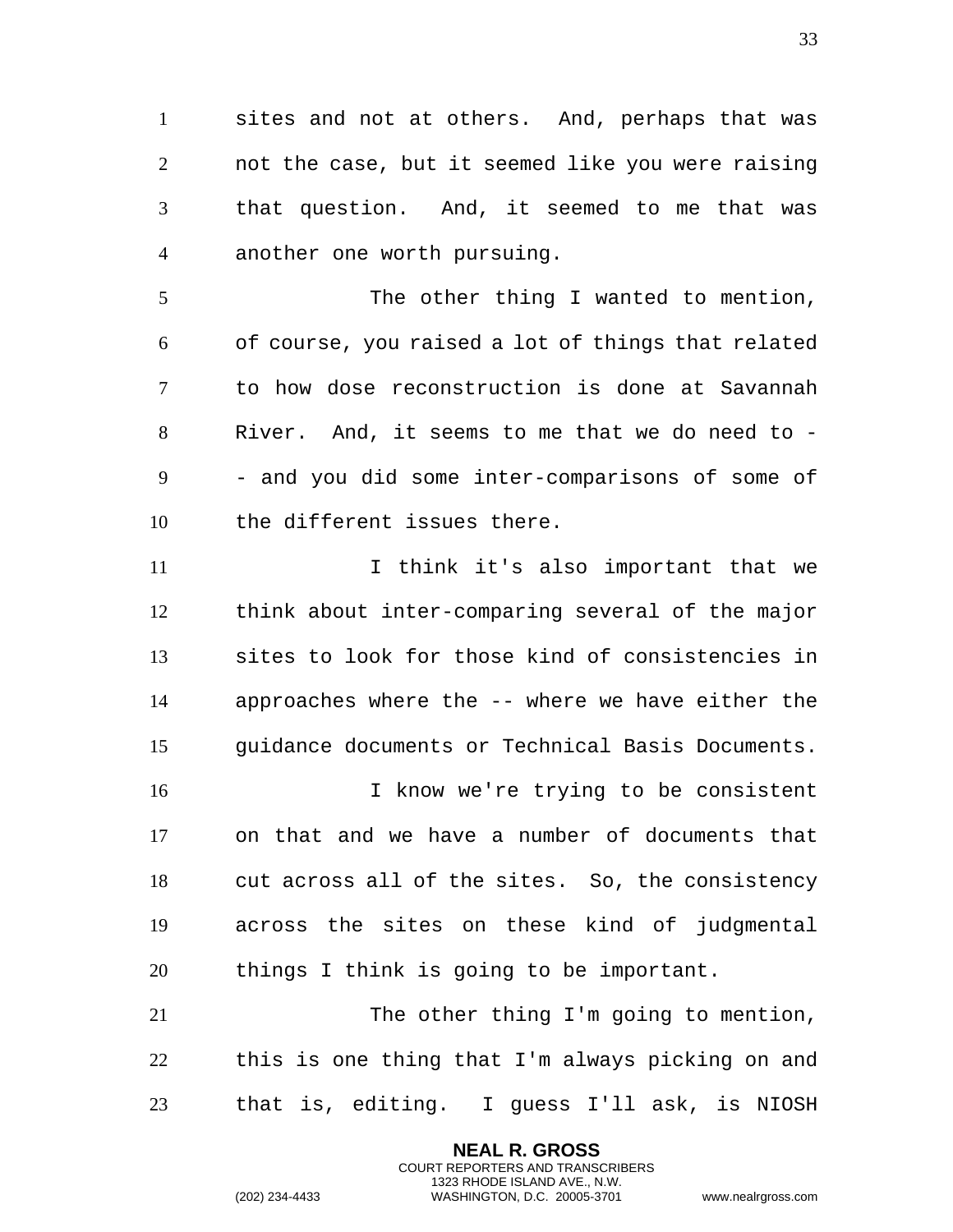sites and not at others. And, perhaps that was not the case, but it seemed like you were raising that question. And, it seemed to me that was another one worth pursuing.

The other thing I wanted to mention, of course, you raised a lot of things that related to how dose reconstruction is done at Savannah River. And, it seems to me that we do need to -- and you did some inter-comparisons of some of the different issues there.

I think it's also important that we think about inter-comparing several of the major sites to look for those kind of consistencies in approaches where the -- where we have either the guidance documents or Technical Basis Documents.

I know we're trying to be consistent on that and we have a number of documents that cut across all of the sites. So, the consistency across the sites on these kind of judgmental things I think is going to be important.

The other thing I'm going to mention, this is one thing that I'm always picking on and that is, editing. I guess I'll ask, is NIOSH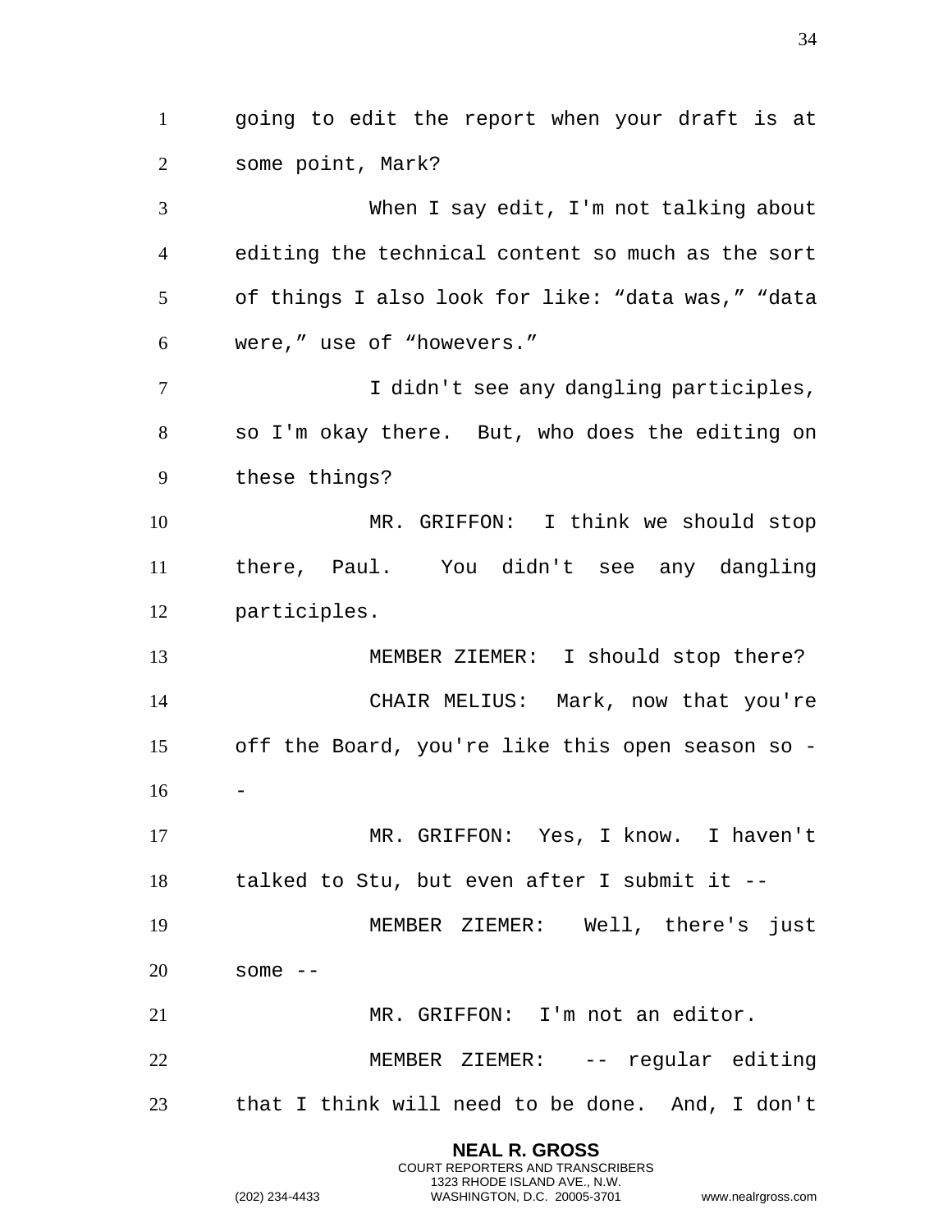going to edit the report when your draft is at some point, Mark?

When I say edit, I'm not talking about editing the technical content so much as the sort of things I also look for like: “data was,” “data were,” use of “howevers.”

I didn't see any dangling participles, so I'm okay there. But, who does the editing on these things?

MR. GRIFFON: I think we should stop there, Paul. You didn't see any dangling participles.

MEMBER ZIEMER: I should stop there?

CHAIR MELIUS: Mark, now that you're off the Board, you're like this open season so --

MR. GRIFFON: Yes, I know. I haven't talked to Stu, but even after I submit it --

MEMBER ZIEMER: Well, there's just some --

MR. GRIFFON: I'm not an editor.

MEMBER ZIEMER: -- regular editing that I think will need to be done. And, I don't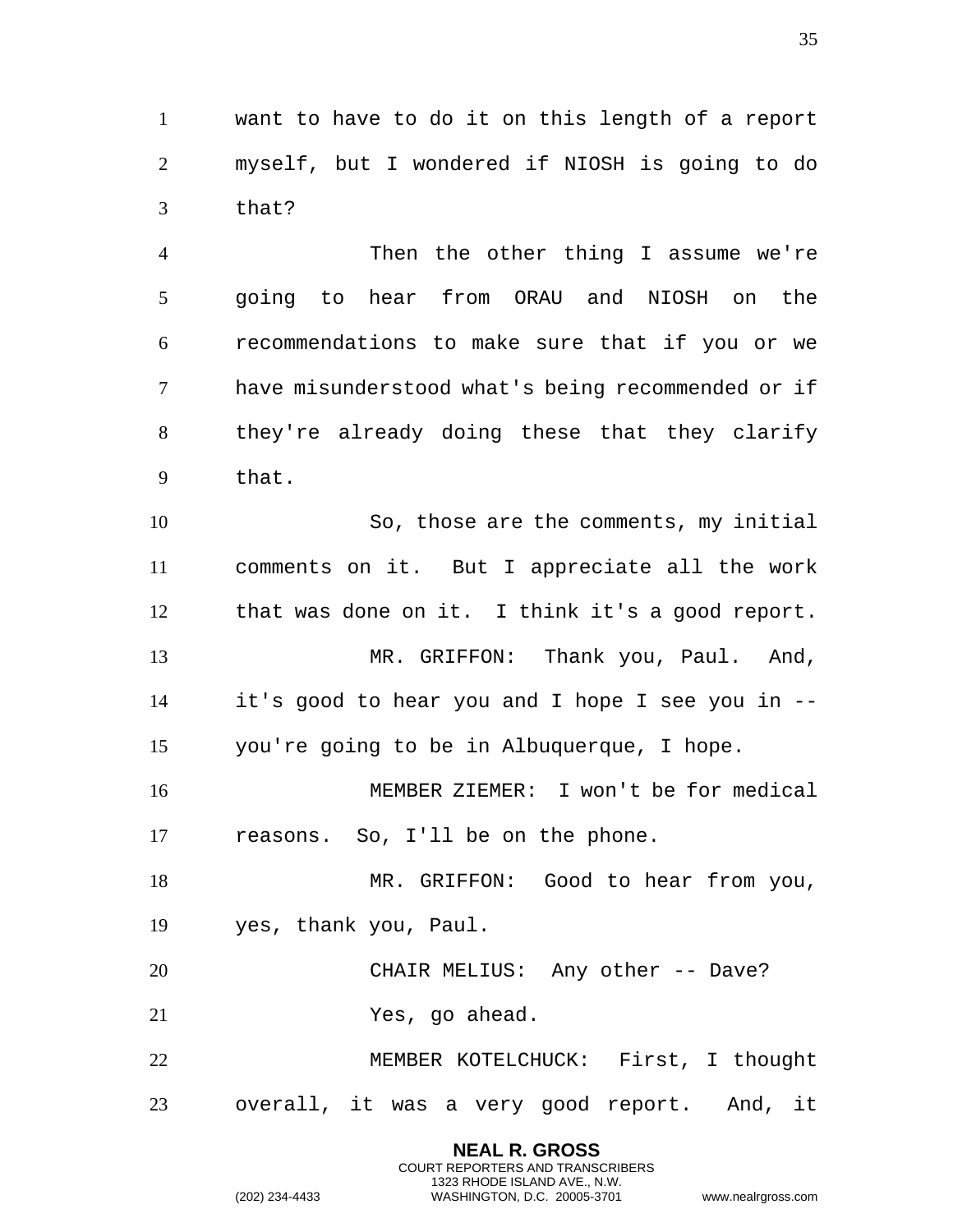want to have to do it on this length of a report myself, but I wondered if NIOSH is going to do that?

Then the other thing I assume we're going to hear from ORAU and NIOSH on the recommendations to make sure that if you or we have misunderstood what's being recommended or if they're already doing these that they clarify that.

So, those are the comments, my initial comments on it. But I appreciate all the work that was done on it. I think it's a good report.

MR. GRIFFON: Thank you, Paul. And, it's good to hear you and I hope I see you in -- you're going to be in Albuquerque, I hope.

MEMBER ZIEMER: I won't be for medical reasons. So, I'll be on the phone.

MR. GRIFFON: Good to hear from you, yes, thank you, Paul.

CHAIR MELIUS: Any other -- Dave?

Yes, go ahead.

MEMBER KOTELCHUCK: First, I thought overall, it was a very good report. And, it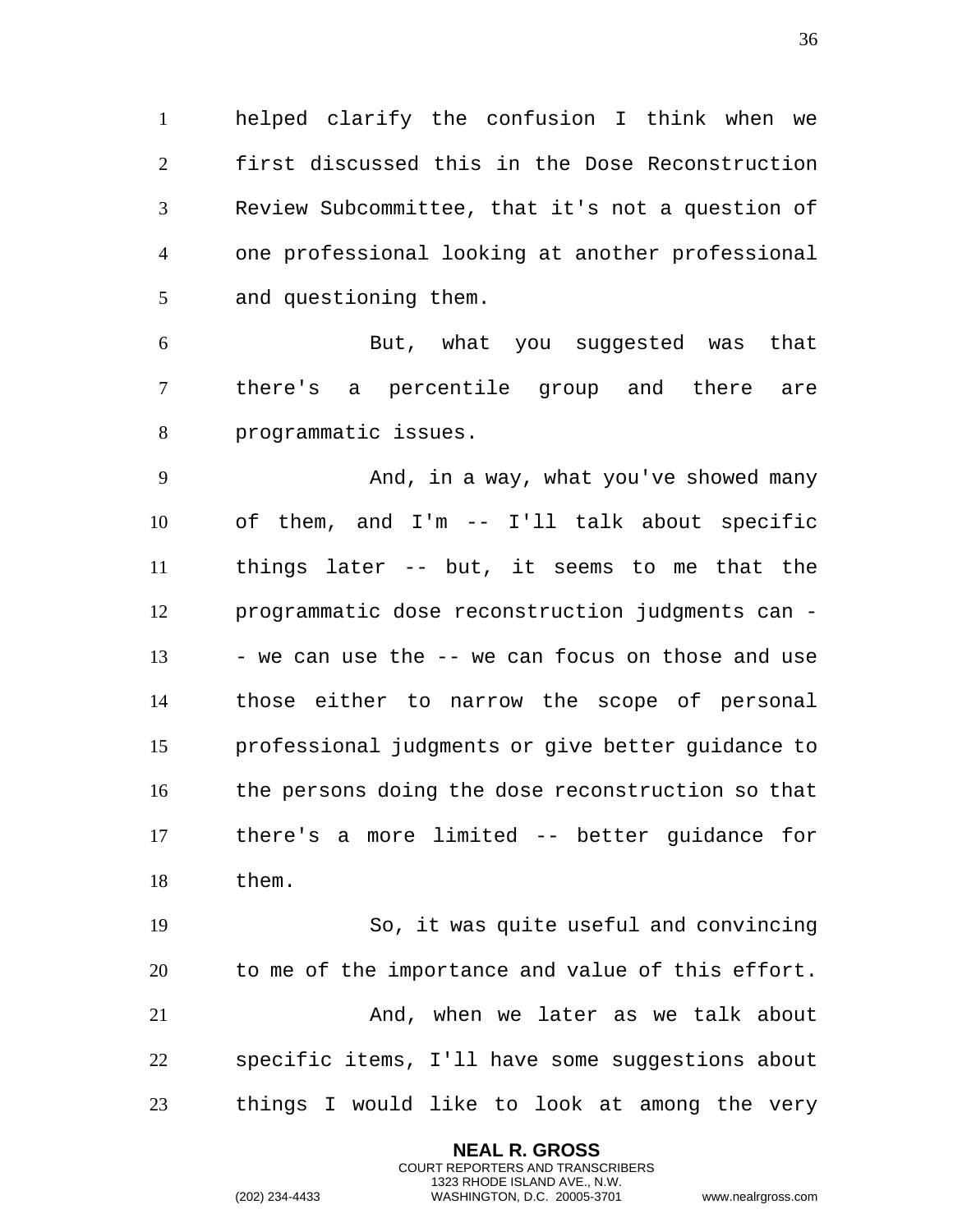helped clarify the confusion I think when we first discussed this in the Dose Reconstruction Review Subcommittee, that it's not a question of one professional looking at another professional and questioning them.

But, what you suggested was that there's a percentile group and there are programmatic issues.

And, in a way, what you've showed many of them, and I'm -- I'll talk about specific things later -- but, it seems to me that the programmatic dose reconstruction judgments can -- we can use the -- we can focus on those and use those either to narrow the scope of personal professional judgments or give better guidance to the persons doing the dose reconstruction so that there's a more limited -- better guidance for them.

So, it was quite useful and convincing to me of the importance and value of this effort.

And, when we later as we talk about specific items, I'll have some suggestions about things I would like to look at among the very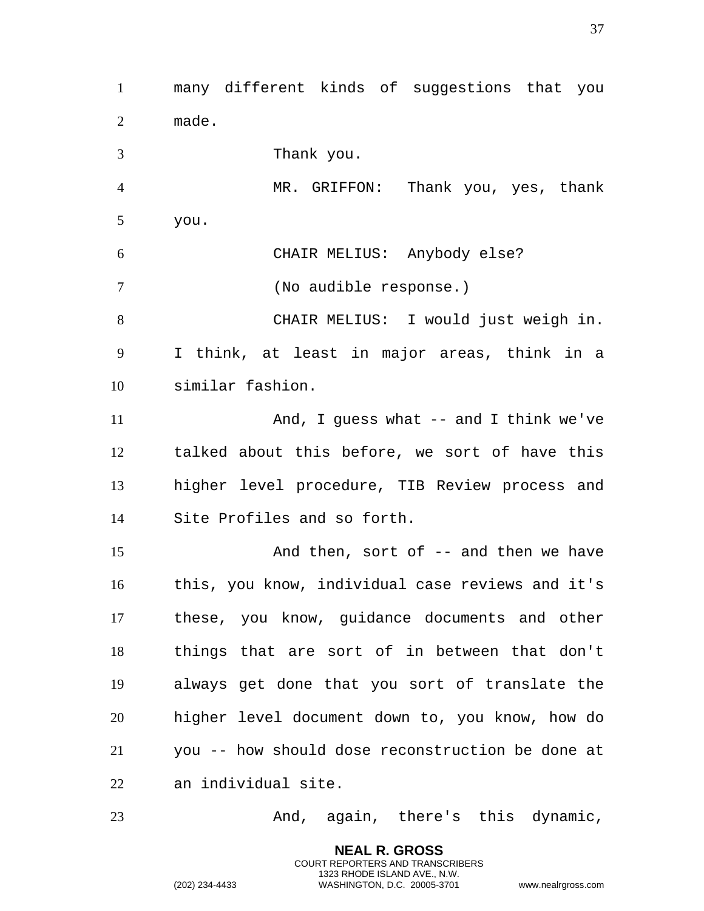many different kinds of suggestions that you made.

Thank you.

MR. GRIFFON: Thank you, yes, thank you.

CHAIR MELIUS: Anybody else?

(No audible response.)

CHAIR MELIUS: I would just weigh in. I think, at least in major areas, think in a similar fashion.

And, I guess what -- and I think we've talked about this before, we sort of have this higher level procedure, TIB Review process and Site Profiles and so forth.

And then, sort of -- and then we have this, you know, individual case reviews and it's these, you know, guidance documents and other things that are sort of in between that don't always get done that you sort of translate the higher level document down to, you know, how do you -- how should dose reconstruction be done at an individual site.

And, again, there's this dynamic,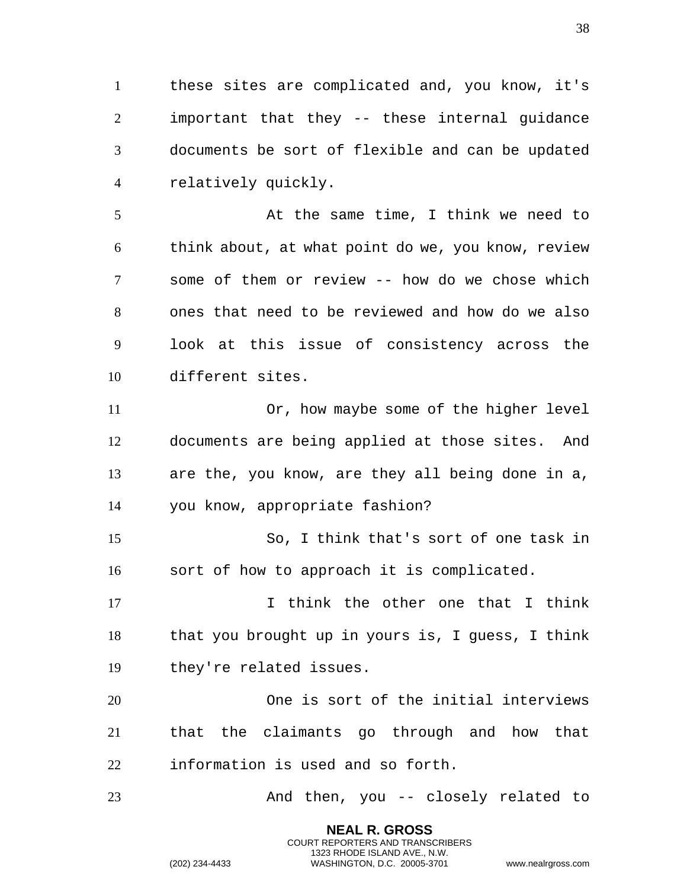these sites are complicated and, you know, it's important that they -- these internal guidance documents be sort of flexible and can be updated relatively quickly.

At the same time, I think we need to think about, at what point do we, you know, review some of them or review -- how do we chose which ones that need to be reviewed and how do we also look at this issue of consistency across the different sites.

Or, how maybe some of the higher level documents are being applied at those sites. And are the, you know, are they all being done in a, you know, appropriate fashion?

So, I think that's sort of one task in sort of how to approach it is complicated.

I think the other one that I think that you brought up in yours is, I guess, I think they're related issues.

One is sort of the initial interviews that the claimants go through and how that information is used and so forth.

And then, you -- closely related to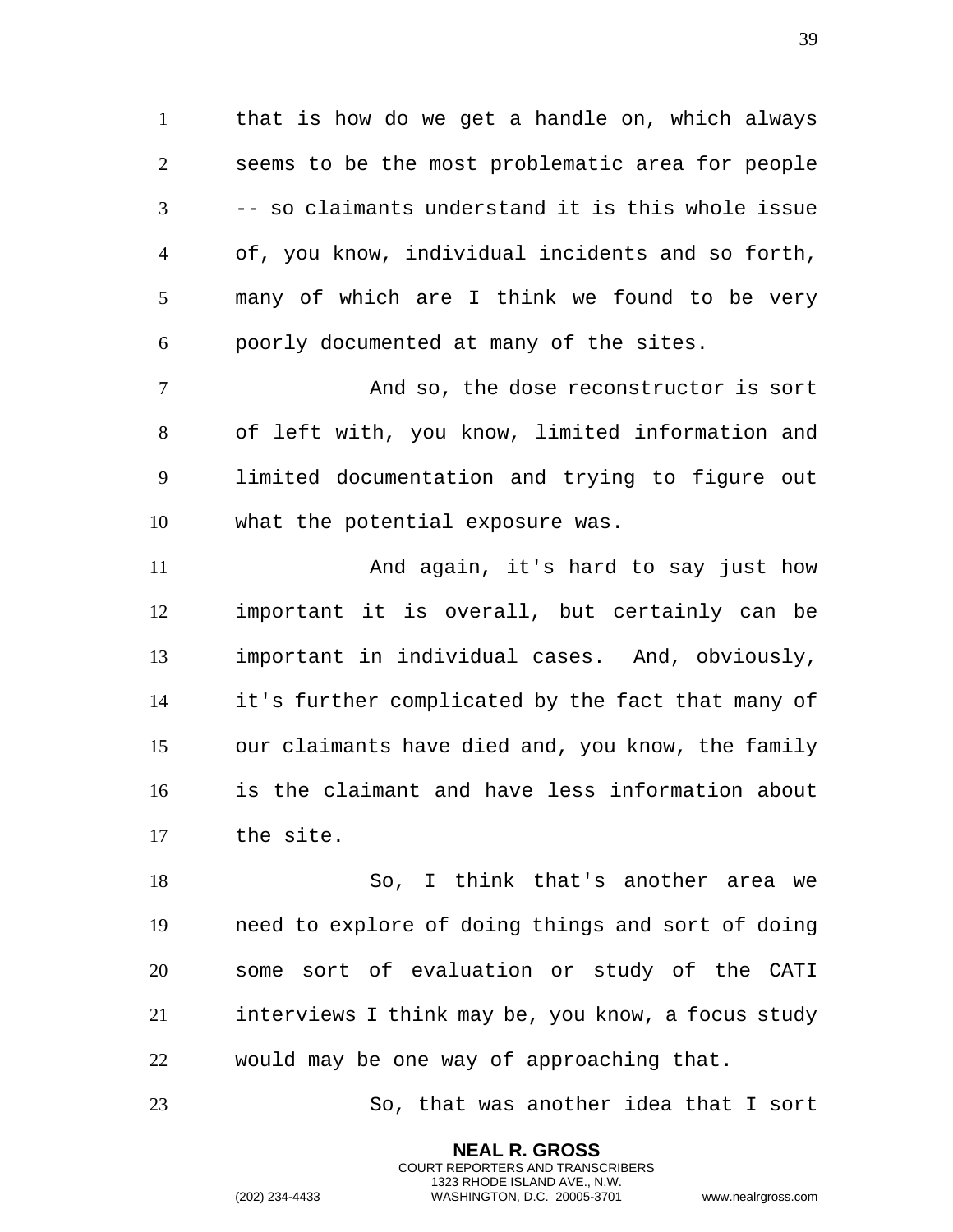that is how do we get a handle on, which always seems to be the most problematic area for people -- so claimants understand it is this whole issue of, you know, individual incidents and so forth, many of which are I think we found to be very poorly documented at many of the sites.

And so, the dose reconstructor is sort of left with, you know, limited information and limited documentation and trying to figure out what the potential exposure was.

And again, it's hard to say just how important it is overall, but certainly can be important in individual cases. And, obviously, it's further complicated by the fact that many of our claimants have died and, you know, the family is the claimant and have less information about the site.

So, I think that's another area we need to explore of doing things and sort of doing some sort of evaluation or study of the CATI interviews I think may be, you know, a focus study would may be one way of approaching that.

So, that was another idea that I sort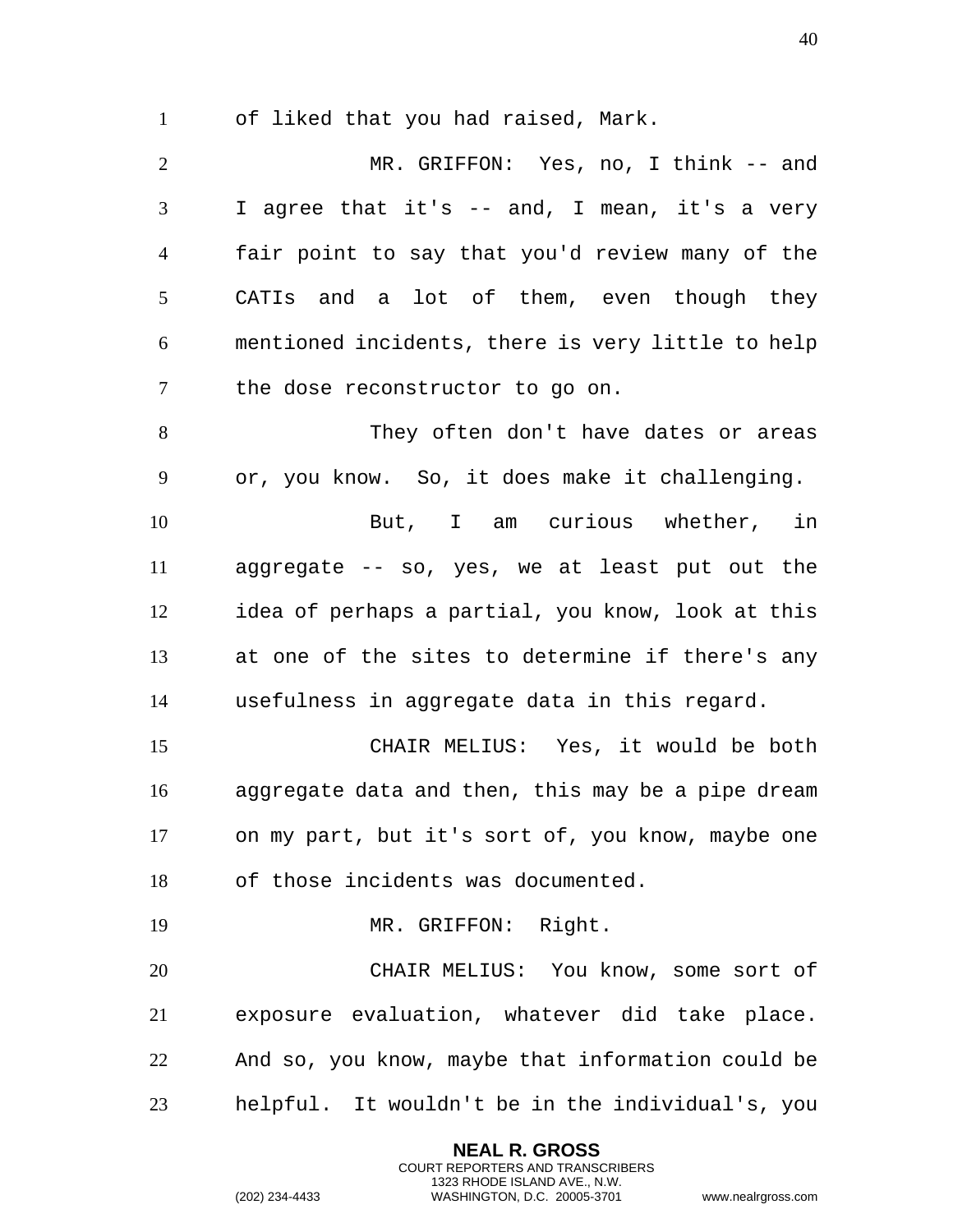of liked that you had raised, Mark.

MR. GRIFFON: Yes, no, I think -- and I agree that it's -- and, I mean, it's a very fair point to say that you'd review many of the CATIs and a lot of them, even though they mentioned incidents, there is very little to help the dose reconstructor to go on.

They often don't have dates or areas or, you know. So, it does make it challenging.

But, I am curious whether, in aggregate -- so, yes, we at least put out the idea of perhaps a partial, you know, look at this at one of the sites to determine if there's any usefulness in aggregate data in this regard.

CHAIR MELIUS: Yes, it would be both aggregate data and then, this may be a pipe dream on my part, but it's sort of, you know, maybe one of those incidents was documented.

MR. GRIFFON: Right.

CHAIR MELIUS: You know, some sort of exposure evaluation, whatever did take place. And so, you know, maybe that information could be helpful. It wouldn't be in the individual's, you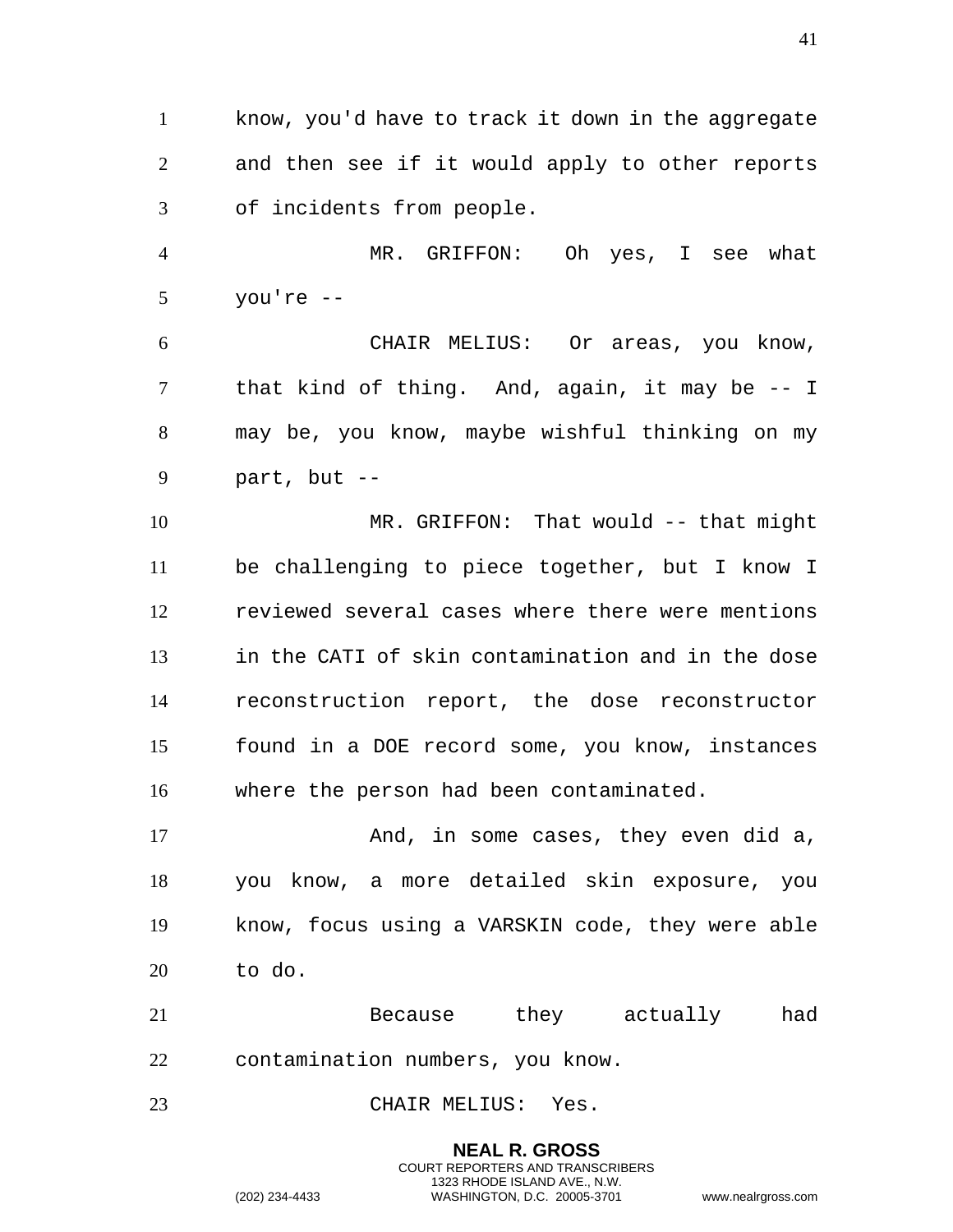know, you'd have to track it down in the aggregate and then see if it would apply to other reports of incidents from people.

MR. GRIFFON: Oh yes, I see what you're --

CHAIR MELIUS: Or areas, you know, that kind of thing. And, again, it may be -- I may be, you know, maybe wishful thinking on my part, but --

MR. GRIFFON: That would -- that might be challenging to piece together, but I know I reviewed several cases where there were mentions in the CATI of skin contamination and in the dose reconstruction report, the dose reconstructor found in a DOE record some, you know, instances where the person had been contaminated.

And, in some cases, they even did a, you know, a more detailed skin exposure, you know, focus using a VARSKIN code, they were able to do.

Because they actually had contamination numbers, you know.

CHAIR MELIUS: Yes.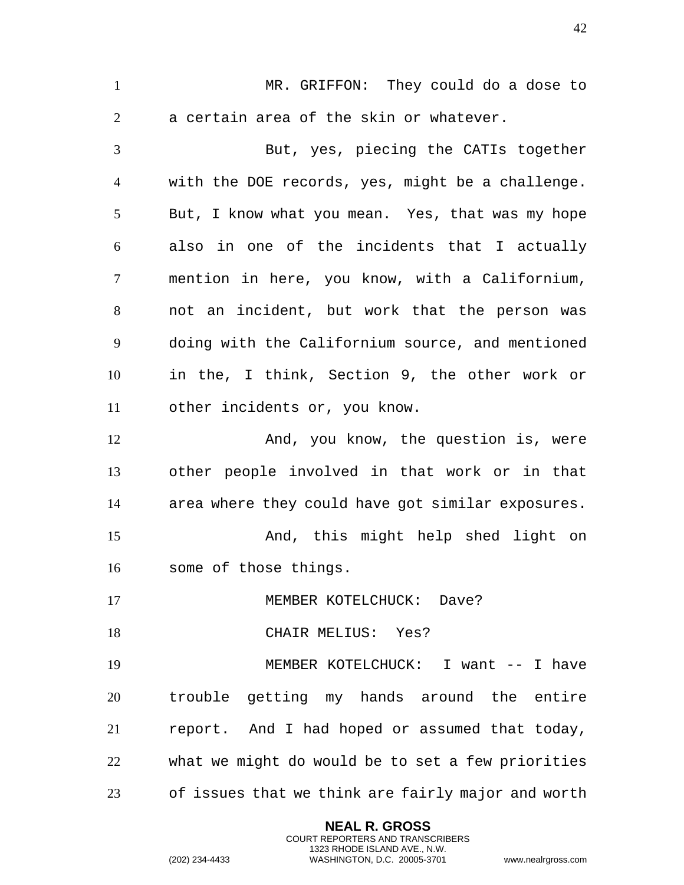MR. GRIFFON: They could do a dose to a certain area of the skin or whatever.

But, yes, piecing the CATIs together with the DOE records, yes, might be a challenge. But, I know what you mean. Yes, that was my hope also in one of the incidents that I actually mention in here, you know, with a Californium, not an incident, but work that the person was doing with the Californium source, and mentioned in the, I think, Section 9, the other work or other incidents or, you know.

And, you know, the question is, were other people involved in that work or in that area where they could have got similar exposures.

And, this might help shed light on some of those things.

MEMBER KOTELCHUCK: Dave?

CHAIR MELIUS: Yes?

MEMBER KOTELCHUCK: I want -- I have trouble getting my hands around the entire report. And I had hoped or assumed that today, what we might do would be to set a few priorities of issues that we think are fairly major and worth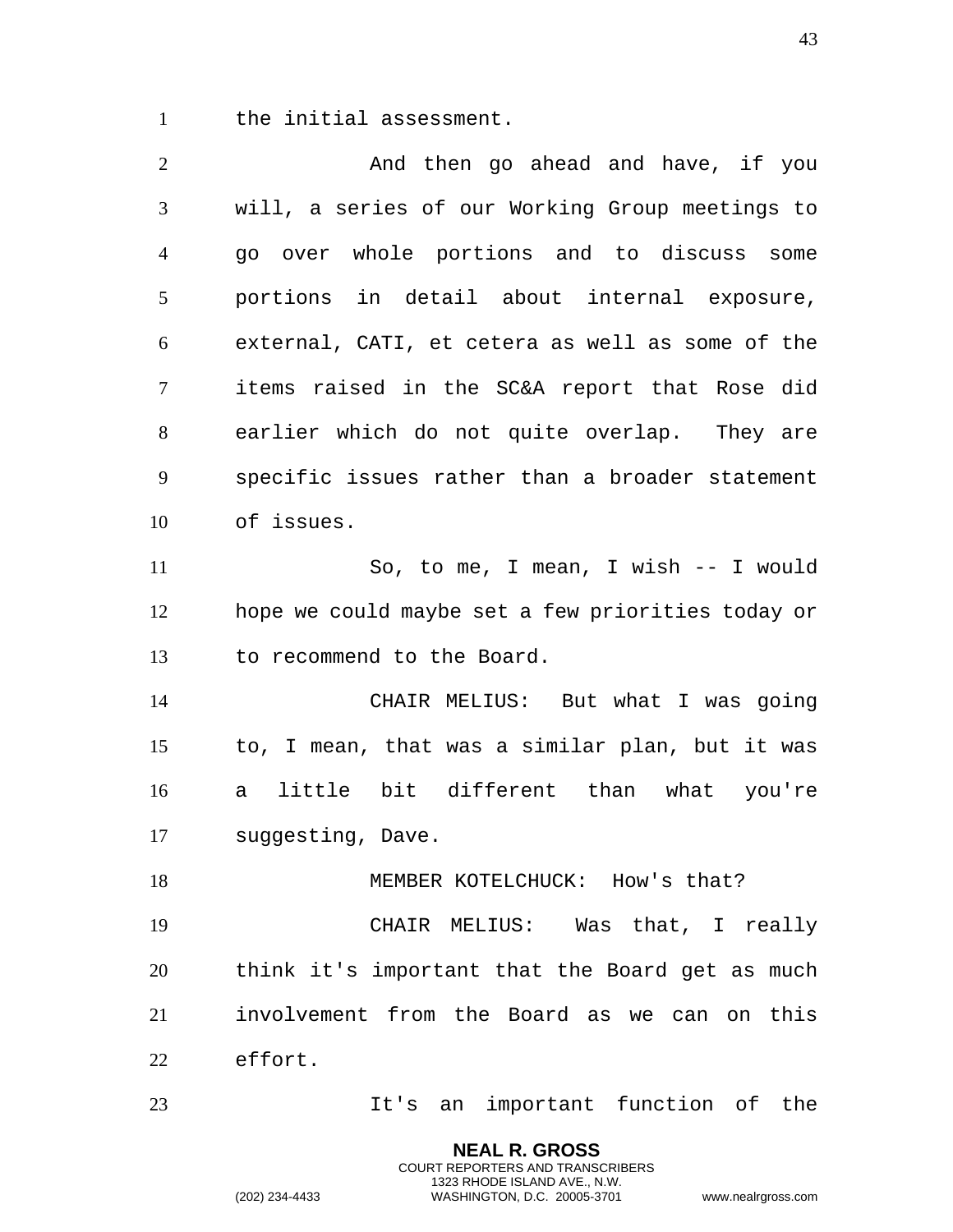the initial assessment.

And then go ahead and have, if you will, a series of our Working Group meetings to go over whole portions and to discuss some portions in detail about internal exposure, external, CATI, et cetera as well as some of the items raised in the SC&A report that Rose did earlier which do not quite overlap. They are specific issues rather than a broader statement of issues.

So, to me, I mean, I wish -- I would hope we could maybe set a few priorities today or to recommend to the Board.

CHAIR MELIUS: But what I was going to, I mean, that was a similar plan, but it was a little bit different than what you're suggesting, Dave.

MEMBER KOTELCHUCK: How's that?

CHAIR MELIUS: Was that, I really think it's important that the Board get as much involvement from the Board as we can on this effort.

It's an important function of the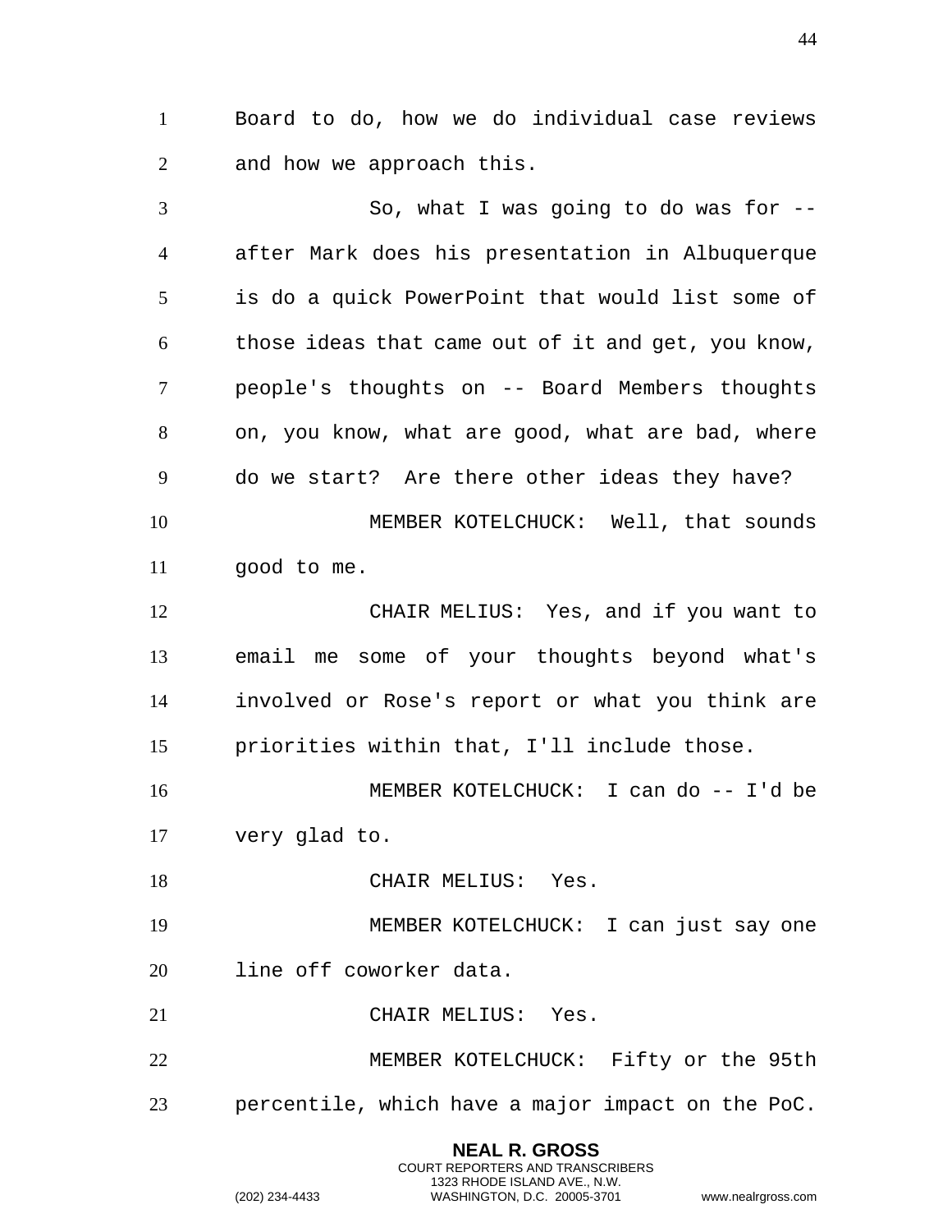Board to do, how we do individual case reviews and how we approach this.

So, what I was going to do was for -- after Mark does his presentation in Albuquerque is do a quick PowerPoint that would list some of those ideas that came out of it and get, you know, people's thoughts on -- Board Members thoughts on, you know, what are good, what are bad, where do we start? Are there other ideas they have?

MEMBER KOTELCHUCK: Well, that sounds good to me.

CHAIR MELIUS: Yes, and if you want to email me some of your thoughts beyond what's involved or Rose's report or what you think are priorities within that, I'll include those.

MEMBER KOTELCHUCK: I can do -- I'd be very glad to.

CHAIR MELIUS: Yes.

MEMBER KOTELCHUCK: I can just say one line off coworker data.

CHAIR MELIUS: Yes.

MEMBER KOTELCHUCK: Fifty or the 95th percentile, which have a major impact on the PoC.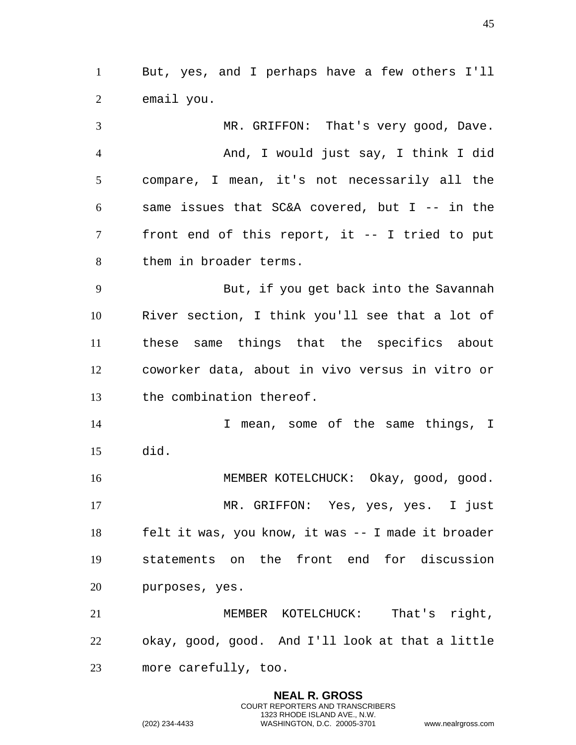But, yes, and I perhaps have a few others I'll email you.

MR. GRIFFON: That's very good, Dave.

And, I would just say, I think I did compare, I mean, it's not necessarily all the same issues that SC&A covered, but I -- in the front end of this report, it -- I tried to put them in broader terms.

But, if you get back into the Savannah River section, I think you'll see that a lot of these same things that the specifics about coworker data, about in vivo versus in vitro or the combination thereof.

I mean, some of the same things, I did.

MEMBER KOTELCHUCK: Okay, good, good.

MR. GRIFFON: Yes, yes, yes. I just felt it was, you know, it was -- I made it broader statements on the front end for discussion purposes, yes.

MEMBER KOTELCHUCK: That's right, okay, good, good. And I'll look at that a little more carefully, too.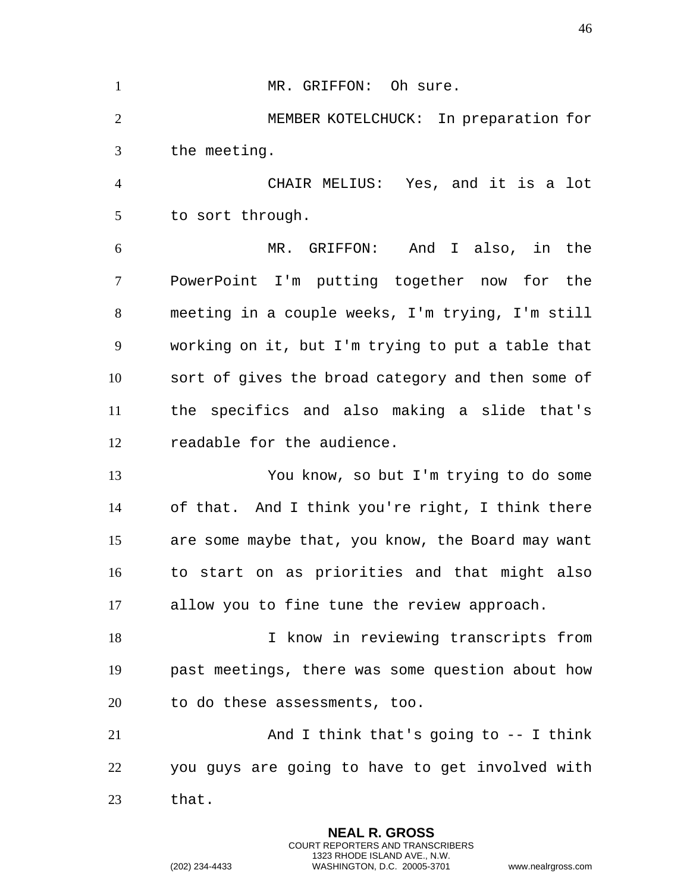MR. GRIFFON: Oh sure.

MEMBER KOTELCHUCK: In preparation for the meeting.

CHAIR MELIUS: Yes, and it is a lot to sort through.

MR. GRIFFON: And I also, in the PowerPoint I'm putting together now for the meeting in a couple weeks, I'm trying, I'm still working on it, but I'm trying to put a table that sort of gives the broad category and then some of the specifics and also making a slide that's readable for the audience.

You know, so but I'm trying to do some of that. And I think you're right, I think there are some maybe that, you know, the Board may want to start on as priorities and that might also allow you to fine tune the review approach.

I know in reviewing transcripts from past meetings, there was some question about how to do these assessments, too.

And I think that's going to -- I think you guys are going to have to get involved with that.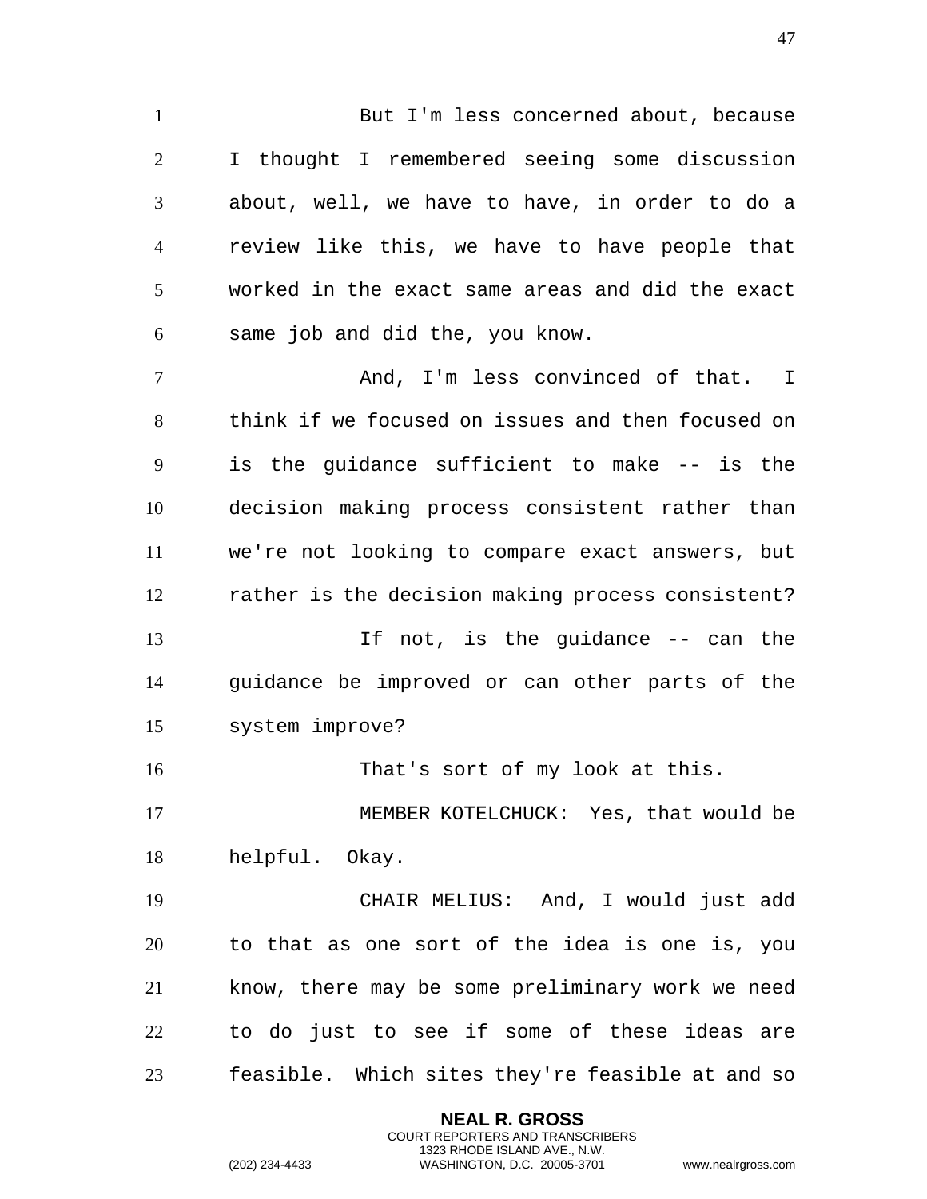But I'm less concerned about, because I thought I remembered seeing some discussion about, well, we have to have, in order to do a review like this, we have to have people that worked in the exact same areas and did the exact same job and did the, you know.

And, I'm less convinced of that. I think if we focused on issues and then focused on is the guidance sufficient to make -- is the decision making process consistent rather than we're not looking to compare exact answers, but rather is the decision making process consistent?

If not, is the guidance -- can the guidance be improved or can other parts of the system improve?

That's sort of my look at this.

MEMBER KOTELCHUCK: Yes, that would be helpful. Okay.

CHAIR MELIUS: And, I would just add to that as one sort of the idea is one is, you know, there may be some preliminary work we need to do just to see if some of these ideas are feasible. Which sites they're feasible at and so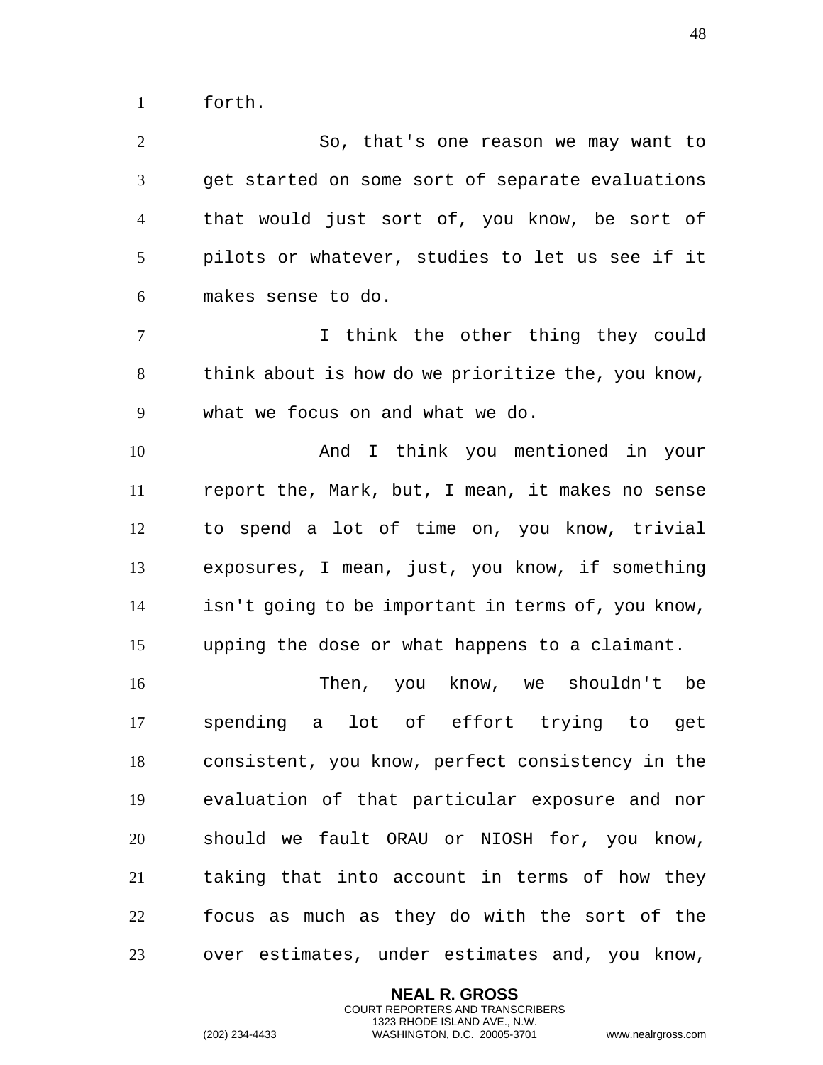forth.

So, that's one reason we may want to get started on some sort of separate evaluations that would just sort of, you know, be sort of pilots or whatever, studies to let us see if it makes sense to do.

I think the other thing they could think about is how do we prioritize the, you know, what we focus on and what we do.

And I think you mentioned in your report the, Mark, but, I mean, it makes no sense to spend a lot of time on, you know, trivial exposures, I mean, just, you know, if something isn't going to be important in terms of, you know, upping the dose or what happens to a claimant.

Then, you know, we shouldn't be spending a lot of effort trying to get consistent, you know, perfect consistency in the evaluation of that particular exposure and nor should we fault ORAU or NIOSH for, you know, taking that into account in terms of how they focus as much as they do with the sort of the over estimates, under estimates and, you know,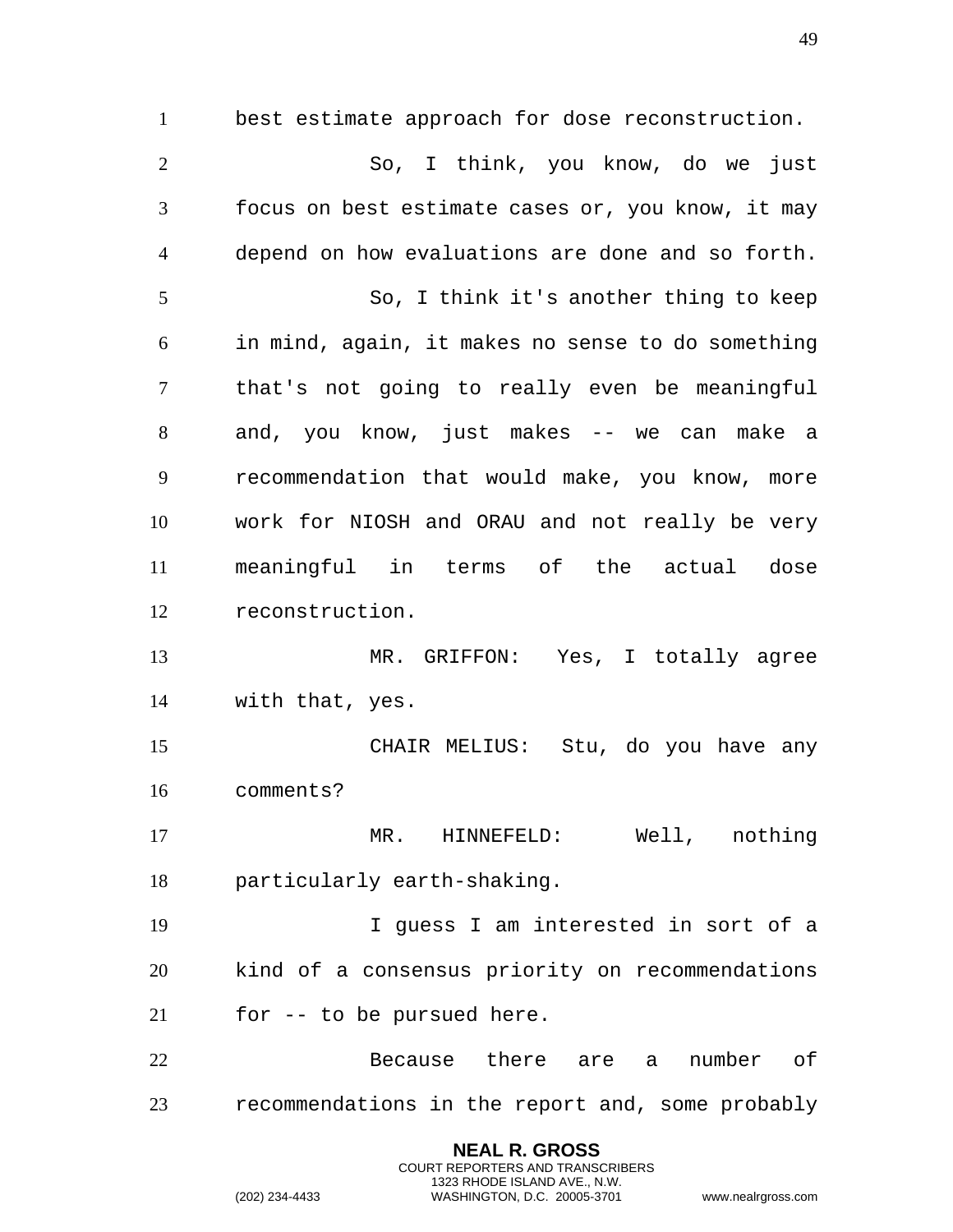best estimate approach for dose reconstruction.

So, I think, you know, do we just focus on best estimate cases or, you know, it may depend on how evaluations are done and so forth.

So, I think it's another thing to keep in mind, again, it makes no sense to do something that's not going to really even be meaningful and, you know, just makes -- we can make a recommendation that would make, you know, more work for NIOSH and ORAU and not really be very meaningful in terms of the actual dose reconstruction.

MR. GRIFFON: Yes, I totally agree with that, yes.

CHAIR MELIUS: Stu, do you have any comments?

MR. HINNEFELD: Well, nothing particularly earth-shaking.

I guess I am interested in sort of a kind of a consensus priority on recommendations for -- to be pursued here.

Because there are a number of recommendations in the report and, some probably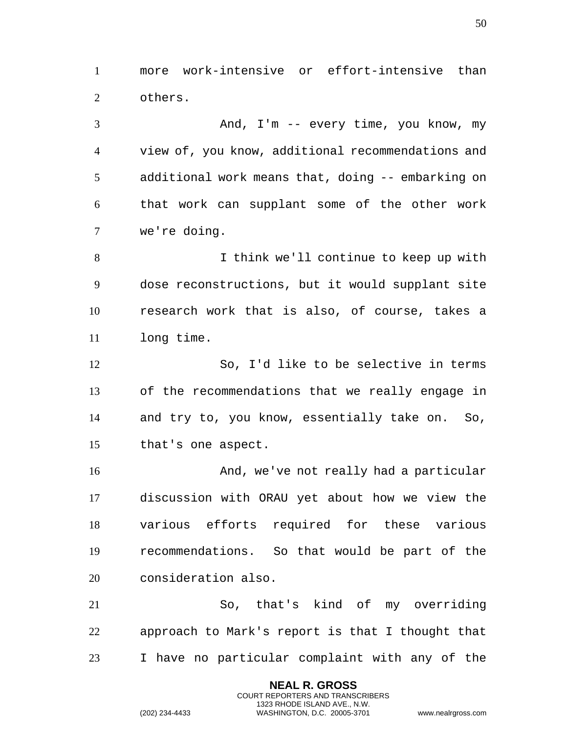more work-intensive or effort-intensive than others.

And, I'm -- every time, you know, my view of, you know, additional recommendations and additional work means that, doing -- embarking on that work can supplant some of the other work we're doing.

I think we'll continue to keep up with dose reconstructions, but it would supplant site research work that is also, of course, takes a long time.

So, I'd like to be selective in terms of the recommendations that we really engage in and try to, you know, essentially take on. So, that's one aspect.

And, we've not really had a particular discussion with ORAU yet about how we view the various efforts required for these various recommendations. So that would be part of the consideration also.

So, that's kind of my overriding approach to Mark's report is that I thought that I have no particular complaint with any of the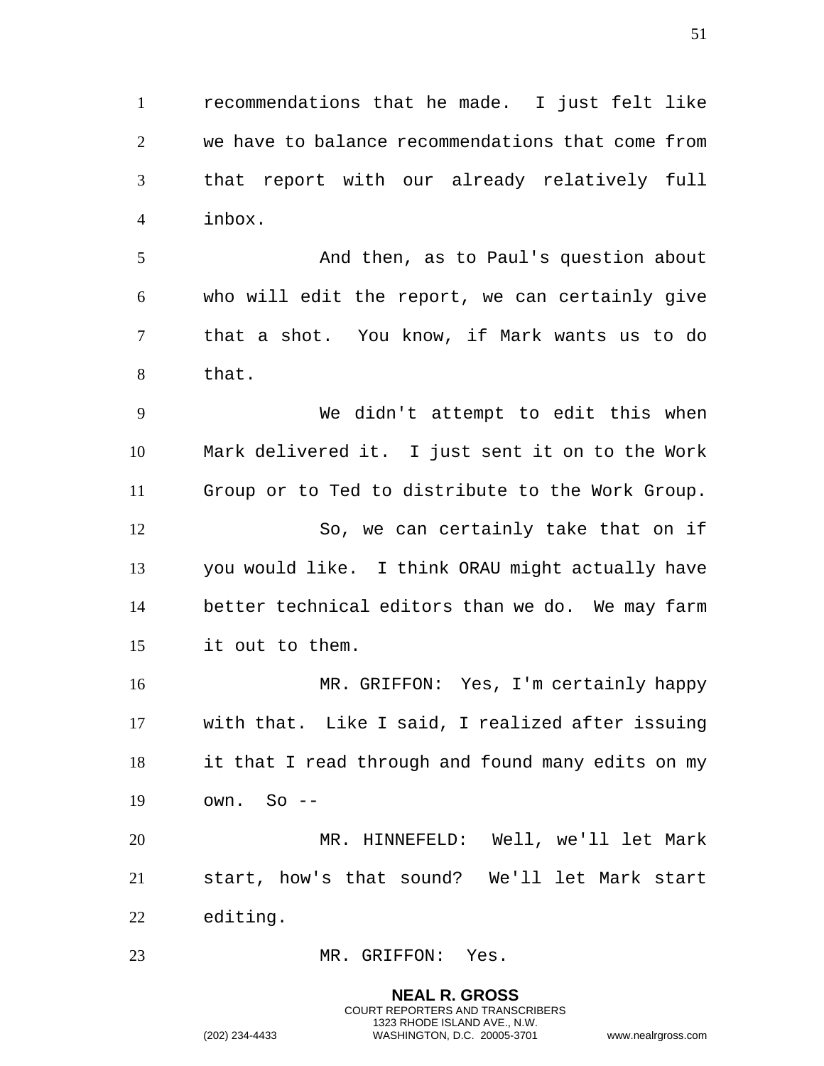recommendations that he made. I just felt like we have to balance recommendations that come from that report with our already relatively full inbox.

And then, as to Paul's question about who will edit the report, we can certainly give that a shot. You know, if Mark wants us to do that.

We didn't attempt to edit this when Mark delivered it. I just sent it on to the Work Group or to Ted to distribute to the Work Group.

So, we can certainly take that on if you would like. I think ORAU might actually have better technical editors than we do. We may farm it out to them.

MR. GRIFFON: Yes, I'm certainly happy with that. Like I said, I realized after issuing it that I read through and found many edits on my own. So --

MR. HINNEFELD: Well, we'll let Mark start, how's that sound? We'll let Mark start editing.

MR. GRIFFON: Yes.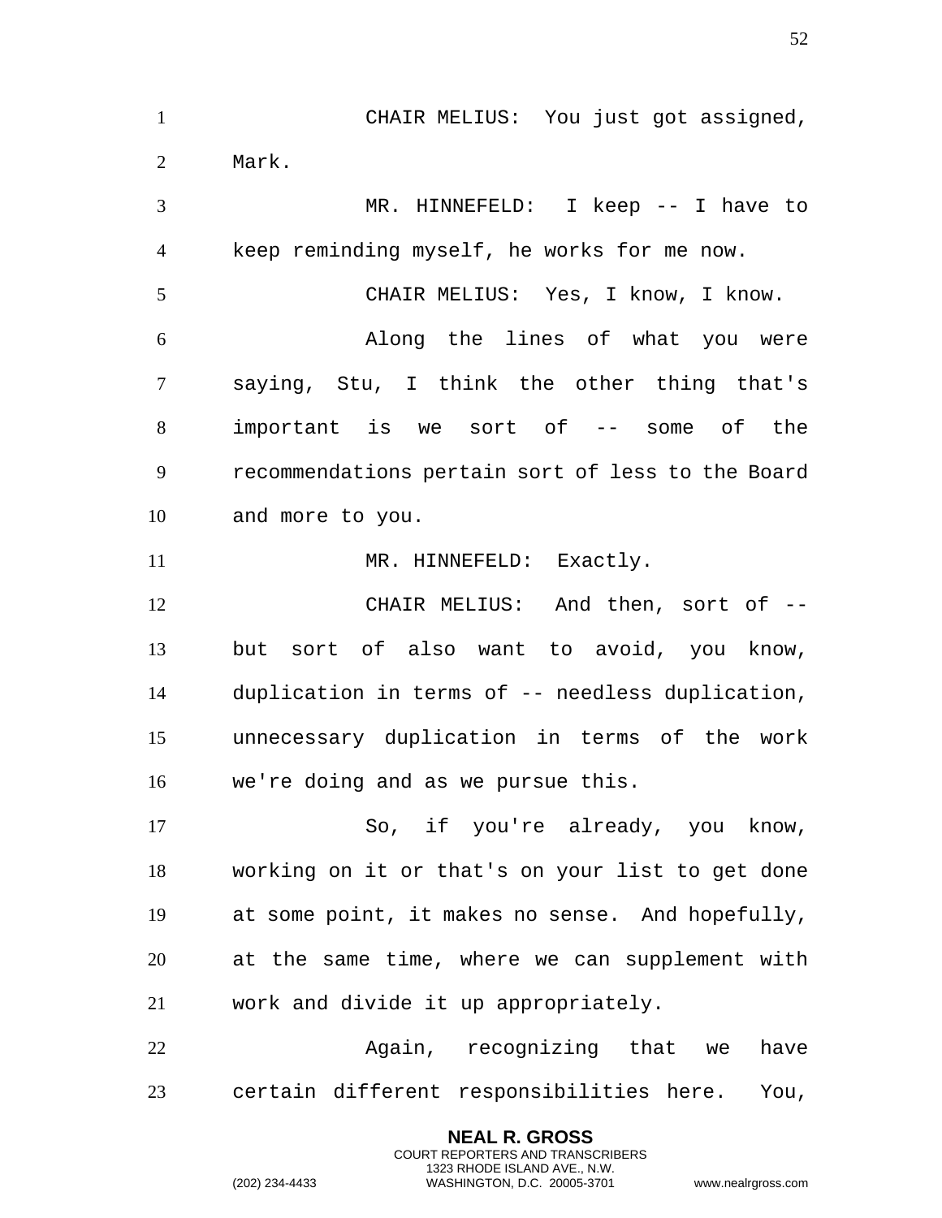CHAIR MELIUS: You just got assigned, Mark.

MR. HINNEFELD: I keep -- I have to keep reminding myself, he works for me now.

CHAIR MELIUS: Yes, I know, I know.

Along the lines of what you were saying, Stu, I think the other thing that's important is we sort of -- some of the recommendations pertain sort of less to the Board and more to you.

MR. HINNEFELD: Exactly.

CHAIR MELIUS: And then, sort of -- but sort of also want to avoid, you know, duplication in terms of -- needless duplication, unnecessary duplication in terms of the work we're doing and as we pursue this.

So, if you're already, you know, working on it or that's on your list to get done at some point, it makes no sense. And hopefully, at the same time, where we can supplement with work and divide it up appropriately.

Again, recognizing that we have certain different responsibilities here. You,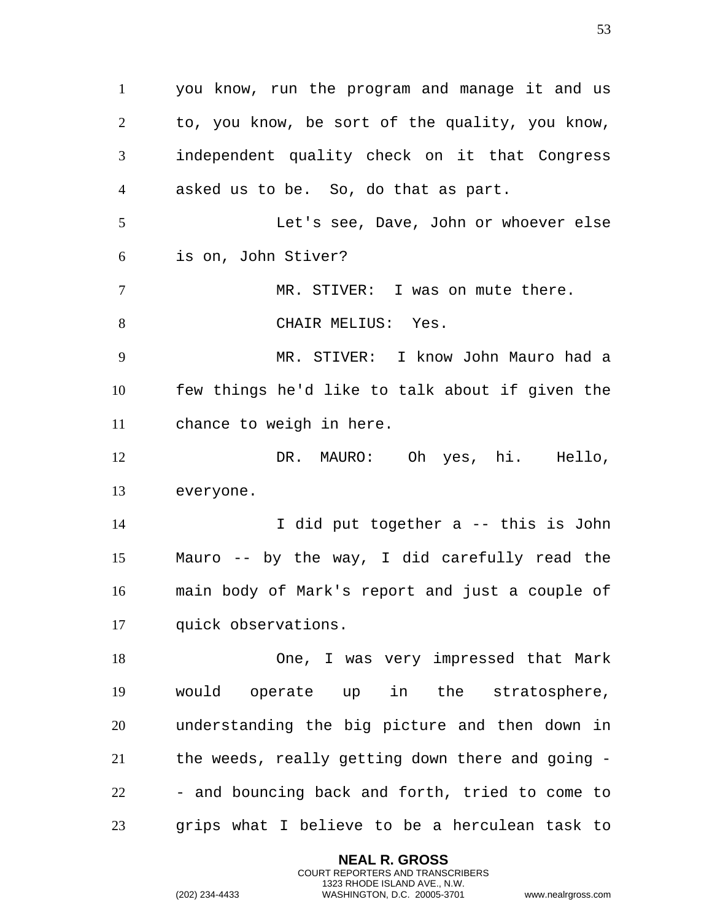you know, run the program and manage it and us to, you know, be sort of the quality, you know, independent quality check on it that Congress asked us to be. So, do that as part.

Let's see, Dave, John or whoever else is on, John Stiver?

MR. STIVER: I was on mute there.

CHAIR MELIUS: Yes.

MR. STIVER: I know John Mauro had a few things he'd like to talk about if given the chance to weigh in here.

DR. MAURO: Oh yes, hi. Hello, everyone.

I did put together a -- this is John Mauro -- by the way, I did carefully read the main body of Mark's report and just a couple of quick observations.

One, I was very impressed that Mark would operate up in the stratosphere, understanding the big picture and then down in the weeds, really getting down there and going -- and bouncing back and forth, tried to come to grips what I believe to be a herculean task to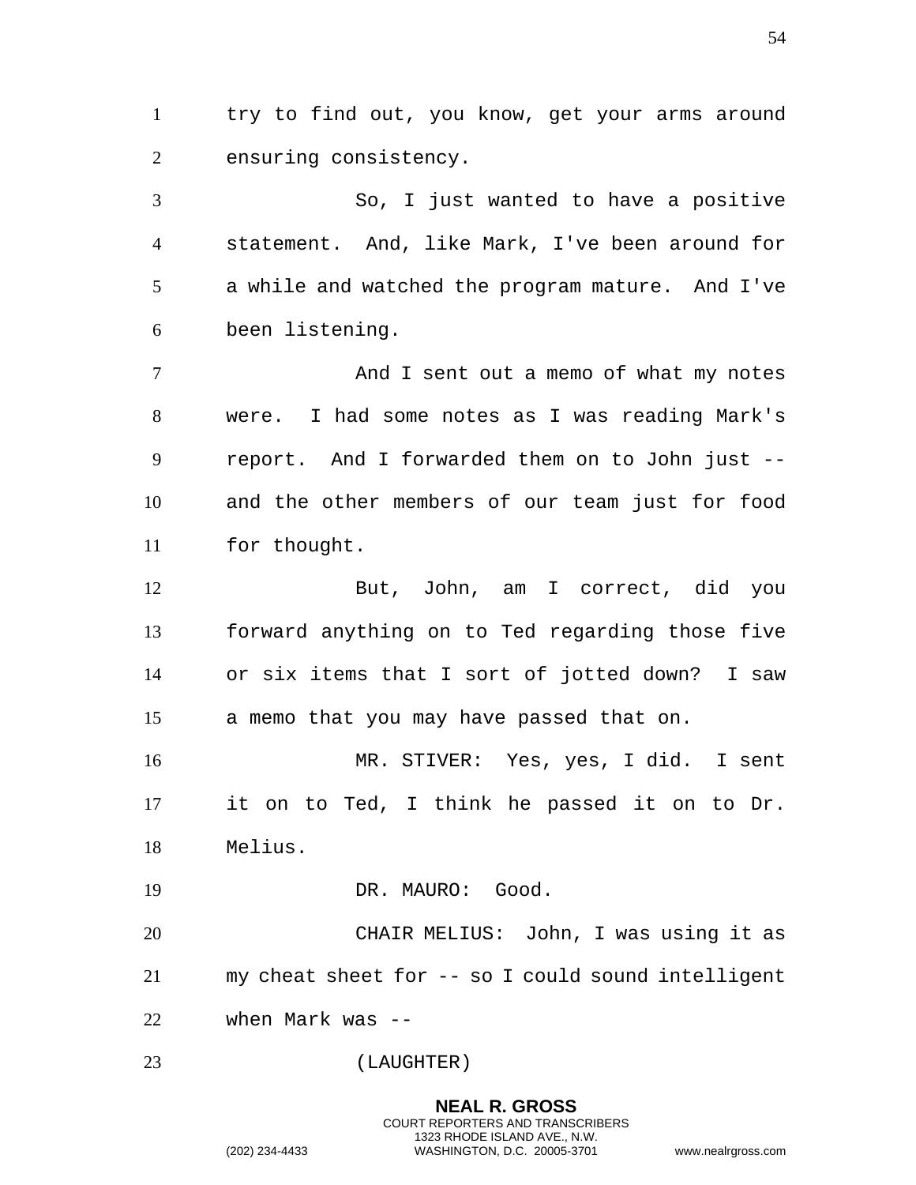try to find out, you know, get your arms around ensuring consistency.

So, I just wanted to have a positive statement. And, like Mark, I've been around for a while and watched the program mature. And I've been listening.

And I sent out a memo of what my notes were. I had some notes as I was reading Mark's report. And I forwarded them on to John just -- and the other members of our team just for food for thought.

But, John, am I correct, did you forward anything on to Ted regarding those five or six items that I sort of jotted down? I saw a memo that you may have passed that on.

MR. STIVER: Yes, yes, I did. I sent it on to Ted, I think he passed it on to Dr. Melius.

DR. MAURO: Good.

CHAIR MELIUS: John, I was using it as my cheat sheet for -- so I could sound intelligent when Mark was --

(LAUGHTER)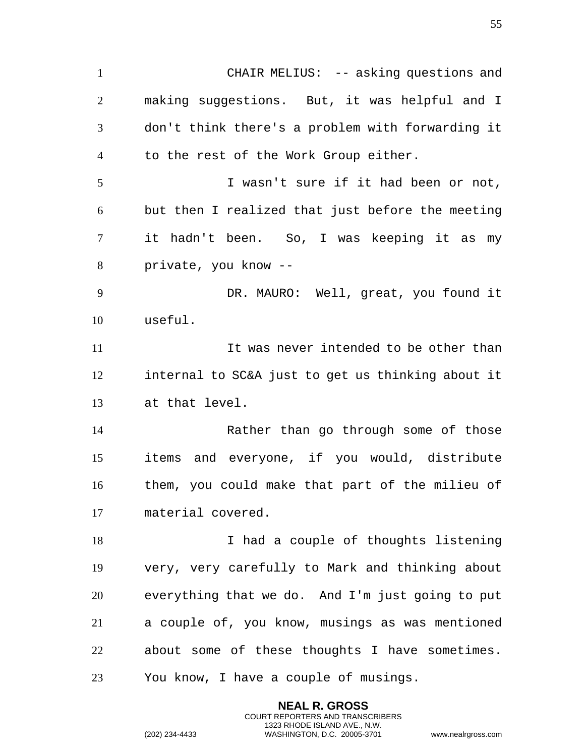CHAIR MELIUS: -- asking questions and making suggestions. But, it was helpful and I don't think there's a problem with forwarding it to the rest of the Work Group either.

I wasn't sure if it had been or not, but then I realized that just before the meeting it hadn't been. So, I was keeping it as my private, you know --

DR. MAURO: Well, great, you found it useful.

It was never intended to be other than internal to SC&A just to get us thinking about it at that level.

Rather than go through some of those items and everyone, if you would, distribute them, you could make that part of the milieu of material covered.

I had a couple of thoughts listening very, very carefully to Mark and thinking about everything that we do. And I'm just going to put a couple of, you know, musings as was mentioned about some of these thoughts I have sometimes. You know, I have a couple of musings.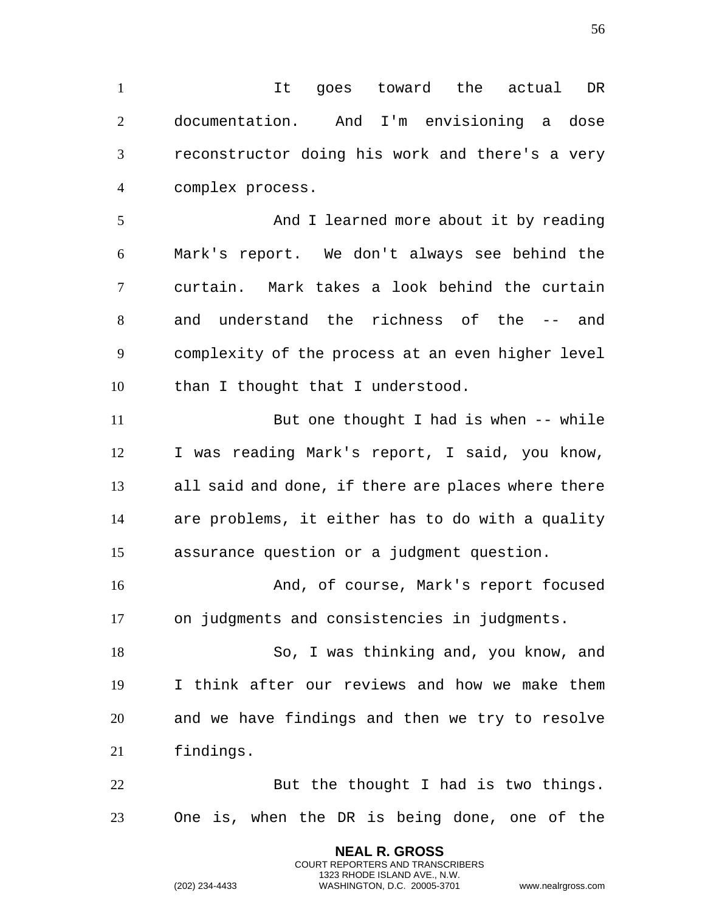It goes toward the actual DR documentation. And I'm envisioning a dose reconstructor doing his work and there's a very complex process.

And I learned more about it by reading Mark's report. We don't always see behind the curtain. Mark takes a look behind the curtain and understand the richness of the -- and complexity of the process at an even higher level than I thought that I understood.

But one thought I had is when -- while I was reading Mark's report, I said, you know, all said and done, if there are places where there are problems, it either has to do with a quality assurance question or a judgment question.

And, of course, Mark's report focused on judgments and consistencies in judgments.

So, I was thinking and, you know, and I think after our reviews and how we make them and we have findings and then we try to resolve findings.

But the thought I had is two things. One is, when the DR is being done, one of the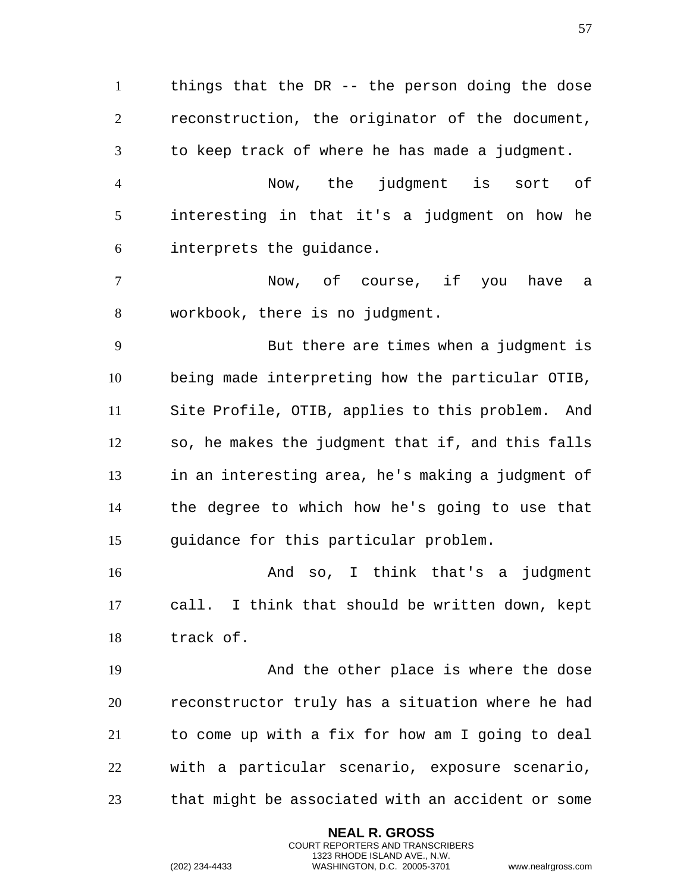things that the DR -- the person doing the dose reconstruction, the originator of the document, to keep track of where he has made a judgment.

Now, the judgment is sort of interesting in that it's a judgment on how he interprets the guidance.

Now, of course, if you have a workbook, there is no judgment.

But there are times when a judgment is being made interpreting how the particular OTIB, Site Profile, OTIB, applies to this problem. And so, he makes the judgment that if, and this falls in an interesting area, he's making a judgment of the degree to which how he's going to use that guidance for this particular problem.

And so, I think that's a judgment call. I think that should be written down, kept track of.

And the other place is where the dose reconstructor truly has a situation where he had to come up with a fix for how am I going to deal with a particular scenario, exposure scenario, that might be associated with an accident or some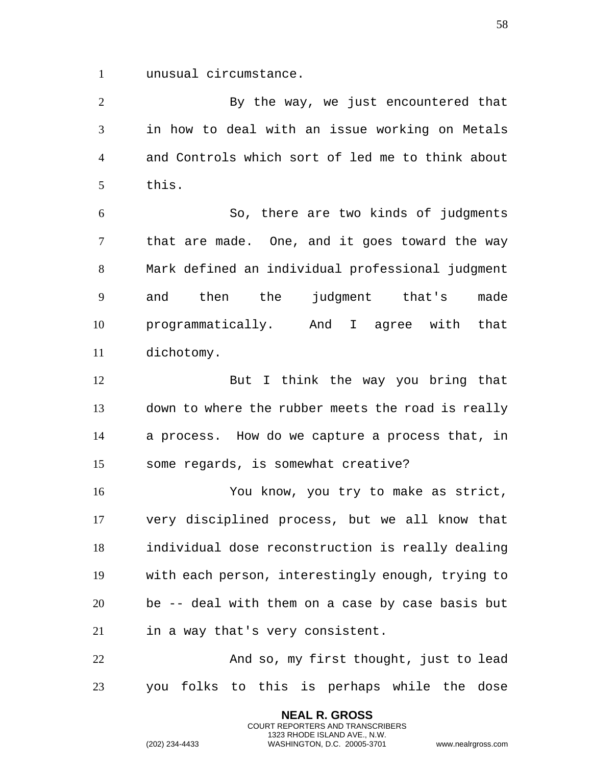unusual circumstance.

By the way, we just encountered that in how to deal with an issue working on Metals and Controls which sort of led me to think about this.

So, there are two kinds of judgments that are made. One, and it goes toward the way Mark defined an individual professional judgment and then the judgment that's made programmatically. And I agree with that dichotomy.

But I think the way you bring that down to where the rubber meets the road is really a process. How do we capture a process that, in some regards, is somewhat creative?

You know, you try to make as strict, very disciplined process, but we all know that individual dose reconstruction is really dealing with each person, interestingly enough, trying to be -- deal with them on a case by case basis but in a way that's very consistent.

And so, my first thought, just to lead you folks to this is perhaps while the dose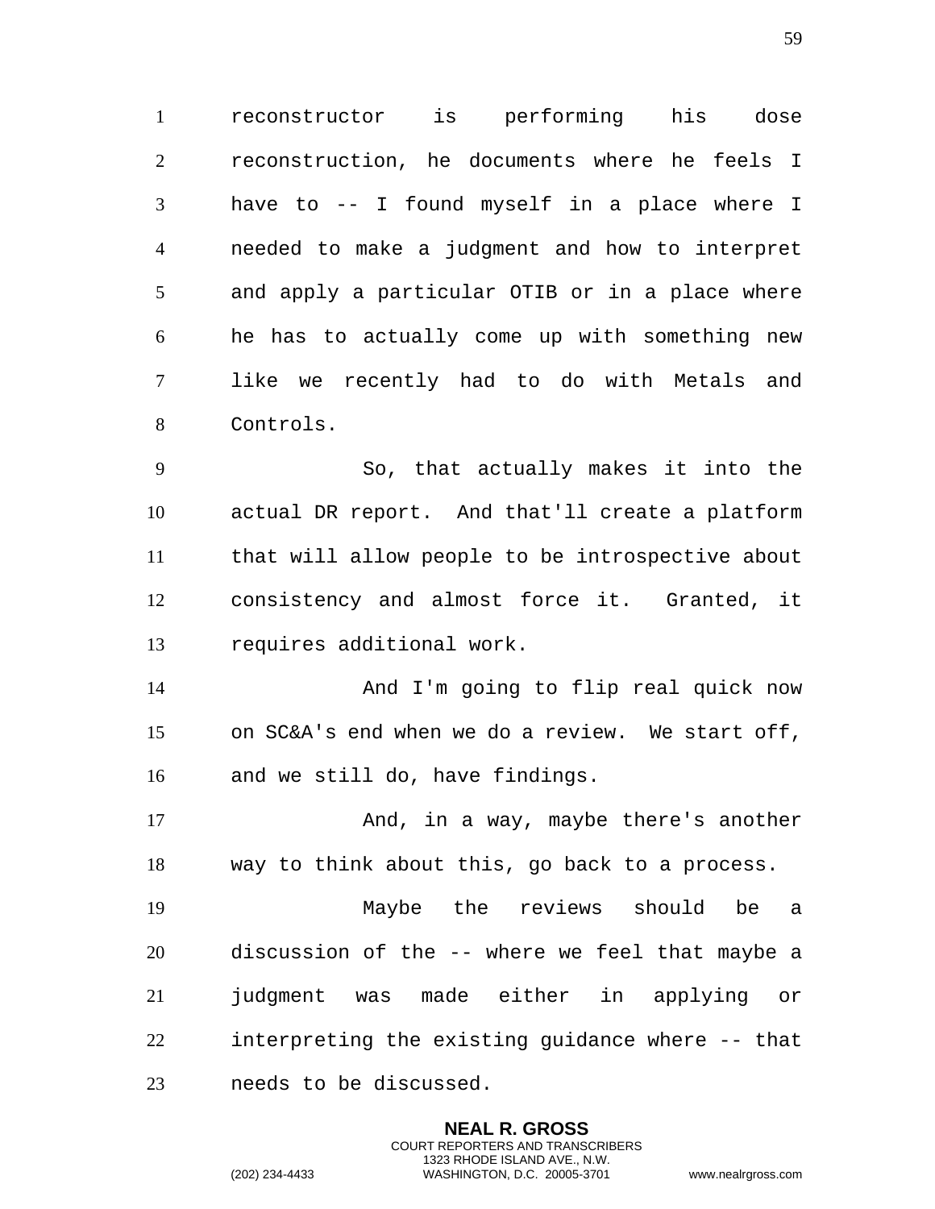reconstructor is performing his dose reconstruction, he documents where he feels I have to -- I found myself in a place where I needed to make a judgment and how to interpret and apply a particular OTIB or in a place where he has to actually come up with something new like we recently had to do with Metals and Controls.

So, that actually makes it into the actual DR report. And that'll create a platform that will allow people to be introspective about consistency and almost force it. Granted, it requires additional work.

And I'm going to flip real quick now on SC&A's end when we do a review. We start off, and we still do, have findings.

And, in a way, maybe there's another way to think about this, go back to a process.

Maybe the reviews should be a discussion of the -- where we feel that maybe a judgment was made either in applying or interpreting the existing guidance where -- that needs to be discussed.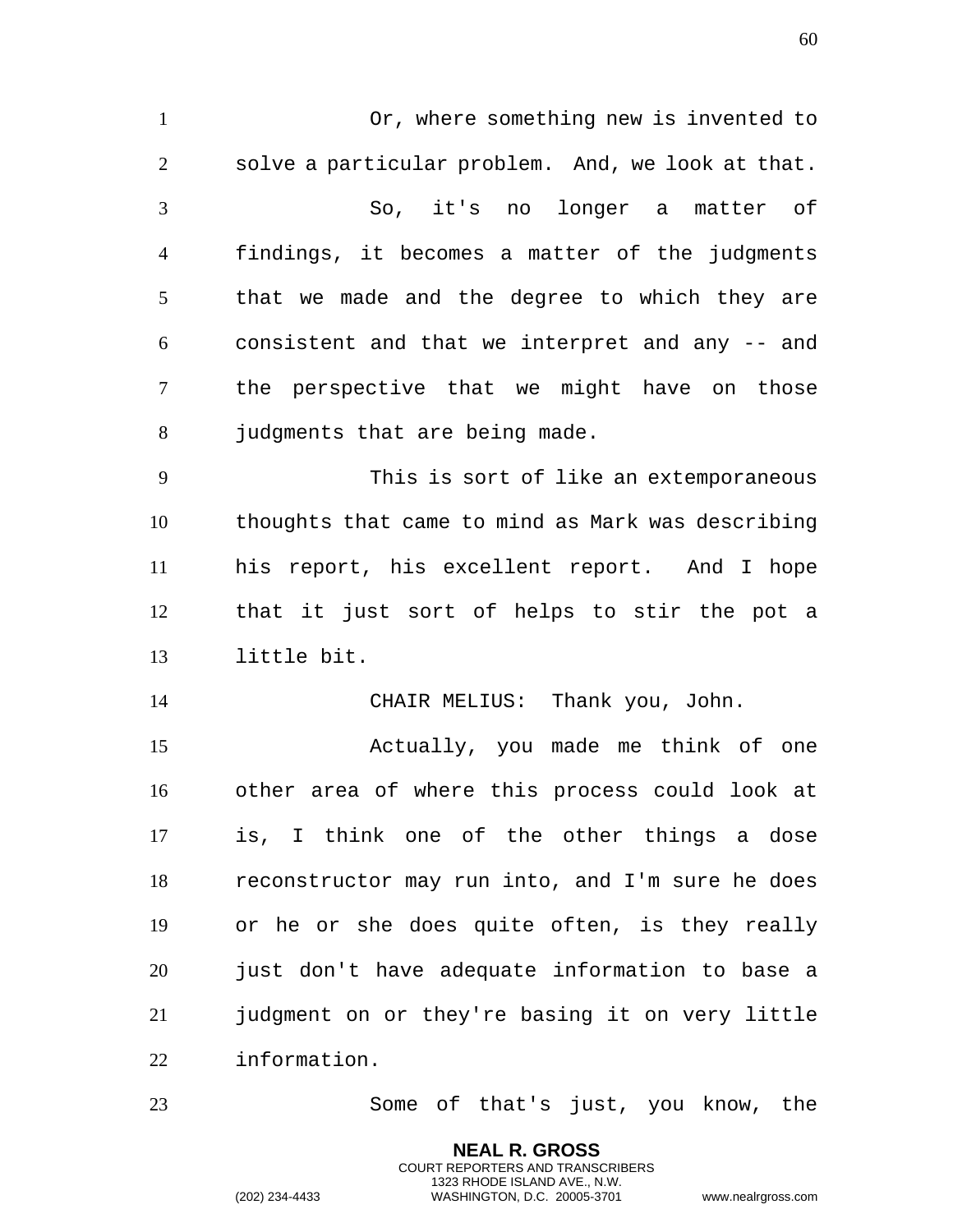Or, where something new is invented to solve a particular problem. And, we look at that.

So, it's no longer a matter of findings, it becomes a matter of the judgments that we made and the degree to which they are consistent and that we interpret and any -- and the perspective that we might have on those judgments that are being made.

This is sort of like an extemporaneous thoughts that came to mind as Mark was describing his report, his excellent report. And I hope that it just sort of helps to stir the pot a little bit.

CHAIR MELIUS: Thank you, John.

Actually, you made me think of one other area of where this process could look at is, I think one of the other things a dose reconstructor may run into, and I'm sure he does or he or she does quite often, is they really just don't have adequate information to base a judgment on or they're basing it on very little information.

Some of that's just, you know, the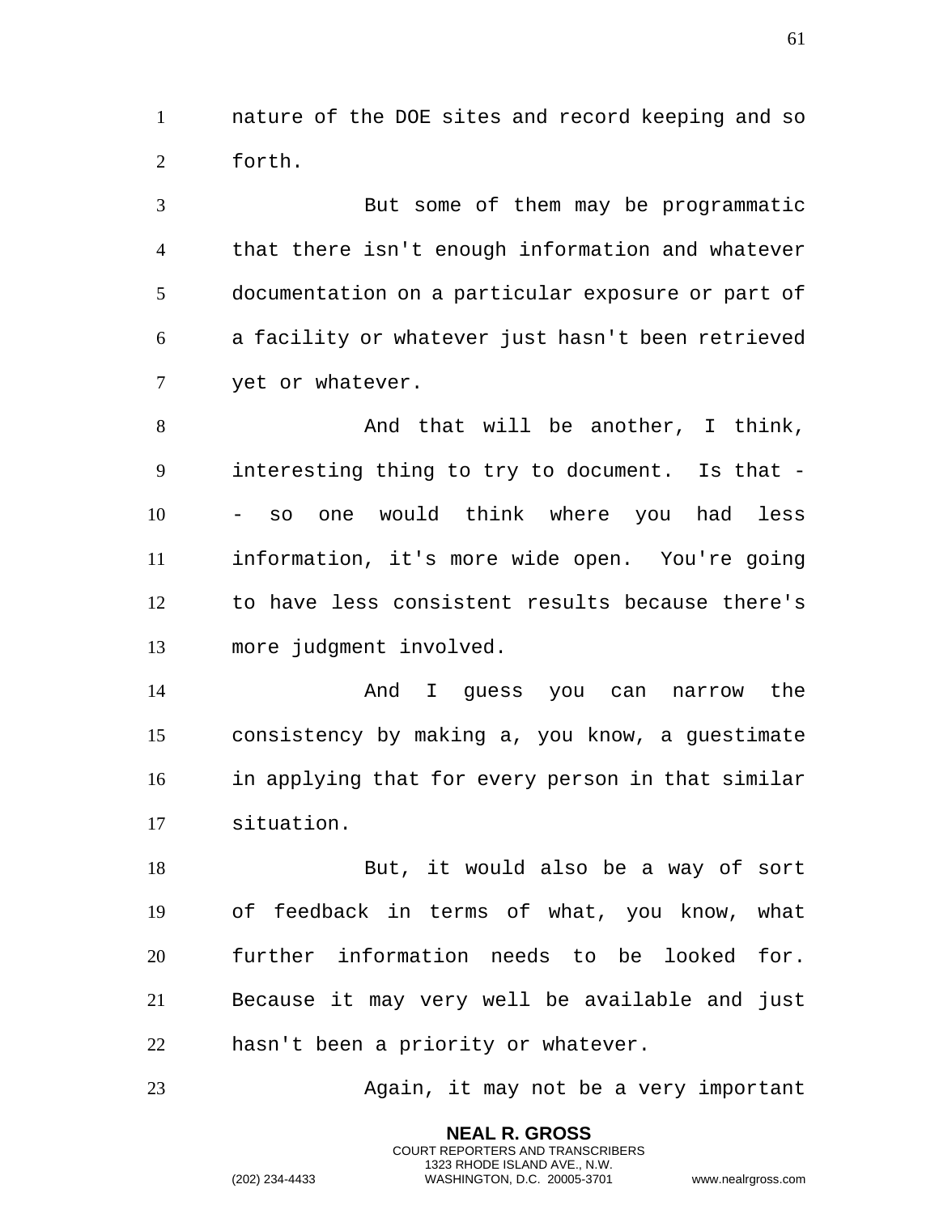nature of the DOE sites and record keeping and so forth.

But some of them may be programmatic that there isn't enough information and whatever documentation on a particular exposure or part of a facility or whatever just hasn't been retrieved yet or whatever.

And that will be another, I think, interesting thing to try to document. Is that -- so one would think where you had less information, it's more wide open. You're going to have less consistent results because there's more judgment involved.

And I guess you can narrow the consistency by making a, you know, a guestimate in applying that for every person in that similar situation.

But, it would also be a way of sort of feedback in terms of what, you know, what further information needs to be looked for. Because it may very well be available and just hasn't been a priority or whatever.

Again, it may not be a very important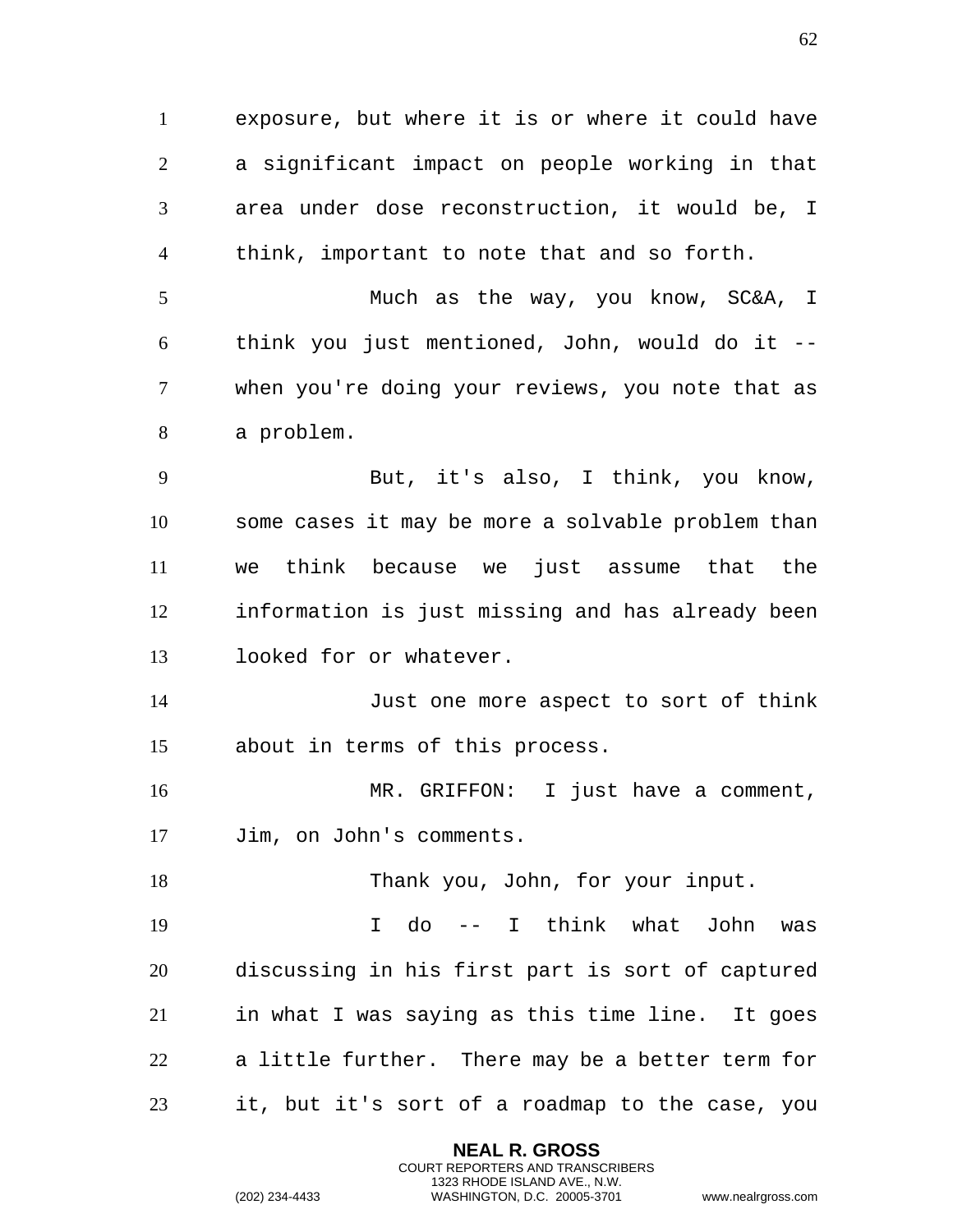exposure, but where it is or where it could have a significant impact on people working in that area under dose reconstruction, it would be, I think, important to note that and so forth.

Much as the way, you know, SC&A, I think you just mentioned, John, would do it -- when you're doing your reviews, you note that as a problem.

But, it's also, I think, you know, some cases it may be more a solvable problem than we think because we just assume that the information is just missing and has already been looked for or whatever.

Just one more aspect to sort of think about in terms of this process.

MR. GRIFFON: I just have a comment, Jim, on John's comments.

Thank you, John, for your input.

I do -- I think what John was discussing in his first part is sort of captured in what I was saying as this time line. It goes a little further. There may be a better term for it, but it's sort of a roadmap to the case, you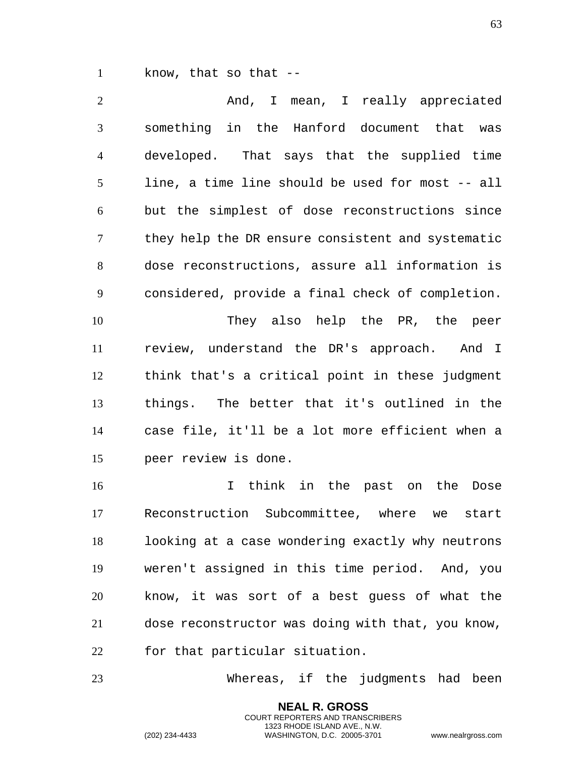know, that so that --

And, I mean, I really appreciated something in the Hanford document that was developed. That says that the supplied time line, a time line should be used for most -- all but the simplest of dose reconstructions since they help the DR ensure consistent and systematic dose reconstructions, assure all information is considered, provide a final check of completion.

They also help the PR, the peer review, understand the DR's approach. And I think that's a critical point in these judgment things. The better that it's outlined in the case file, it'll be a lot more efficient when a peer review is done.

I think in the past on the Dose Reconstruction Subcommittee, where we start looking at a case wondering exactly why neutrons weren't assigned in this time period. And, you know, it was sort of a best guess of what the dose reconstructor was doing with that, you know, for that particular situation.

Whereas, if the judgments had been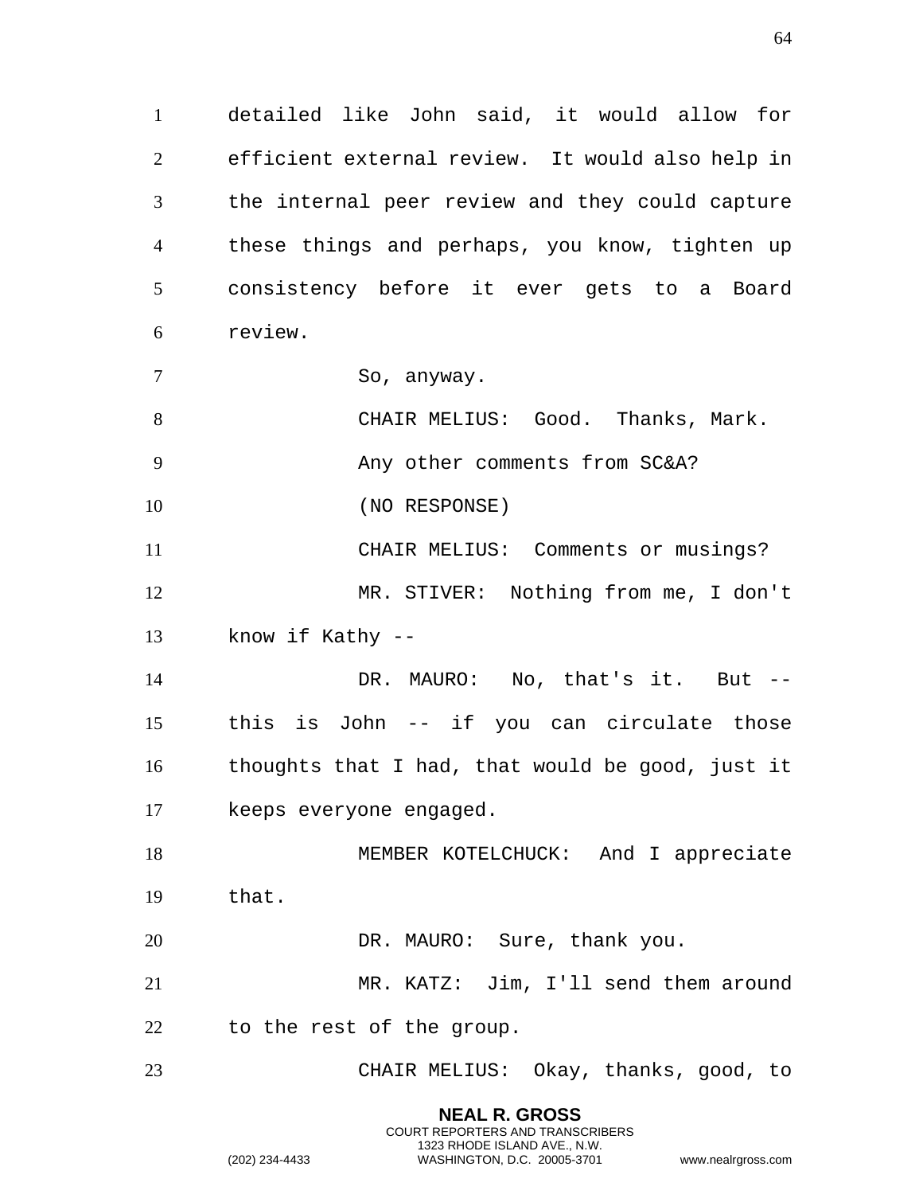detailed like John said, it would allow for efficient external review. It would also help in the internal peer review and they could capture these things and perhaps, you know, tighten up consistency before it ever gets to a Board review.

So, anyway.

CHAIR MELIUS: Good. Thanks, Mark.

Any other comments from SC&A?

(NO RESPONSE)

CHAIR MELIUS: Comments or musings?

MR. STIVER: Nothing from me, I don't know if Kathy --

DR. MAURO: No, that's it. But -- this is John -- if you can circulate those thoughts that I had, that would be good, just it keeps everyone engaged.

MEMBER KOTELCHUCK: And I appreciate that.

DR. MAURO: Sure, thank you.

MR. KATZ: Jim, I'll send them around to the rest of the group.

CHAIR MELIUS: Okay, thanks, good, to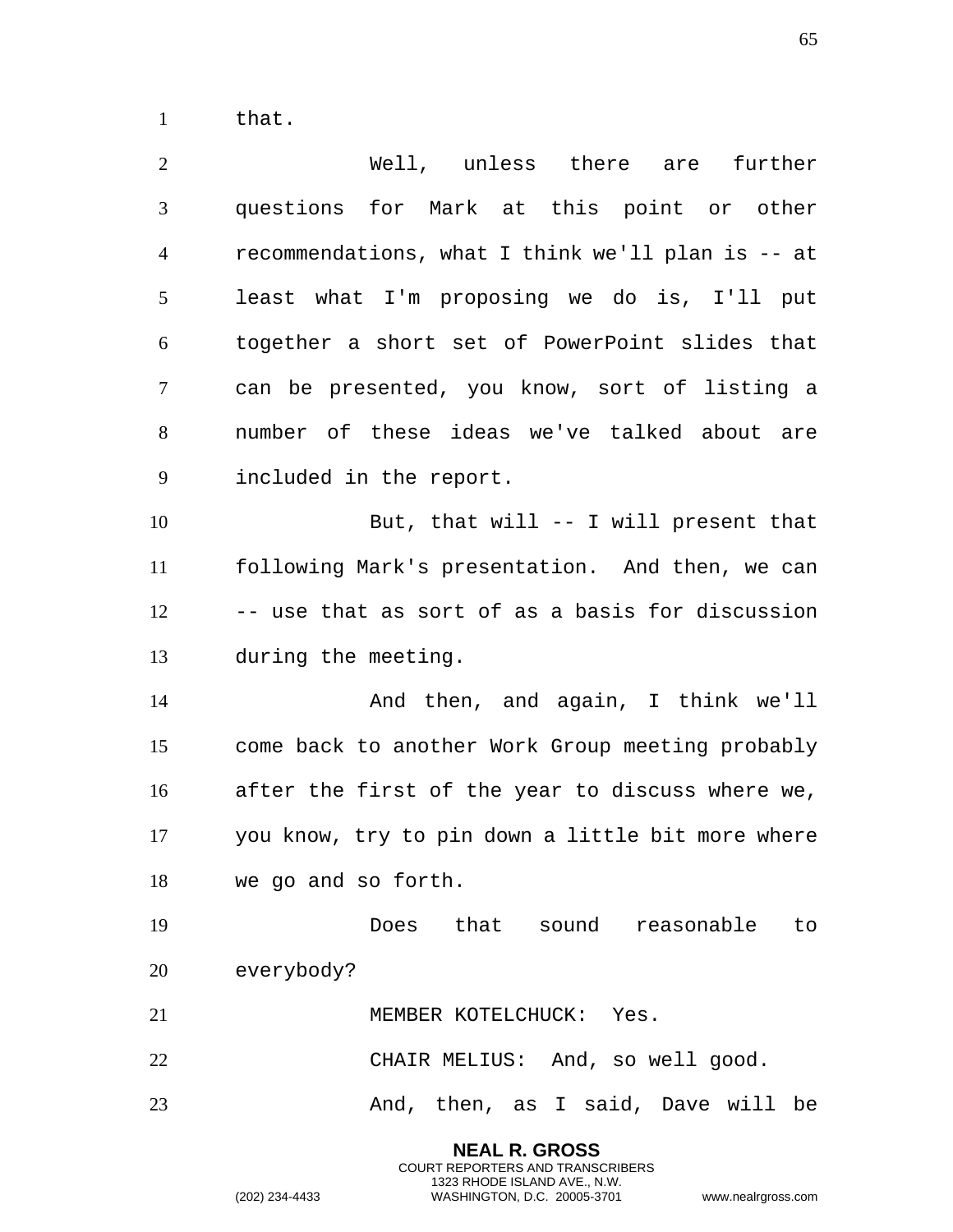that.

Well, unless there are further questions for Mark at this point or other recommendations, what I think we'll plan is -- at least what I'm proposing we do is, I'll put together a short set of PowerPoint slides that can be presented, you know, sort of listing a number of these ideas we've talked about are included in the report.

But, that will -- I will present that following Mark's presentation. And then, we can -- use that as sort of as a basis for discussion during the meeting.

And then, and again, I think we'll come back to another Work Group meeting probably after the first of the year to discuss where we, you know, try to pin down a little bit more where we go and so forth.

Does that sound reasonable to everybody?

MEMBER KOTELCHUCK: Yes.

CHAIR MELIUS: And, so well good.

And, then, as I said, Dave will be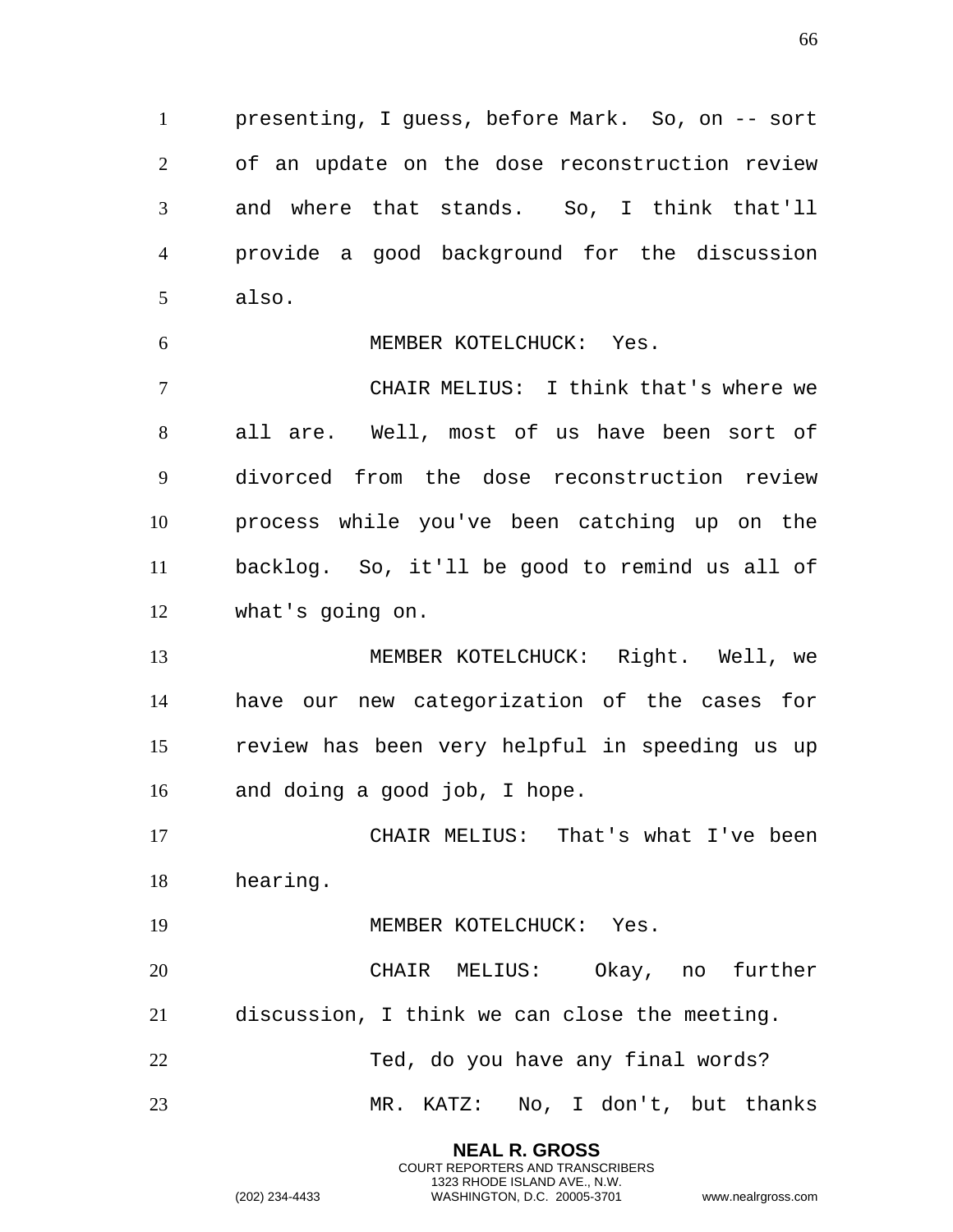presenting, I guess, before Mark. So, on -- sort of an update on the dose reconstruction review and where that stands. So, I think that'll provide a good background for the discussion also.

MEMBER KOTELCHUCK: Yes.

CHAIR MELIUS: I think that's where we all are. Well, most of us have been sort of divorced from the dose reconstruction review process while you've been catching up on the backlog. So, it'll be good to remind us all of what's going on.

MEMBER KOTELCHUCK: Right. Well, we have our new categorization of the cases for review has been very helpful in speeding us up and doing a good job, I hope.

CHAIR MELIUS: That's what I've been hearing.

MEMBER KOTELCHUCK: Yes.

CHAIR MELIUS: Okay, no further discussion, I think we can close the meeting.

Ted, do you have any final words?

MR. KATZ: No, I don't, but thanks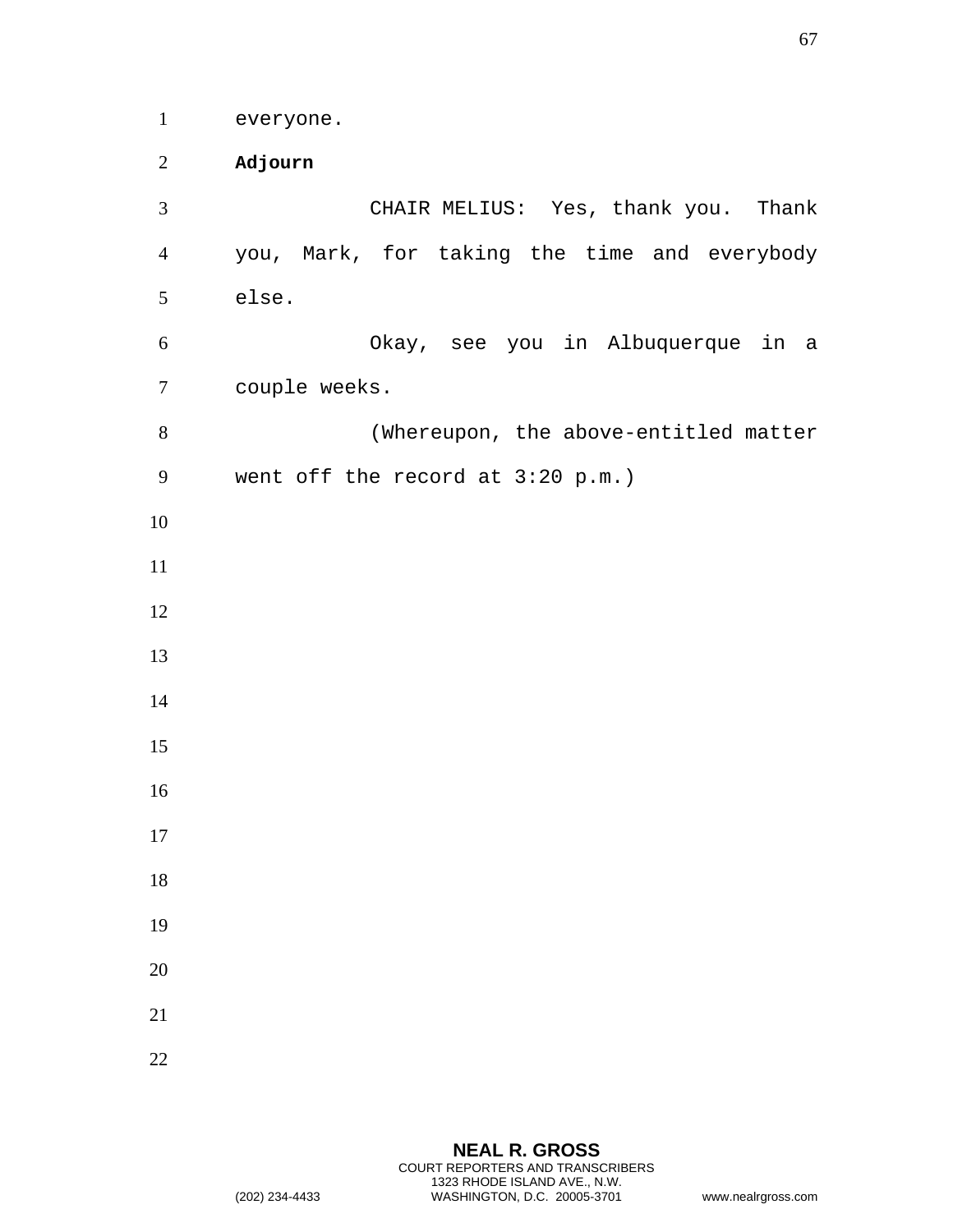everyone.

**Adjourn**

CHAIR MELIUS: Yes, thank you. Thank you, Mark, for taking the time and everybody else.

Okay, see you in Albuquerque in a couple weeks.

(Whereupon, the above-entitled matter went off the record at 3:20 p.m.)